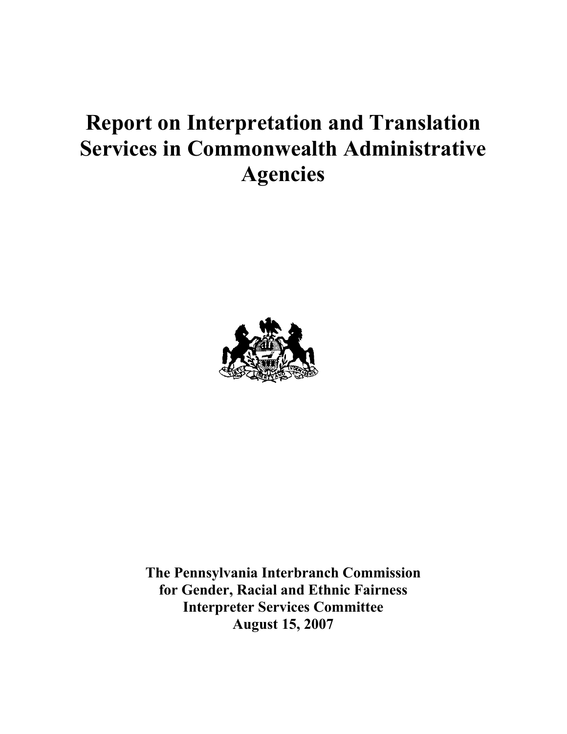# Report on Interpretation and Translation Services in Commonwealth Administrative Agencies

**The Pennsylvania Interbranch Commission for Gender, Racial and Ethnic Fairness**
**Interpreter Services Committee**
**August 15, 2007**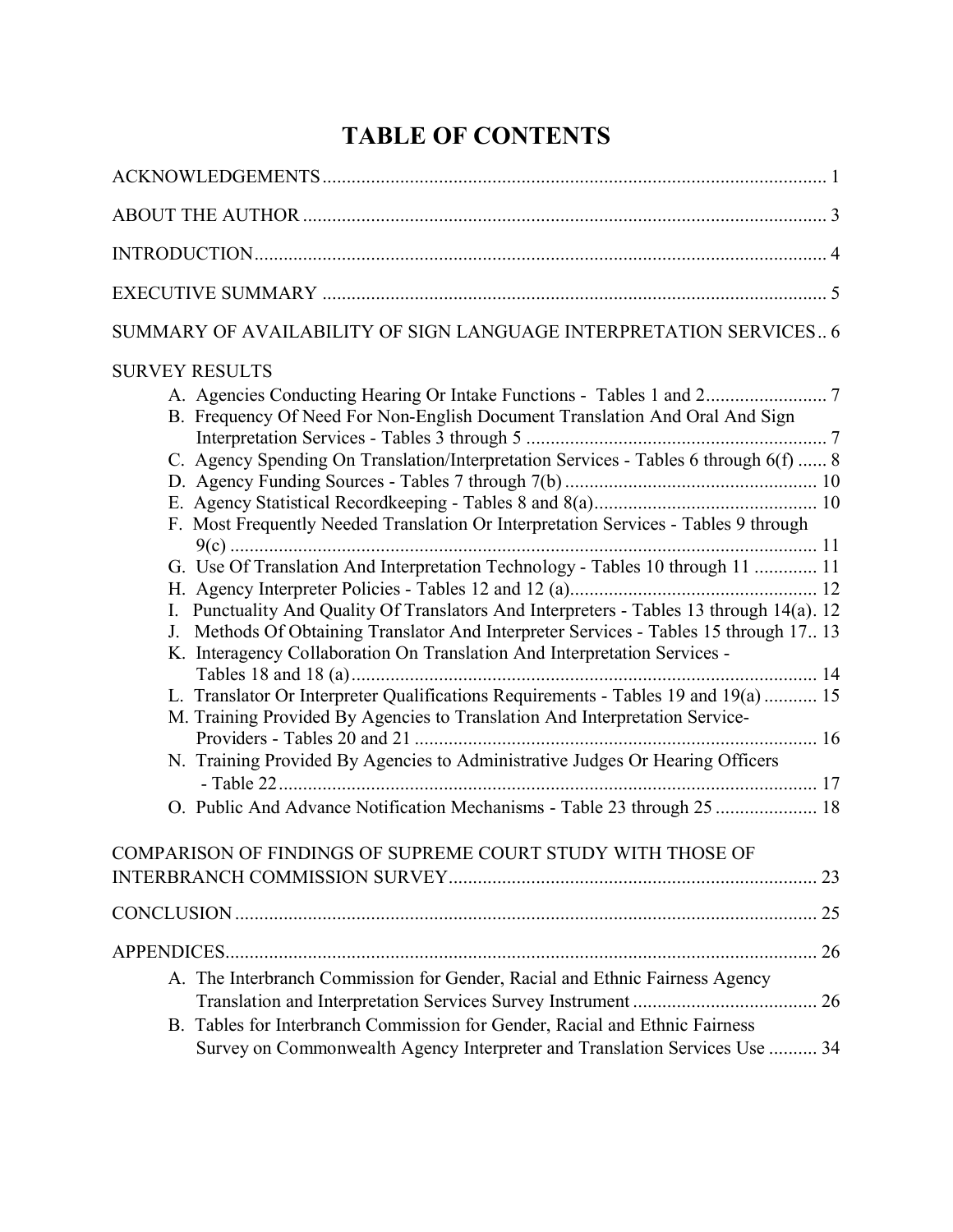# TABLE OF CONTENTS

ACKNOWLEDGEMENTS ........................................................................................................ 1

ABOUT THE AUTHOR ........................................................................................................ 3

INTRODUCTION .................................................................................................................. 4

EXECUTIVE SUMMARY ...................................................................................................... 5

SUMMARY OF AVAILABILITY OF SIGN LANGUAGE INTERPRETATION SERVICES .. 6

SURVEY RESULTS

- A. Agencies Conducting Hearing Or Intake Functions - Tables 1 and 2 ......................... 7
- B. Frequency Of Need For Non-English Document Translation And Oral And Sign Interpretation Services - Tables 3 through 5 .............................................................. 7
- C. Agency Spending On Translation/Interpretation Services - Tables 6 through 6(f) ...... 8
- D. Agency Funding Sources - Tables 7 through 7(b) .................................................... 10
- E. Agency Statistical Recordkeeping - Tables 8 and 8(a) .............................................. 10
- F. Most Frequently Needed Translation Or Interpretation Services - Tables 9 through 9(c) ......................................................................................................................... 11
- G. Use Of Translation And Interpretation Technology - Tables 10 through 11 ............. 11
- H. Agency Interpreter Policies - Tables 12 and 12 (a) ................................................... 12
- I. Punctuality And Quality Of Translators And Interpreters - Tables 13 through 14(a). 12
- J. Methods Of Obtaining Translator And Interpreter Services - Tables 15 through 17.. 13
- K. Interagency Collaboration On Translation And Interpretation Services - Tables 18 and 18 (a) ................................................................................................ 14
- L. Translator Or Interpreter Qualifications Requirements - Tables 19 and 19(a) ........... 15
- M. Training Provided By Agencies to Translation And Interpretation Service-Providers - Tables 20 and 21 ................................................................................... 16
- N. Training Provided By Agencies to Administrative Judges Or Hearing Officers - Table 22 ............................................................................................................... 17
- O. Public And Advance Notification Mechanisms - Table 23 through 25 ..................... 18

COMPARISON OF FINDINGS OF SUPREME COURT STUDY WITH THOSE OF INTERBRANCH COMMISSION SURVEY ........................................................................... 23

CONCLUSION ......................................................................................................................... 25

APPENDICES .......................................................................................................................... 26

- A. The Interbranch Commission for Gender, Racial and Ethnic Fairness Agency Translation and Interpretation Services Survey Instrument ...................................... 26
- B. Tables for Interbranch Commission for Gender, Racial and Ethnic Fairness Survey on Commonwealth Agency Interpreter and Translation Services Use .......... 34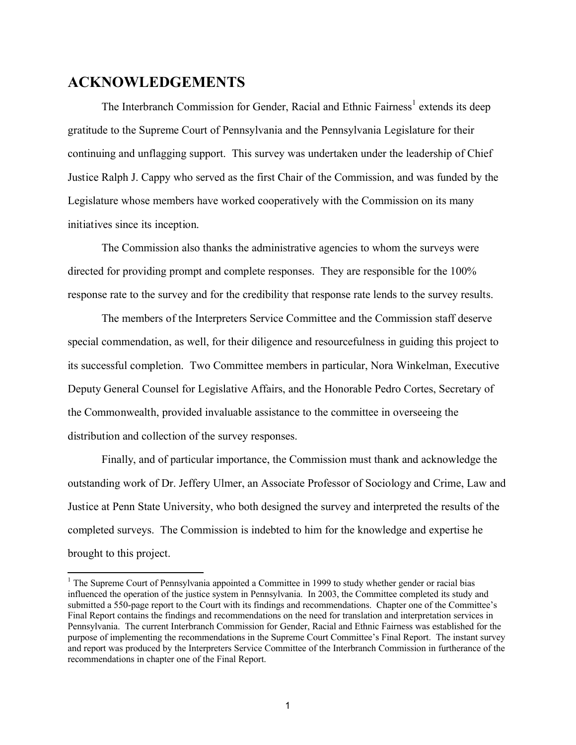# ACKNOWLEDGEMENTS

The Interbranch Commission for Gender, Racial and Ethnic Fairness[1] extends its deep gratitude to the Supreme Court of Pennsylvania and the Pennsylvania Legislature for their continuing and unflagging support. This survey was undertaken under the leadership of Chief Justice Ralph J. Cappy who served as the first Chair of the Commission, and was funded by the Legislature whose members have worked cooperatively with the Commission on its many initiatives since its inception.

The Commission also thanks the administrative agencies to whom the surveys were directed for providing prompt and complete responses. They are responsible for the 100% response rate to the survey and for the credibility that response rate lends to the survey results.

The members of the Interpreters Service Committee and the Commission staff deserve special commendation, as well, for their diligence and resourcefulness in guiding this project to its successful completion. Two Committee members in particular, Nora Winkelman, Executive Deputy General Counsel for Legislative Affairs, and the Honorable Pedro Cortes, Secretary of the Commonwealth, provided invaluable assistance to the committee in overseeing the distribution and collection of the survey responses.

Finally, and of particular importance, the Commission must thank and acknowledge the outstanding work of Dr. Jeffery Ulmer, an Associate Professor of Sociology and Crime, Law and Justice at Penn State University, who both designed the survey and interpreted the results of the completed surveys. The Commission is indebted to him for the knowledge and expertise he brought to this project.

---

[1] The Supreme Court of Pennsylvania appointed a Committee in 1999 to study whether gender or racial bias influenced the operation of the justice system in Pennsylvania. In 2003, the Committee completed its study and submitted a 550-page report to the Court with its findings and recommendations. Chapter one of the Committee's Final Report contains the findings and recommendations on the need for translation and interpretation services in Pennsylvania. The current Interbranch Commission for Gender, Racial and Ethnic Fairness was established for the purpose of implementing the recommendations in the Supreme Court Committee's Final Report. The instant survey and report was produced by the Interpreters Service Committee of the Interbranch Commission in furtherance of the recommendations in chapter one of the Final Report.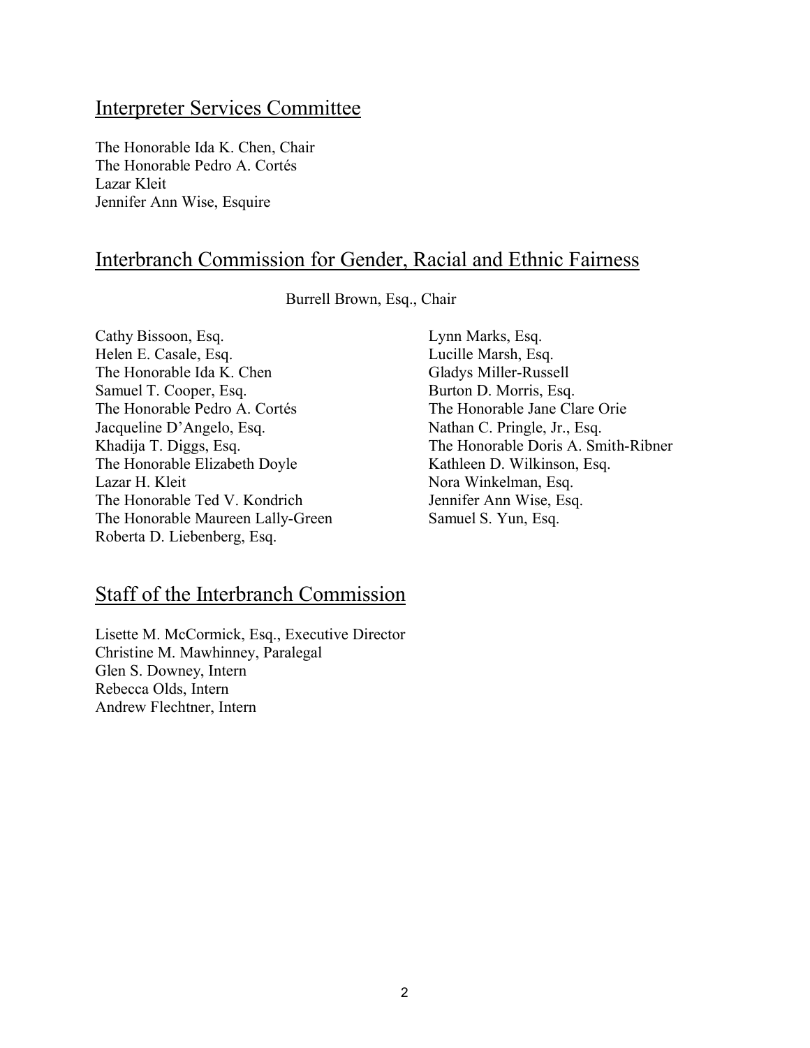## Interpreter Services Committee

The Honorable Ida K. Chen, Chair
The Honorable Pedro A. Cortés
Lazar Kleit
Jennifer Ann Wise, Esquire

## Interbranch Commission for Gender, Racial and Ethnic Fairness

Burrell Brown, Esq., Chair

Cathy Bissoon, Esq.
Helen E. Casale, Esq.
The Honorable Ida K. Chen
Samuel T. Cooper, Esq.
The Honorable Pedro A. Cortés
Jacqueline D'Angelo, Esq.
Khadija T. Diggs, Esq.
The Honorable Elizabeth Doyle
Lazar H. Kleit
The Honorable Ted V. Kondrich
The Honorable Maureen Lally-Green
Roberta D. Liebenberg, Esq.
Lynn Marks, Esq.
Lucille Marsh, Esq.
Gladys Miller-Russell
Burton D. Morris, Esq.
The Honorable Jane Clare Orie
Nathan C. Pringle, Jr., Esq.
The Honorable Doris A. Smith-Ribner
Kathleen D. Wilkinson, Esq.
Nora Winkelman, Esq.
Jennifer Ann Wise, Esq.
Samuel S. Yun, Esq.

## Staff of the Interbranch Commission

Lisette M. McCormick, Esq., Executive Director
Christine M. Mawhinney, Paralegal
Glen S. Downey, Intern
Rebecca Olds, Intern
Andrew Flechtner, Intern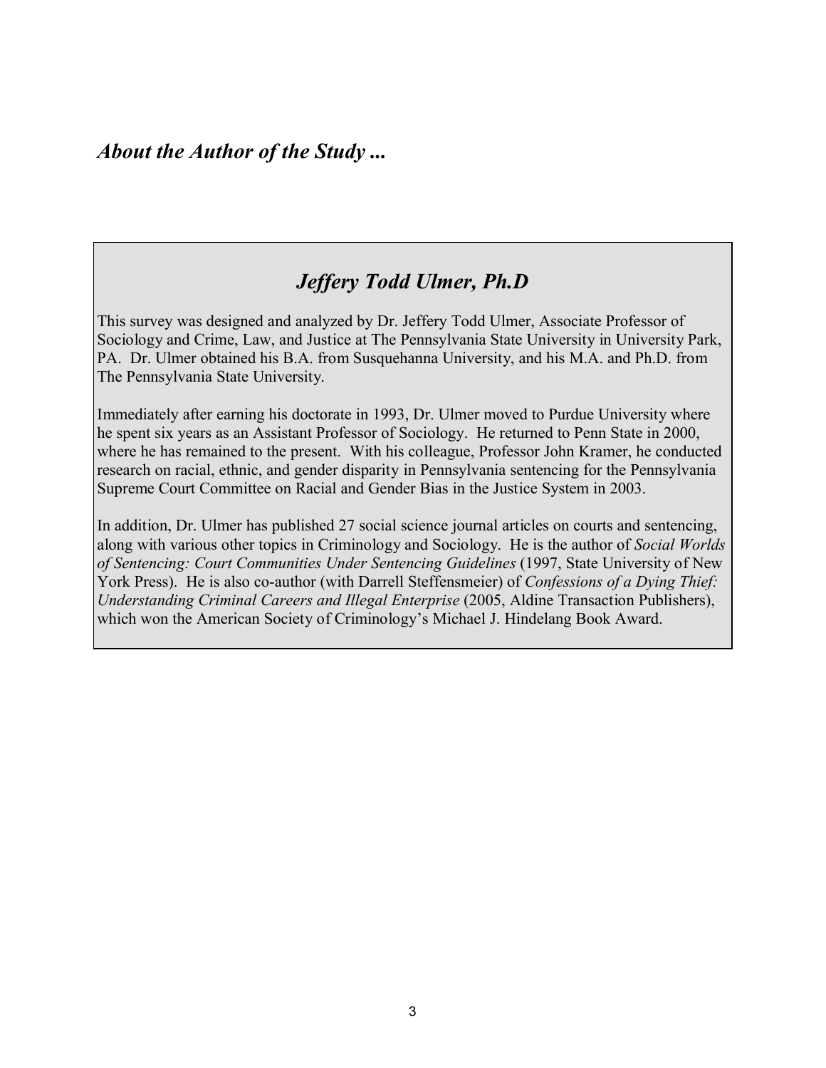## *About the Author of the Study ...*

### *Jeffery Todd Ulmer, Ph.D*

This survey was designed and analyzed by Dr. Jeffery Todd Ulmer, Associate Professor of Sociology and Crime, Law, and Justice at The Pennsylvania State University in University Park, PA. Dr. Ulmer obtained his B.A. from Susquehanna University, and his M.A. and Ph.D. from The Pennsylvania State University.

Immediately after earning his doctorate in 1993, Dr. Ulmer moved to Purdue University where he spent six years as an Assistant Professor of Sociology. He returned to Penn State in 2000, where he has remained to the present. With his colleague, Professor John Kramer, he conducted research on racial, ethnic, and gender disparity in Pennsylvania sentencing for the Pennsylvania Supreme Court Committee on Racial and Gender Bias in the Justice System in 2003.

In addition, Dr. Ulmer has published 27 social science journal articles on courts and sentencing, along with various other topics in Criminology and Sociology. He is the author of *Social Worlds of Sentencing: Court Communities Under Sentencing Guidelines* (1997, State University of New York Press). He is also co-author (with Darrell Steffensmeier) of *Confessions of a Dying Thief: Understanding Criminal Careers and Illegal Enterprise* (2005, Aldine Transaction Publishers), which won the American Society of Criminology's Michael J. Hindelang Book Award.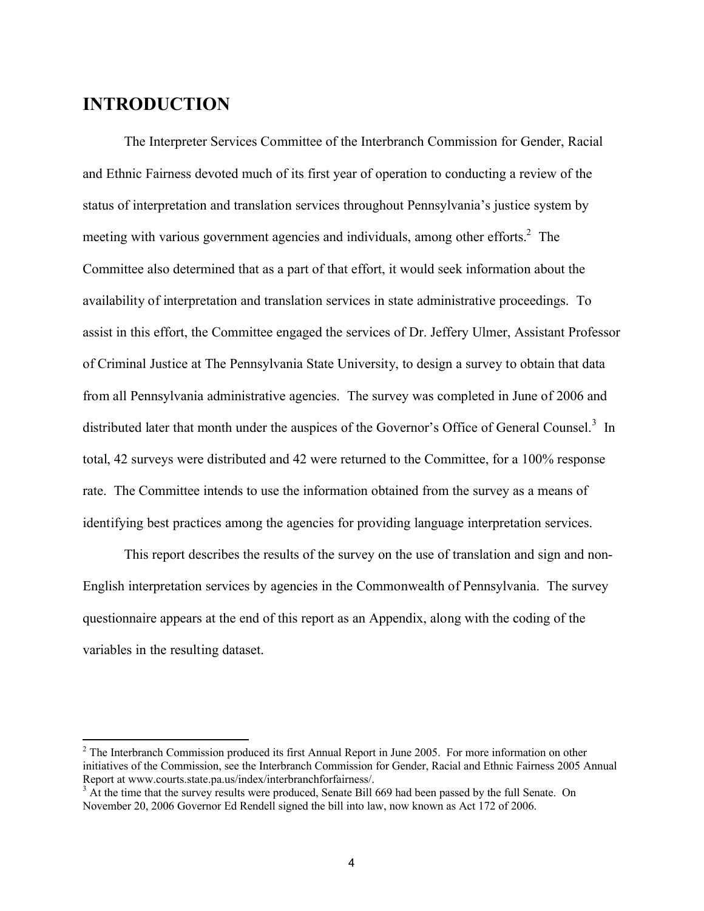# INTRODUCTION

The Interpreter Services Committee of the Interbranch Commission for Gender, Racial and Ethnic Fairness devoted much of its first year of operation to conducting a review of the status of interpretation and translation services throughout Pennsylvania's justice system by meeting with various government agencies and individuals, among other efforts.[2] The Committee also determined that as a part of that effort, it would seek information about the availability of interpretation and translation services in state administrative proceedings. To assist in this effort, the Committee engaged the services of Dr. Jeffery Ulmer, Assistant Professor of Criminal Justice at The Pennsylvania State University, to design a survey to obtain that data from all Pennsylvania administrative agencies. The survey was completed in June of 2006 and distributed later that month under the auspices of the Governor's Office of General Counsel.[3] In total, 42 surveys were distributed and 42 were returned to the Committee, for a 100% response rate. The Committee intends to use the information obtained from the survey as a means of identifying best practices among the agencies for providing language interpretation services.

This report describes the results of the survey on the use of translation and sign and non-English interpretation services by agencies in the Commonwealth of Pennsylvania. The survey questionnaire appears at the end of this report as an Appendix, along with the coding of the variables in the resulting dataset.

---

[2] The Interbranch Commission produced its first Annual Report in June 2005. For more information on other initiatives of the Commission, see the Interbranch Commission for Gender, Racial and Ethnic Fairness 2005 Annual Report at www.courts.state.pa.us/index/interbranchforfairness/.

[3] At the time that the survey results were produced, Senate Bill 669 had been passed by the full Senate. On November 20, 2006 Governor Ed Rendell signed the bill into law, now known as Act 172 of 2006.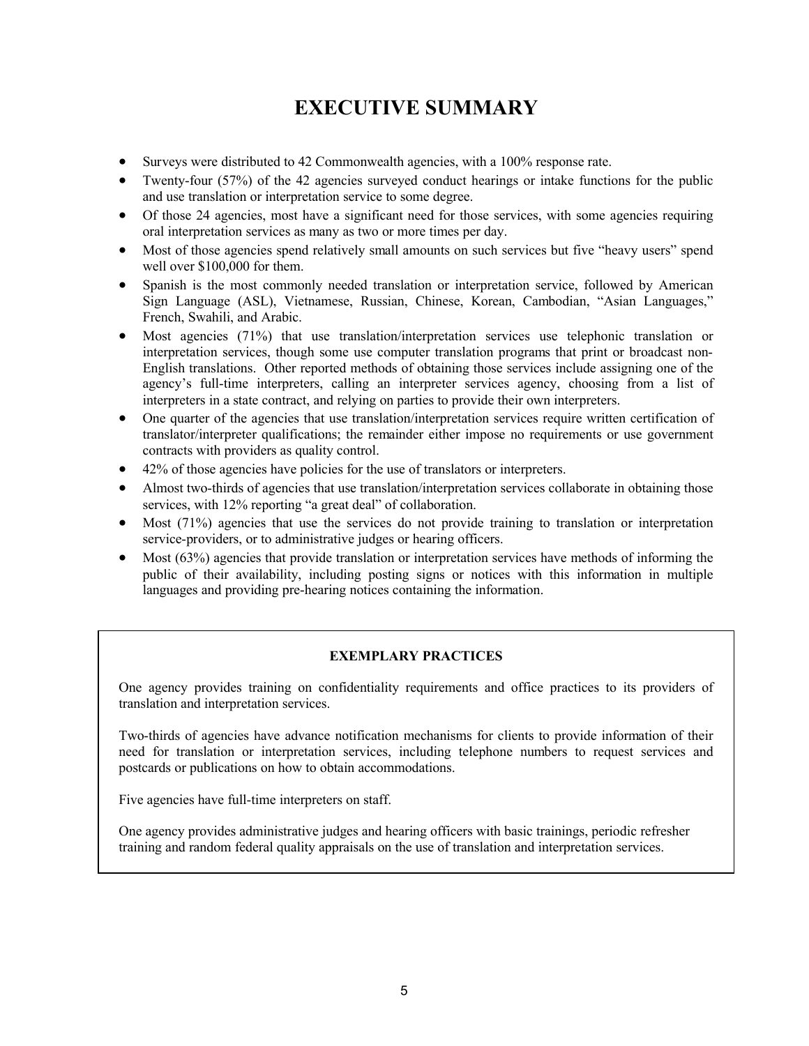# EXECUTIVE SUMMARY

- Surveys were distributed to 42 Commonwealth agencies, with a 100% response rate.
- Twenty-four (57%) of the 42 agencies surveyed conduct hearings or intake functions for the public and use translation or interpretation service to some degree.
- Of those 24 agencies, most have a significant need for those services, with some agencies requiring oral interpretation services as many as two or more times per day.
- Most of those agencies spend relatively small amounts on such services but five "heavy users" spend well over $100,000 for them.
- Spanish is the most commonly needed translation or interpretation service, followed by American Sign Language (ASL), Vietnamese, Russian, Chinese, Korean, Cambodian, "Asian Languages," French, Swahili, and Arabic.
- Most agencies (71%) that use translation/interpretation services use telephonic translation or interpretation services, though some use computer translation programs that print or broadcast non-English translations. Other reported methods of obtaining those services include assigning one of the agency's full-time interpreters, calling an interpreter services agency, choosing from a list of interpreters in a state contract, and relying on parties to provide their own interpreters.
- One quarter of the agencies that use translation/interpretation services require written certification of translator/interpreter qualifications; the remainder either impose no requirements or use government contracts with providers as quality control.
- 42% of those agencies have policies for the use of translators or interpreters.
- Almost two-thirds of agencies that use translation/interpretation services collaborate in obtaining those services, with 12% reporting "a great deal" of collaboration.
- Most (71%) agencies that use the services do not provide training to translation or interpretation service-providers, or to administrative judges or hearing officers.
- Most (63%) agencies that provide translation or interpretation services have methods of informing the public of their availability, including posting signs or notices with this information in multiple languages and providing pre-hearing notices containing the information.

**EXEMPLARY PRACTICES**

One agency provides training on confidentiality requirements and office practices to its providers of translation and interpretation services.

Two-thirds of agencies have advance notification mechanisms for clients to provide information of their need for translation or interpretation services, including telephone numbers to request services and postcards or publications on how to obtain accommodations.

Five agencies have full-time interpreters on staff.

One agency provides administrative judges and hearing officers with basic trainings, periodic refresher training and random federal quality appraisals on the use of translation and interpretation services.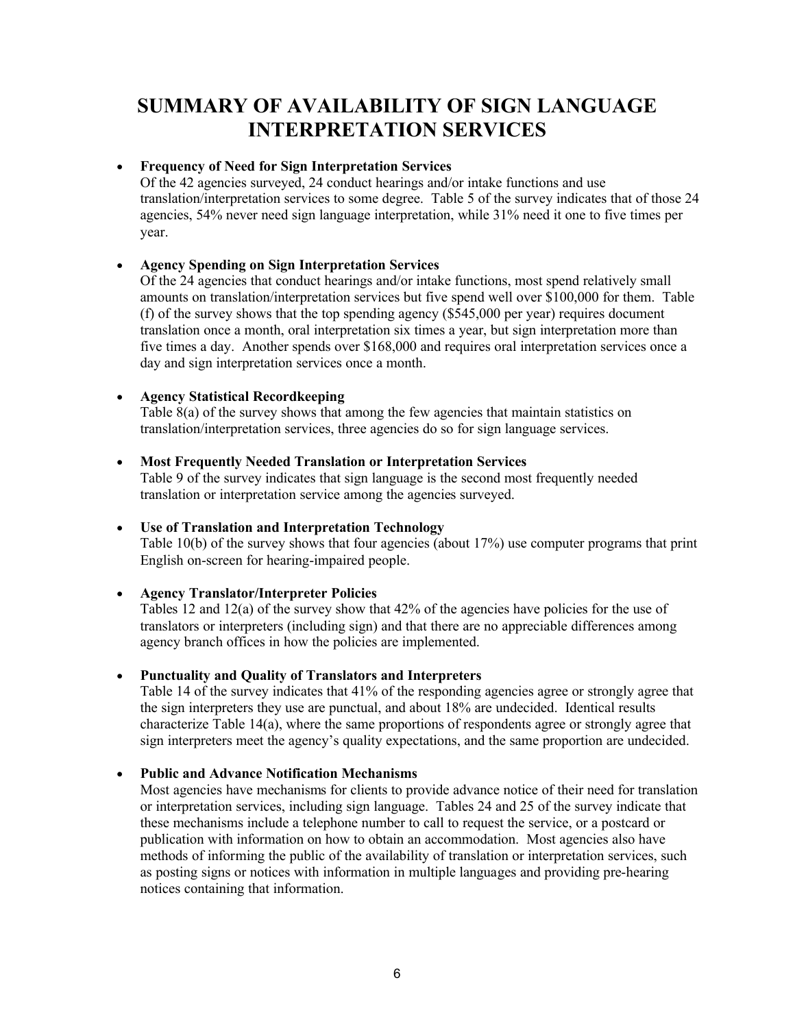# SUMMARY OF AVAILABILITY OF SIGN LANGUAGE INTERPRETATION SERVICES

- **Frequency of Need for Sign Interpretation Services**
  Of the 42 agencies surveyed, 24 conduct hearings and/or intake functions and use translation/interpretation services to some degree. Table 5 of the survey indicates that of those 24 agencies, 54% never need sign language interpretation, while 31% need it one to five times per year.

- **Agency Spending on Sign Interpretation Services**
  Of the 24 agencies that conduct hearings and/or intake functions, most spend relatively small amounts on translation/interpretation services but five spend well over $100,000 for them. Table (f) of the survey shows that the top spending agency ($545,000 per year) requires document translation once a month, oral interpretation six times a year, but sign interpretation more than five times a day. Another spends over $168,000 and requires oral interpretation services once a day and sign interpretation services once a month.

- **Agency Statistical Recordkeeping**
  Table 8(a) of the survey shows that among the few agencies that maintain statistics on translation/interpretation services, three agencies do so for sign language services.

- **Most Frequently Needed Translation or Interpretation Services**
  Table 9 of the survey indicates that sign language is the second most frequently needed translation or interpretation service among the agencies surveyed.

- **Use of Translation and Interpretation Technology**
  Table 10(b) of the survey shows that four agencies (about 17%) use computer programs that print English on-screen for hearing-impaired people.

- **Agency Translator/Interpreter Policies**
  Tables 12 and 12(a) of the survey show that 42% of the agencies have policies for the use of translators or interpreters (including sign) and that there are no appreciable differences among agency branch offices in how the policies are implemented.

- **Punctuality and Quality of Translators and Interpreters**
  Table 14 of the survey indicates that 41% of the responding agencies agree or strongly agree that the sign interpreters they use are punctual, and about 18% are undecided. Identical results characterize Table 14(a), where the same proportions of respondents agree or strongly agree that sign interpreters meet the agency's quality expectations, and the same proportion are undecided.

- **Public and Advance Notification Mechanisms**
  Most agencies have mechanisms for clients to provide advance notice of their need for translation or interpretation services, including sign language. Tables 24 and 25 of the survey indicate that these mechanisms include a telephone number to call to request the service, or a postcard or publication with information on how to obtain an accommodation. Most agencies also have methods of informing the public of the availability of translation or interpretation services, such as posting signs or notices with information in multiple languages and providing pre-hearing notices containing that information.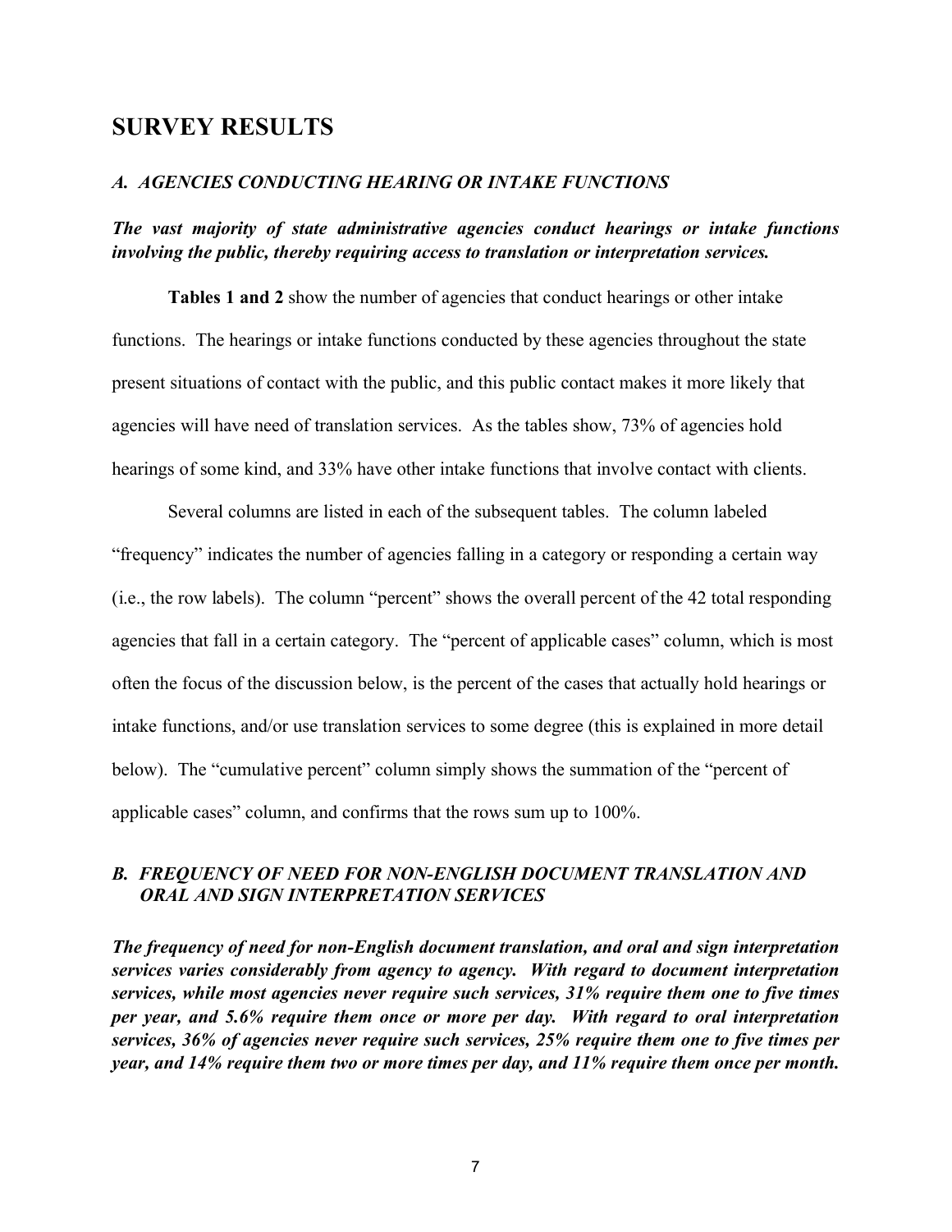## SURVEY RESULTS

### *A. AGENCIES CONDUCTING HEARING OR INTAKE FUNCTIONS*

***The vast majority of state administrative agencies conduct hearings or intake functions involving the public, thereby requiring access to translation or interpretation services.***

**Tables 1 and 2** show the number of agencies that conduct hearings or other intake functions. The hearings or intake functions conducted by these agencies throughout the state present situations of contact with the public, and this public contact makes it more likely that agencies will have need of translation services. As the tables show, 73% of agencies hold hearings of some kind, and 33% have other intake functions that involve contact with clients.

Several columns are listed in each of the subsequent tables. The column labeled "frequency" indicates the number of agencies falling in a category or responding a certain way (i.e., the row labels). The column "percent" shows the overall percent of the 42 total responding agencies that fall in a certain category. The "percent of applicable cases" column, which is most often the focus of the discussion below, is the percent of the cases that actually hold hearings or intake functions, and/or use translation services to some degree (this is explained in more detail below). The "cumulative percent" column simply shows the summation of the "percent of applicable cases" column, and confirms that the rows sum up to 100%.

### *B. FREQUENCY OF NEED FOR NON-ENGLISH DOCUMENT TRANSLATION AND ORAL AND SIGN INTERPRETATION SERVICES*

***The frequency of need for non-English document translation, and oral and sign interpretation services varies considerably from agency to agency. With regard to document interpretation services, while most agencies never require such services, 31% require them one to five times per year, and 5.6% require them once or more per day. With regard to oral interpretation services, 36% of agencies never require such services, 25% require them one to five times per year, and 14% require them two or more times per day, and 11% require them once per month.***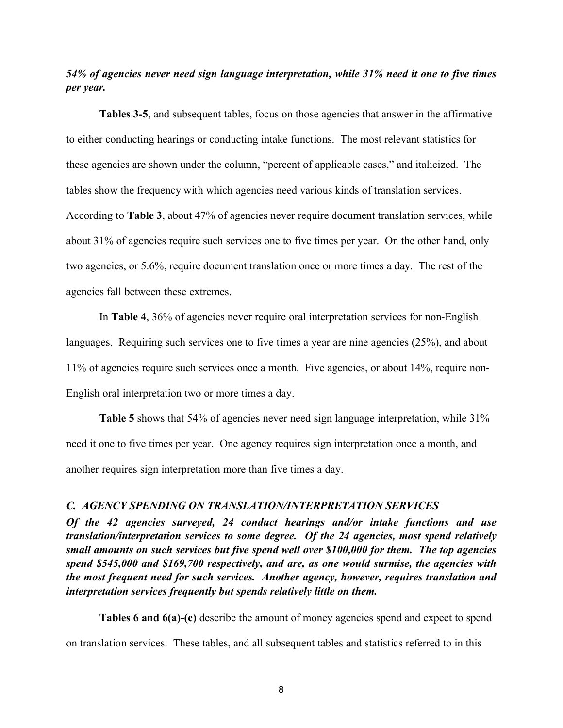***54% of agencies never need sign language interpretation, while 31% need it one to five times per year.***

**Tables 3-5**, and subsequent tables, focus on those agencies that answer in the affirmative to either conducting hearings or conducting intake functions. The most relevant statistics for these agencies are shown under the column, "percent of applicable cases," and italicized. The tables show the frequency with which agencies need various kinds of translation services. According to **Table 3**, about 47% of agencies never require document translation services, while about 31% of agencies require such services one to five times per year. On the other hand, only two agencies, or 5.6%, require document translation once or more times a day. The rest of the agencies fall between these extremes.

In **Table 4**, 36% of agencies never require oral interpretation services for non-English languages. Requiring such services one to five times a year are nine agencies (25%), and about 11% of agencies require such services once a month. Five agencies, or about 14%, require non-English oral interpretation two or more times a day.

**Table 5** shows that 54% of agencies never need sign language interpretation, while 31% need it one to five times per year. One agency requires sign interpretation once a month, and another requires sign interpretation more than five times a day.

### *C. AGENCY SPENDING ON TRANSLATION/INTERPRETATION SERVICES*

***Of the 42 agencies surveyed, 24 conduct hearings and/or intake functions and use translation/interpretation services to some degree. Of the 24 agencies, most spend relatively small amounts on such services but five spend well over $100,000 for them. The top agencies spend $545,000 and $169,700 respectively, and are, as one would surmise, the agencies with the most frequent need for such services. Another agency, however, requires translation and interpretation services frequently but spends relatively little on them.***

**Tables 6 and 6(a)-(c)** describe the amount of money agencies spend and expect to spend on translation services. These tables, and all subsequent tables and statistics referred to in this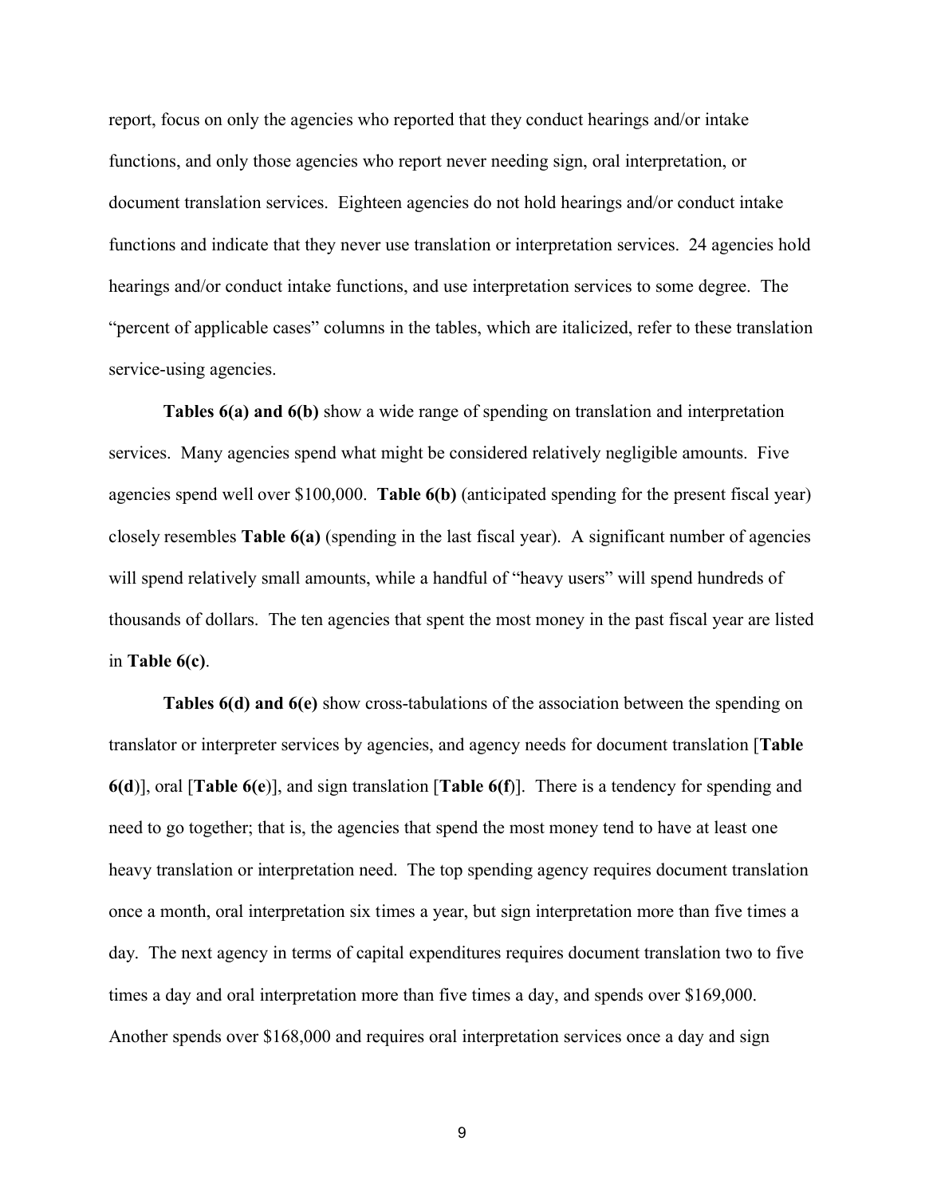report, focus on only the agencies who reported that they conduct hearings and/or intake functions, and only those agencies who report never needing sign, oral interpretation, or document translation services. Eighteen agencies do not hold hearings and/or conduct intake functions and indicate that they never use translation or interpretation services. 24 agencies hold hearings and/or conduct intake functions, and use interpretation services to some degree. The "percent of applicable cases" columns in the tables, which are italicized, refer to these translation service-using agencies.

**Tables 6(a) and 6(b)** show a wide range of spending on translation and interpretation services. Many agencies spend what might be considered relatively negligible amounts. Five agencies spend well over $100,000. **Table 6(b)** (anticipated spending for the present fiscal year) closely resembles **Table 6(a)** (spending in the last fiscal year). A significant number of agencies will spend relatively small amounts, while a handful of "heavy users" will spend hundreds of thousands of dollars. The ten agencies that spent the most money in the past fiscal year are listed in **Table 6(c)**.

**Tables 6(d) and 6(e)** show cross-tabulations of the association between the spending on translator or interpreter services by agencies, and agency needs for document translation [**Table 6(d)**], oral [**Table 6(e)**], and sign translation [**Table 6(f)**]. There is a tendency for spending and need to go together; that is, the agencies that spend the most money tend to have at least one heavy translation or interpretation need. The top spending agency requires document translation once a month, oral interpretation six times a year, but sign interpretation more than five times a day. The next agency in terms of capital expenditures requires document translation two to five times a day and oral interpretation more than five times a day, and spends over $169,000. Another spends over $168,000 and requires oral interpretation services once a day and sign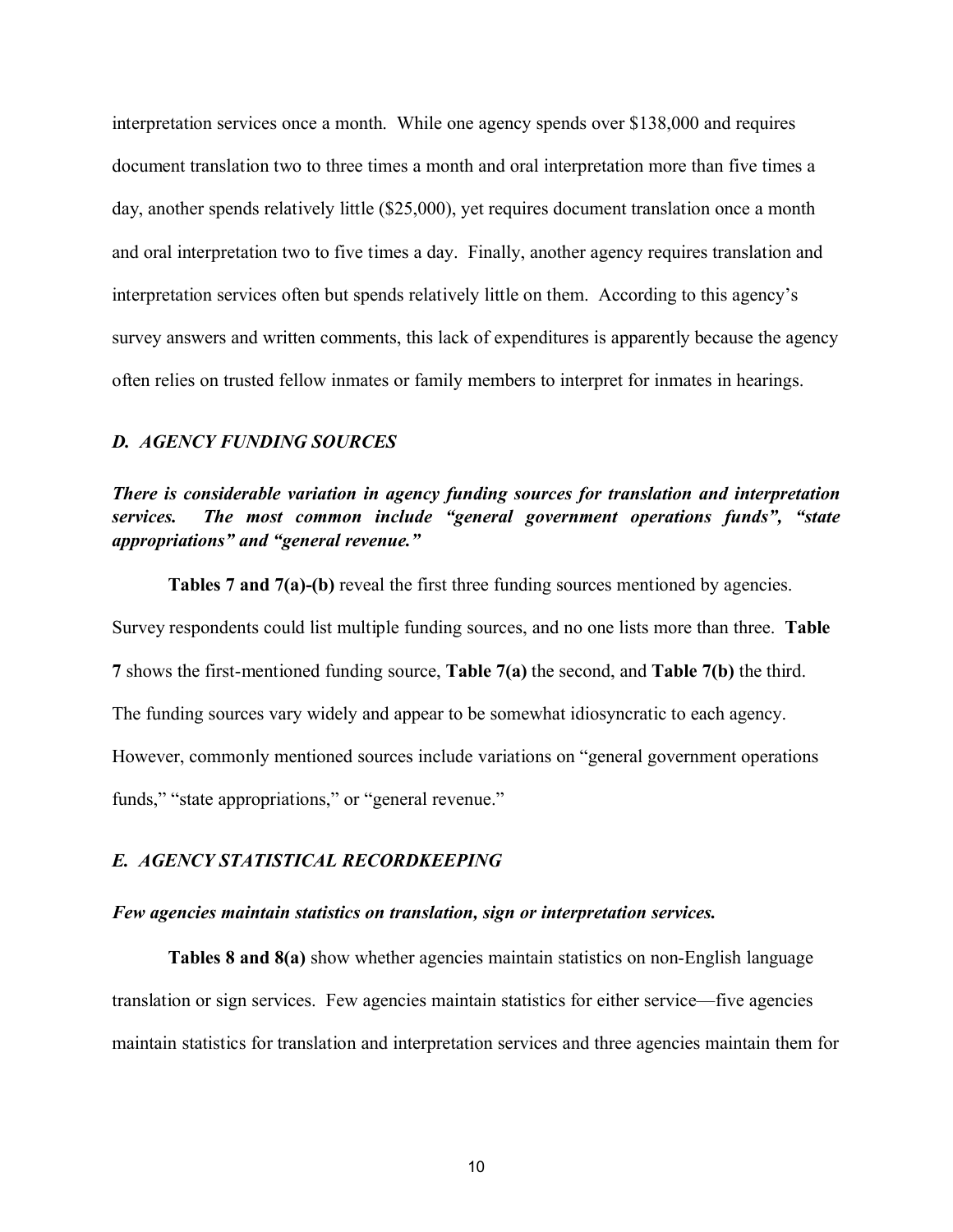interpretation services once a month. While one agency spends over $138,000 and requires document translation two to three times a month and oral interpretation more than five times a day, another spends relatively little ($25,000), yet requires document translation once a month and oral interpretation two to five times a day. Finally, another agency requires translation and interpretation services often but spends relatively little on them. According to this agency's survey answers and written comments, this lack of expenditures is apparently because the agency often relies on trusted fellow inmates or family members to interpret for inmates in hearings.

### *D. AGENCY FUNDING SOURCES*

***There is considerable variation in agency funding sources for translation and interpretation services. The most common include "general government operations funds", "state appropriations" and "general revenue."***

**Tables 7 and 7(a)-(b)** reveal the first three funding sources mentioned by agencies. Survey respondents could list multiple funding sources, and no one lists more than three. **Table 7** shows the first-mentioned funding source, **Table 7(a)** the second, and **Table 7(b)** the third. The funding sources vary widely and appear to be somewhat idiosyncratic to each agency. However, commonly mentioned sources include variations on "general government operations funds," "state appropriations," or "general revenue."

### *E. AGENCY STATISTICAL RECORDKEEPING*

***Few agencies maintain statistics on translation, sign or interpretation services.***

**Tables 8 and 8(a)** show whether agencies maintain statistics on non-English language translation or sign services. Few agencies maintain statistics for either service—five agencies maintain statistics for translation and interpretation services and three agencies maintain them for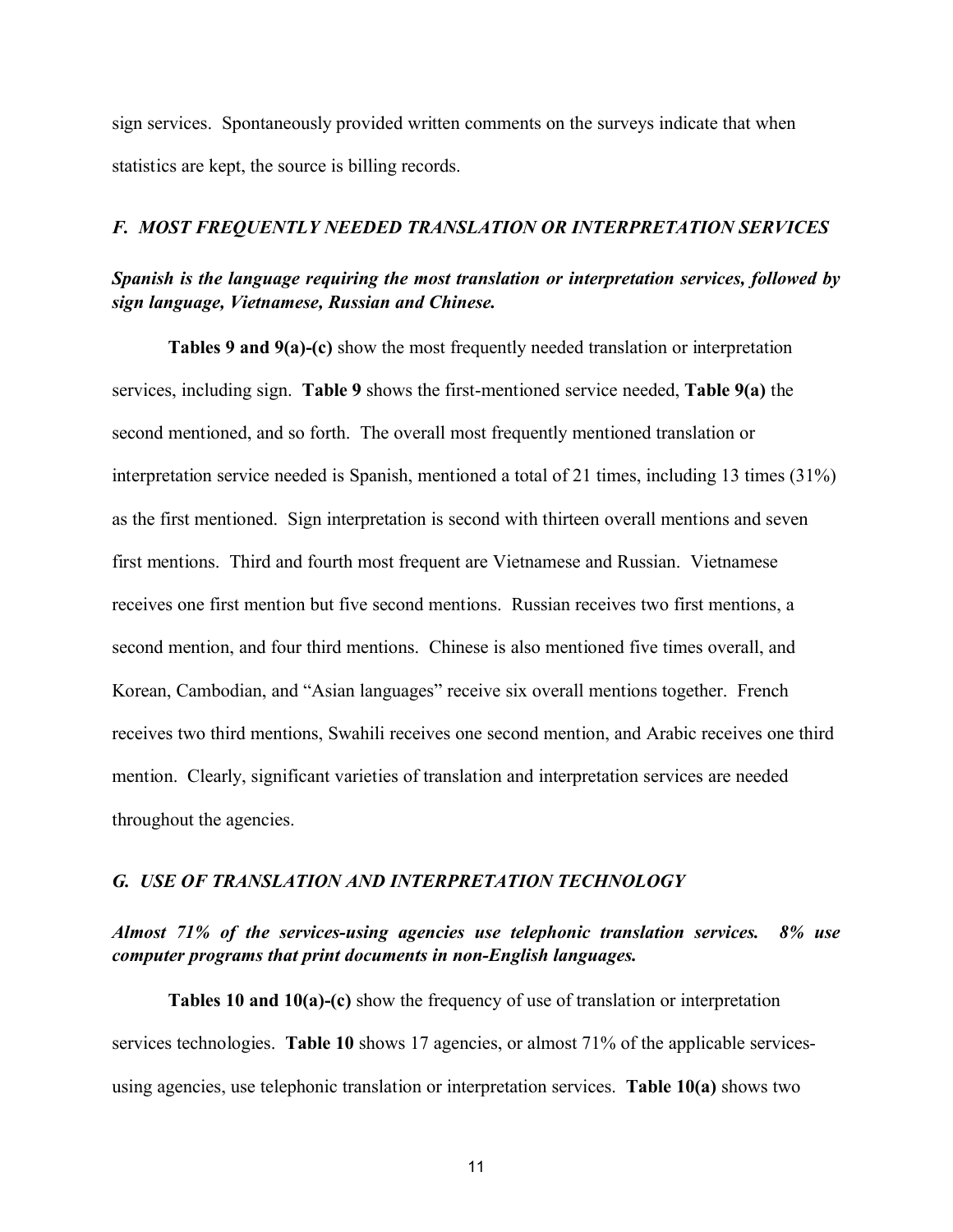sign services. Spontaneously provided written comments on the surveys indicate that when statistics are kept, the source is billing records.

### *F. MOST FREQUENTLY NEEDED TRANSLATION OR INTERPRETATION SERVICES*

***Spanish is the language requiring the most translation or interpretation services, followed by sign language, Vietnamese, Russian and Chinese.***

**Tables 9 and 9(a)-(c)** show the most frequently needed translation or interpretation services, including sign. **Table 9** shows the first-mentioned service needed, **Table 9(a)** the second mentioned, and so forth. The overall most frequently mentioned translation or interpretation service needed is Spanish, mentioned a total of 21 times, including 13 times (31%) as the first mentioned. Sign interpretation is second with thirteen overall mentions and seven first mentions. Third and fourth most frequent are Vietnamese and Russian. Vietnamese receives one first mention but five second mentions. Russian receives two first mentions, a second mention, and four third mentions. Chinese is also mentioned five times overall, and Korean, Cambodian, and "Asian languages" receive six overall mentions together. French receives two third mentions, Swahili receives one second mention, and Arabic receives one third mention. Clearly, significant varieties of translation and interpretation services are needed throughout the agencies.

### *G. USE OF TRANSLATION AND INTERPRETATION TECHNOLOGY*

***Almost 71% of the services-using agencies use telephonic translation services. 8% use computer programs that print documents in non-English languages.***

**Tables 10 and 10(a)-(c)** show the frequency of use of translation or interpretation services technologies. **Table 10** shows 17 agencies, or almost 71% of the applicable services-using agencies, use telephonic translation or interpretation services. **Table 10(a)** shows two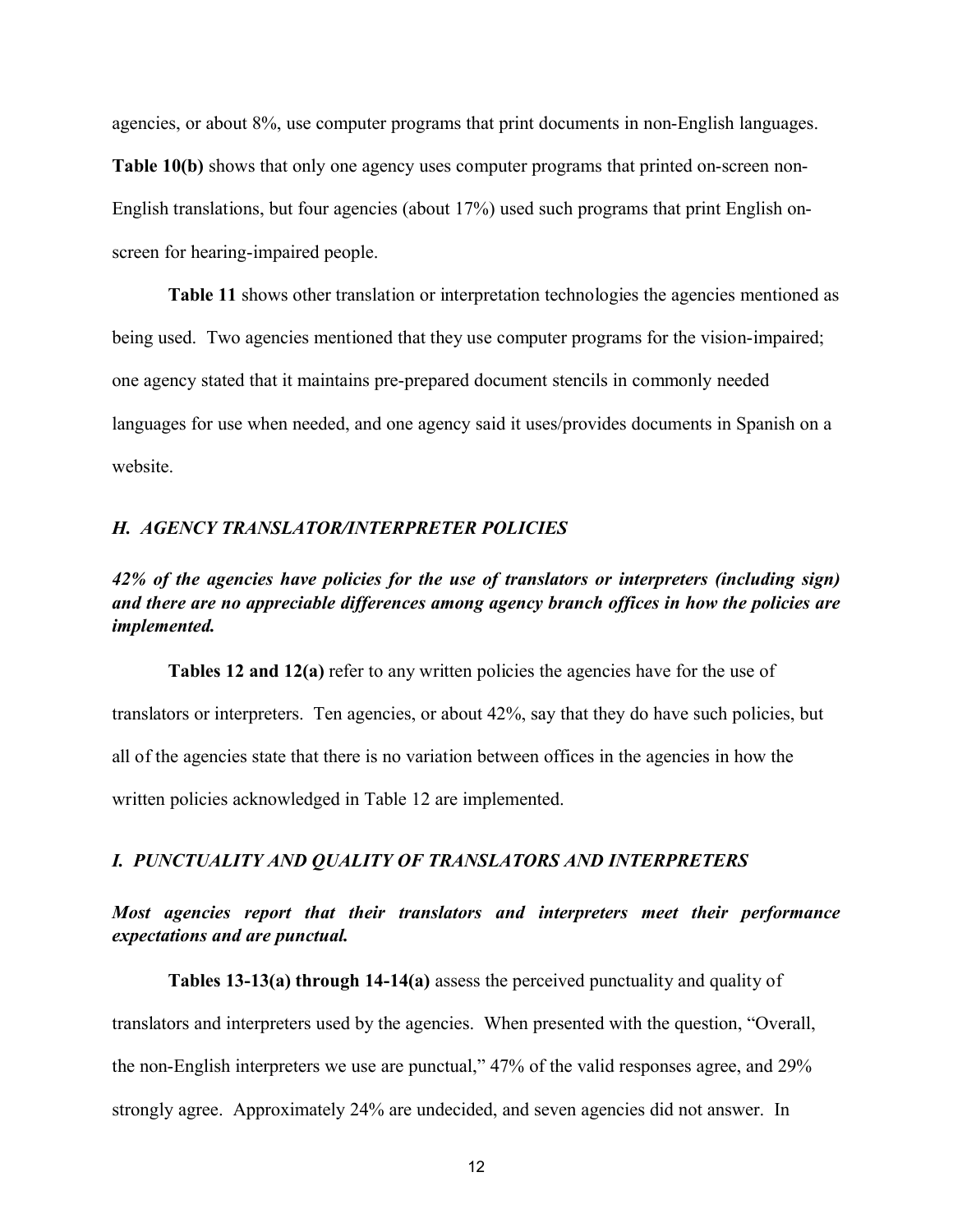agencies, or about 8%, use computer programs that print documents in non-English languages. **Table 10(b)** shows that only one agency uses computer programs that printed on-screen non-English translations, but four agencies (about 17%) used such programs that print English on-screen for hearing-impaired people.

**Table 11** shows other translation or interpretation technologies the agencies mentioned as being used. Two agencies mentioned that they use computer programs for the vision-impaired; one agency stated that it maintains pre-prepared document stencils in commonly needed languages for use when needed, and one agency said it uses/provides documents in Spanish on a website.

### *H. AGENCY TRANSLATOR/INTERPRETER POLICIES*

***42% of the agencies have policies for the use of translators or interpreters (including sign) and there are no appreciable differences among agency branch offices in how the policies are implemented.***

**Tables 12 and 12(a)** refer to any written policies the agencies have for the use of translators or interpreters. Ten agencies, or about 42%, say that they do have such policies, but all of the agencies state that there is no variation between offices in the agencies in how the written policies acknowledged in Table 12 are implemented.

### *I. PUNCTUALITY AND QUALITY OF TRANSLATORS AND INTERPRETERS*

***Most agencies report that their translators and interpreters meet their performance expectations and are punctual.***

**Tables 13-13(a) through 14-14(a)** assess the perceived punctuality and quality of translators and interpreters used by the agencies. When presented with the question, "Overall, the non-English interpreters we use are punctual," 47% of the valid responses agree, and 29% strongly agree. Approximately 24% are undecided, and seven agencies did not answer. In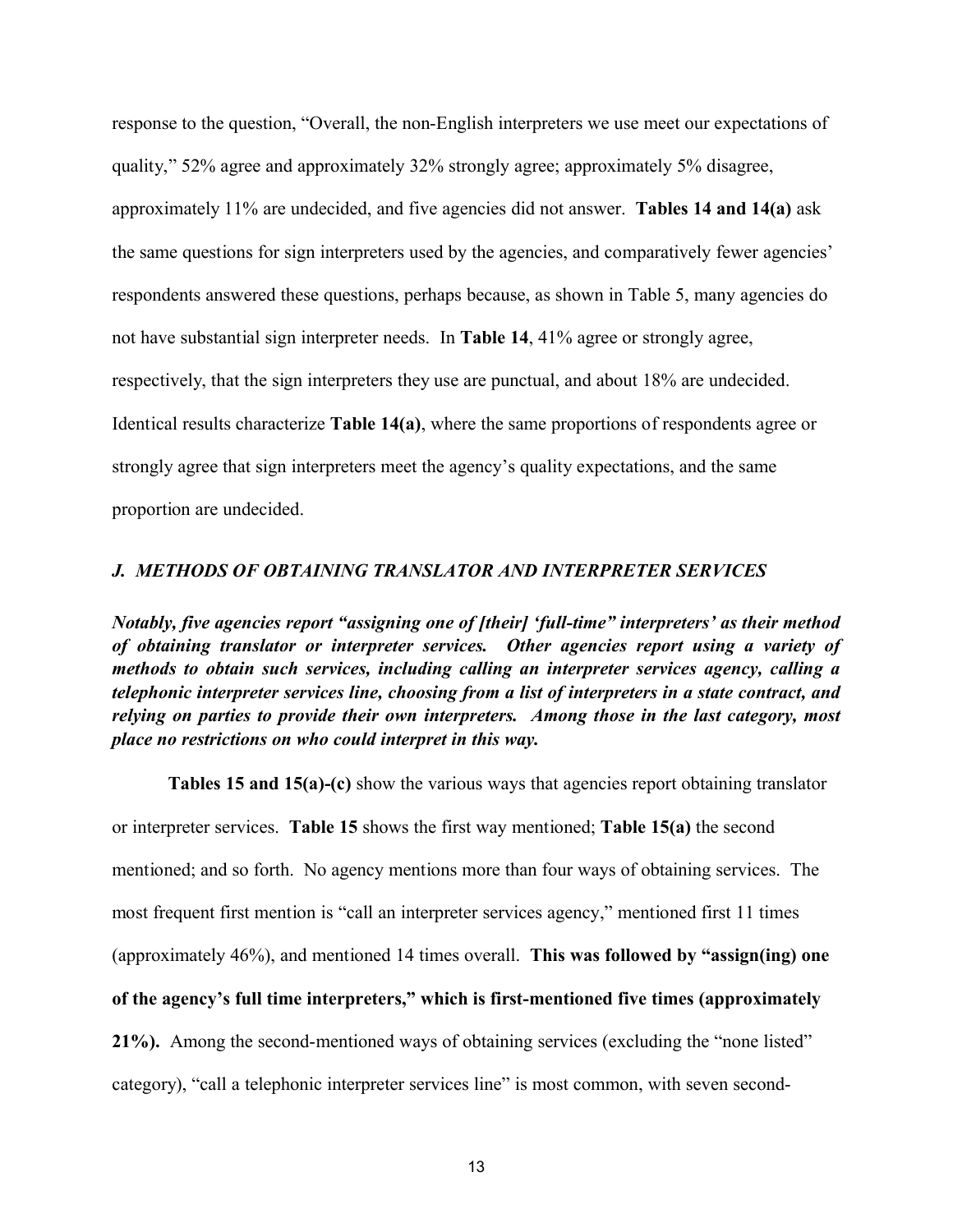response to the question, "Overall, the non-English interpreters we use meet our expectations of quality," 52% agree and approximately 32% strongly agree; approximately 5% disagree, approximately 11% are undecided, and five agencies did not answer. **Tables 14 and 14(a)** ask the same questions for sign interpreters used by the agencies, and comparatively fewer agencies' respondents answered these questions, perhaps because, as shown in Table 5, many agencies do not have substantial sign interpreter needs. In **Table 14**, 41% agree or strongly agree, respectively, that the sign interpreters they use are punctual, and about 18% are undecided. Identical results characterize **Table 14(a)**, where the same proportions of respondents agree or strongly agree that sign interpreters meet the agency's quality expectations, and the same proportion are undecided.

### *J. METHODS OF OBTAINING TRANSLATOR AND INTERPRETER SERVICES*

***Notably, five agencies report "assigning one of [their] 'full-time" interpreters' as their method of obtaining translator or interpreter services. Other agencies report using a variety of methods to obtain such services, including calling an interpreter services agency, calling a telephonic interpreter services line, choosing from a list of interpreters in a state contract, and relying on parties to provide their own interpreters. Among those in the last category, most place no restrictions on who could interpret in this way.***

**Tables 15 and 15(a)-(c)** show the various ways that agencies report obtaining translator or interpreter services. **Table 15** shows the first way mentioned; **Table 15(a)** the second mentioned; and so forth. No agency mentions more than four ways of obtaining services. The most frequent first mention is "call an interpreter services agency," mentioned first 11 times (approximately 46%), and mentioned 14 times overall. **This was followed by "assign(ing) one of the agency's full time interpreters," which is first-mentioned five times (approximately 21%).** Among the second-mentioned ways of obtaining services (excluding the "none listed" category), "call a telephonic interpreter services line" is most common, with seven second-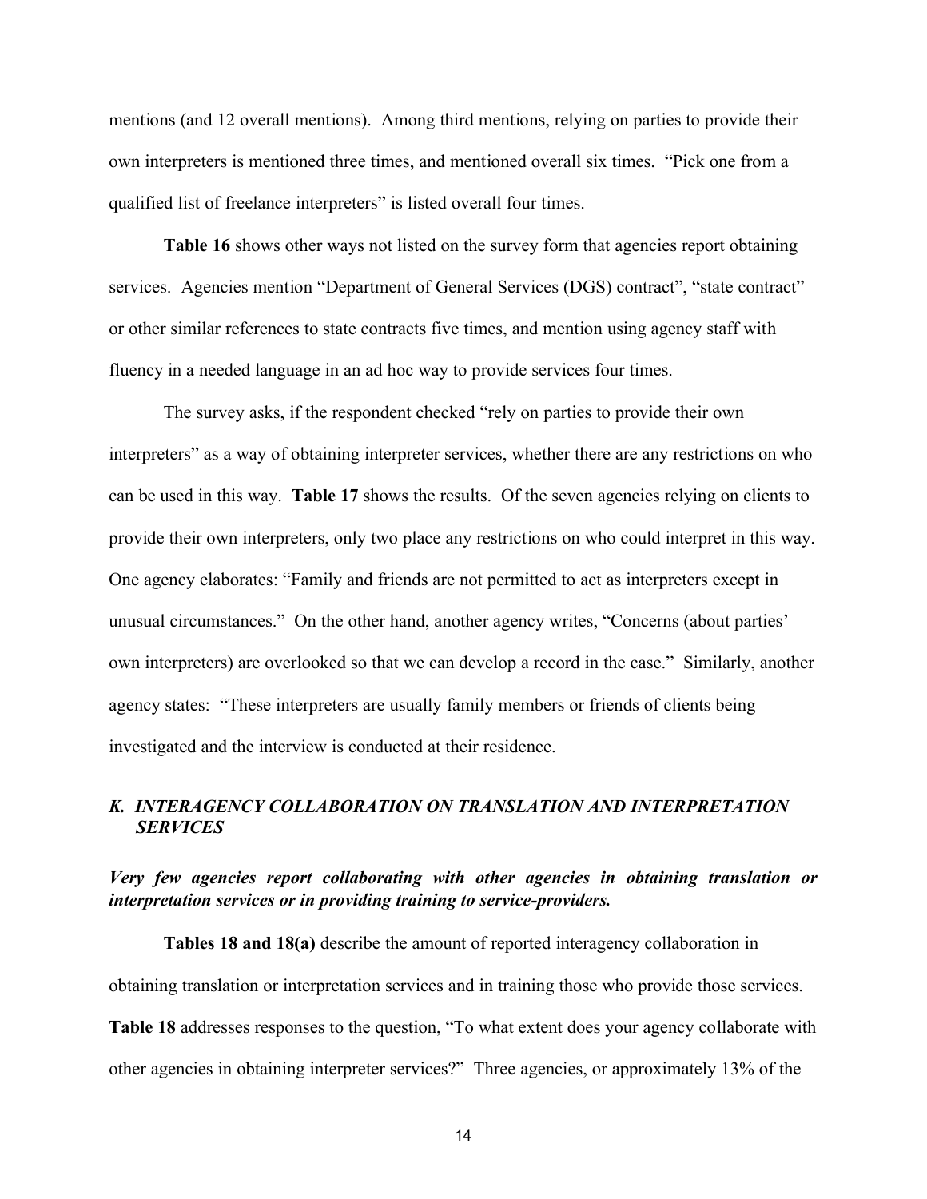mentions (and 12 overall mentions). Among third mentions, relying on parties to provide their own interpreters is mentioned three times, and mentioned overall six times. "Pick one from a qualified list of freelance interpreters" is listed overall four times.

**Table 16** shows other ways not listed on the survey form that agencies report obtaining services. Agencies mention "Department of General Services (DGS) contract", "state contract" or other similar references to state contracts five times, and mention using agency staff with fluency in a needed language in an ad hoc way to provide services four times.

The survey asks, if the respondent checked "rely on parties to provide their own interpreters" as a way of obtaining interpreter services, whether there are any restrictions on who can be used in this way. **Table 17** shows the results. Of the seven agencies relying on clients to provide their own interpreters, only two place any restrictions on who could interpret in this way. One agency elaborates: "Family and friends are not permitted to act as interpreters except in unusual circumstances." On the other hand, another agency writes, "Concerns (about parties' own interpreters) are overlooked so that we can develop a record in the case." Similarly, another agency states: "These interpreters are usually family members or friends of clients being investigated and the interview is conducted at their residence.

## *K. INTERAGENCY COLLABORATION ON TRANSLATION AND INTERPRETATION SERVICES*

***Very few agencies report collaborating with other agencies in obtaining translation or interpretation services or in providing training to service-providers.***

**Tables 18 and 18(a)** describe the amount of reported interagency collaboration in obtaining translation or interpretation services and in training those who provide those services. **Table 18** addresses responses to the question, "To what extent does your agency collaborate with other agencies in obtaining interpreter services?" Three agencies, or approximately 13% of the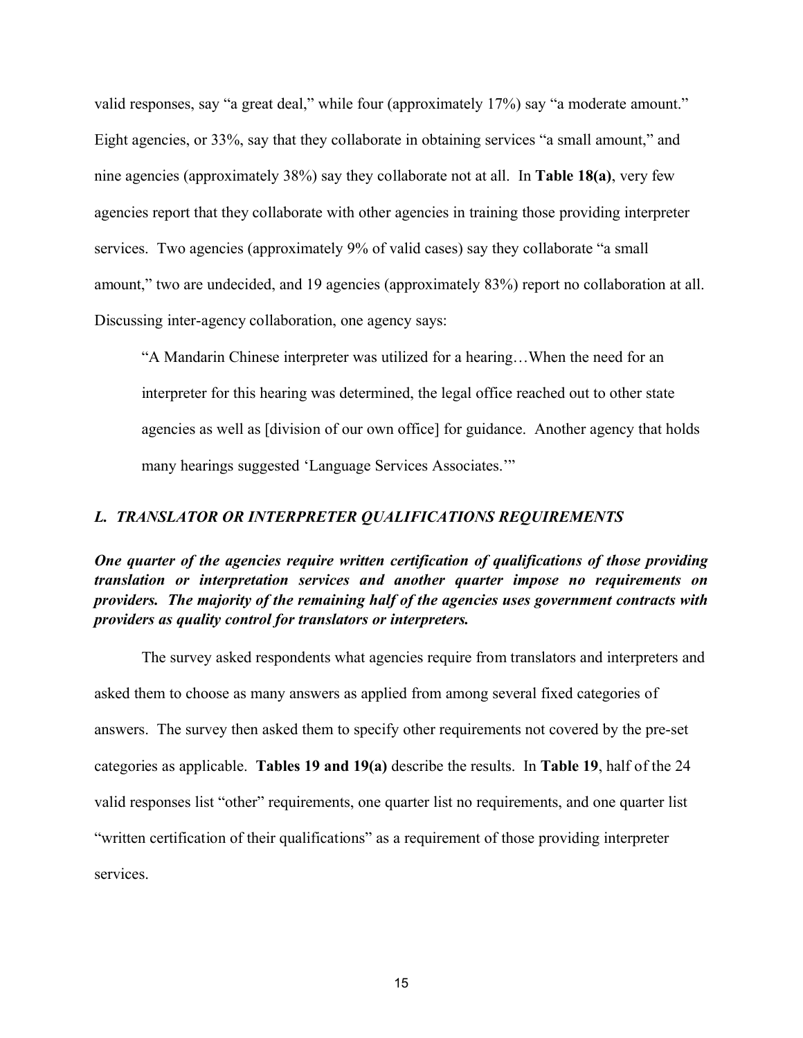valid responses, say "a great deal," while four (approximately 17%) say "a moderate amount." Eight agencies, or 33%, say that they collaborate in obtaining services "a small amount," and nine agencies (approximately 38%) say they collaborate not at all. In **Table 18(a)**, very few agencies report that they collaborate with other agencies in training those providing interpreter services. Two agencies (approximately 9% of valid cases) say they collaborate "a small amount," two are undecided, and 19 agencies (approximately 83%) report no collaboration at all. Discussing inter-agency collaboration, one agency says:

> "A Mandarin Chinese interpreter was utilized for a hearing…When the need for an interpreter for this hearing was determined, the legal office reached out to other state agencies as well as [division of our own office] for guidance. Another agency that holds many hearings suggested 'Language Services Associates.'"

### *L. TRANSLATOR OR INTERPRETER QUALIFICATIONS REQUIREMENTS*

***One quarter of the agencies require written certification of qualifications of those providing translation or interpretation services and another quarter impose no requirements on providers. The majority of the remaining half of the agencies uses government contracts with providers as quality control for translators or interpreters.***

The survey asked respondents what agencies require from translators and interpreters and asked them to choose as many answers as applied from among several fixed categories of answers. The survey then asked them to specify other requirements not covered by the pre-set categories as applicable. **Tables 19 and 19(a)** describe the results. In **Table 19**, half of the 24 valid responses list "other" requirements, one quarter list no requirements, and one quarter list "written certification of their qualifications" as a requirement of those providing interpreter services.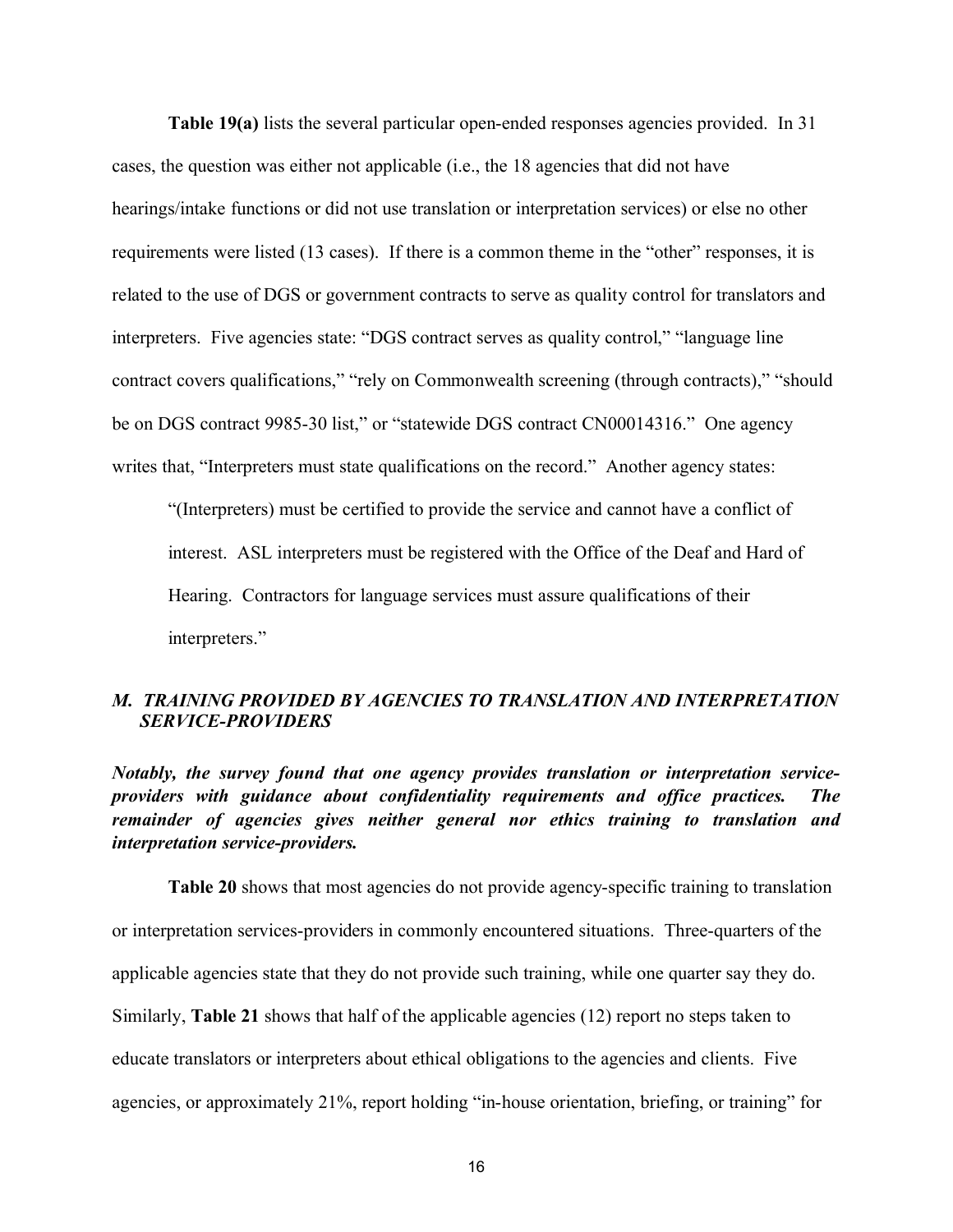**Table 19(a)** lists the several particular open-ended responses agencies provided. In 31 cases, the question was either not applicable (i.e., the 18 agencies that did not have hearings/intake functions or did not use translation or interpretation services) or else no other requirements were listed (13 cases). If there is a common theme in the "other" responses, it is related to the use of DGS or government contracts to serve as quality control for translators and interpreters. Five agencies state: "DGS contract serves as quality control," "language line contract covers qualifications," "rely on Commonwealth screening (through contracts)," "should be on DGS contract 9985-30 list," or "statewide DGS contract CN00014316." One agency writes that, "Interpreters must state qualifications on the record." Another agency states:

> "(Interpreters) must be certified to provide the service and cannot have a conflict of interest. ASL interpreters must be registered with the Office of the Deaf and Hard of Hearing. Contractors for language services must assure qualifications of their interpreters."

### *M. TRAINING PROVIDED BY AGENCIES TO TRANSLATION AND INTERPRETATION SERVICE-PROVIDERS*

***Notably, the survey found that one agency provides translation or interpretation service-providers with guidance about confidentiality requirements and office practices. The remainder of agencies gives neither general nor ethics training to translation and interpretation service-providers.***

**Table 20** shows that most agencies do not provide agency-specific training to translation or interpretation services-providers in commonly encountered situations. Three-quarters of the applicable agencies state that they do not provide such training, while one quarter say they do. Similarly, **Table 21** shows that half of the applicable agencies (12) report no steps taken to educate translators or interpreters about ethical obligations to the agencies and clients. Five agencies, or approximately 21%, report holding "in-house orientation, briefing, or training" for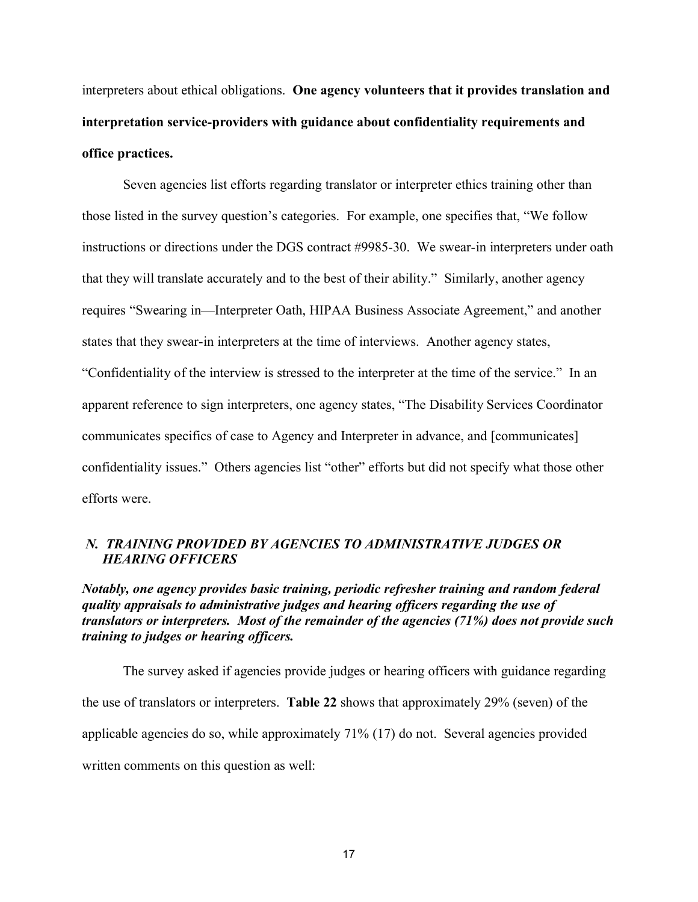interpreters about ethical obligations. **One agency volunteers that it provides translation and interpretation service-providers with guidance about confidentiality requirements and office practices.**

Seven agencies list efforts regarding translator or interpreter ethics training other than those listed in the survey question's categories. For example, one specifies that, "We follow instructions or directions under the DGS contract #9985-30. We swear-in interpreters under oath that they will translate accurately and to the best of their ability." Similarly, another agency requires "Swearing in—Interpreter Oath, HIPAA Business Associate Agreement," and another states that they swear-in interpreters at the time of interviews. Another agency states, "Confidentiality of the interview is stressed to the interpreter at the time of the service." In an apparent reference to sign interpreters, one agency states, "The Disability Services Coordinator communicates specifics of case to Agency and Interpreter in advance, and [communicates] confidentiality issues." Others agencies list "other" efforts but did not specify what those other efforts were.

### *N. TRAINING PROVIDED BY AGENCIES TO ADMINISTRATIVE JUDGES OR HEARING OFFICERS*

***Notably, one agency provides basic training, periodic refresher training and random federal quality appraisals to administrative judges and hearing officers regarding the use of translators or interpreters. Most of the remainder of the agencies (71%) does not provide such training to judges or hearing officers.***

The survey asked if agencies provide judges or hearing officers with guidance regarding the use of translators or interpreters. **Table 22** shows that approximately 29% (seven) of the applicable agencies do so, while approximately 71% (17) do not. Several agencies provided written comments on this question as well: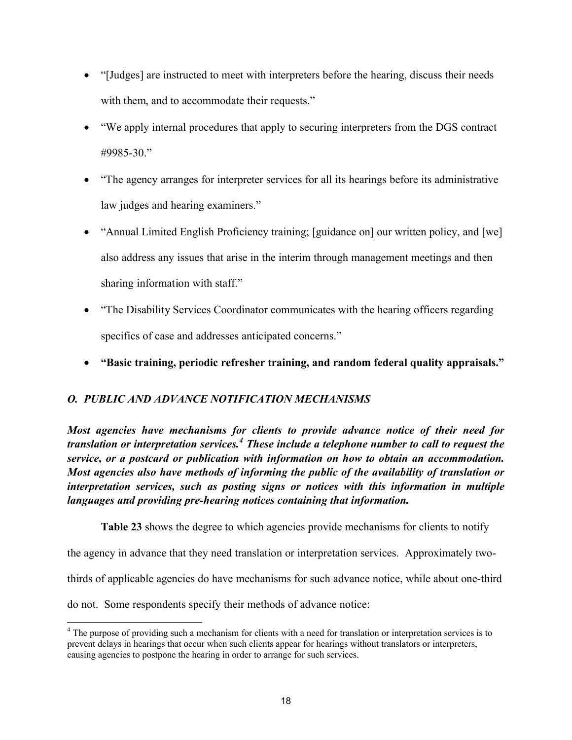- "[Judges] are instructed to meet with interpreters before the hearing, discuss their needs with them, and to accommodate their requests."
- "We apply internal procedures that apply to securing interpreters from the DGS contract #9985-30."
- "The agency arranges for interpreter services for all its hearings before its administrative law judges and hearing examiners."
- "Annual Limited English Proficiency training; [guidance on] our written policy, and [we] also address any issues that arise in the interim through management meetings and then sharing information with staff."
- "The Disability Services Coordinator communicates with the hearing officers regarding specifics of case and addresses anticipated concerns."
- **"Basic training, periodic refresher training, and random federal quality appraisals."**

### *O. PUBLIC AND ADVANCE NOTIFICATION MECHANISMS*

***Most agencies have mechanisms for clients to provide advance notice of their need for translation or interpretation services.[4] These include a telephone number to call to request the service, or a postcard or publication with information on how to obtain an accommodation. Most agencies also have methods of informing the public of the availability of translation or interpretation services, such as posting signs or notices with this information in multiple languages and providing pre-hearing notices containing that information.***

**Table 23** shows the degree to which agencies provide mechanisms for clients to notify the agency in advance that they need translation or interpretation services. Approximately two-thirds of applicable agencies do have mechanisms for such advance notice, while about one-third do not. Some respondents specify their methods of advance notice:

[4] The purpose of providing such a mechanism for clients with a need for translation or interpretation services is to prevent delays in hearings that occur when such clients appear for hearings without translators or interpreters, causing agencies to postpone the hearing in order to arrange for such services.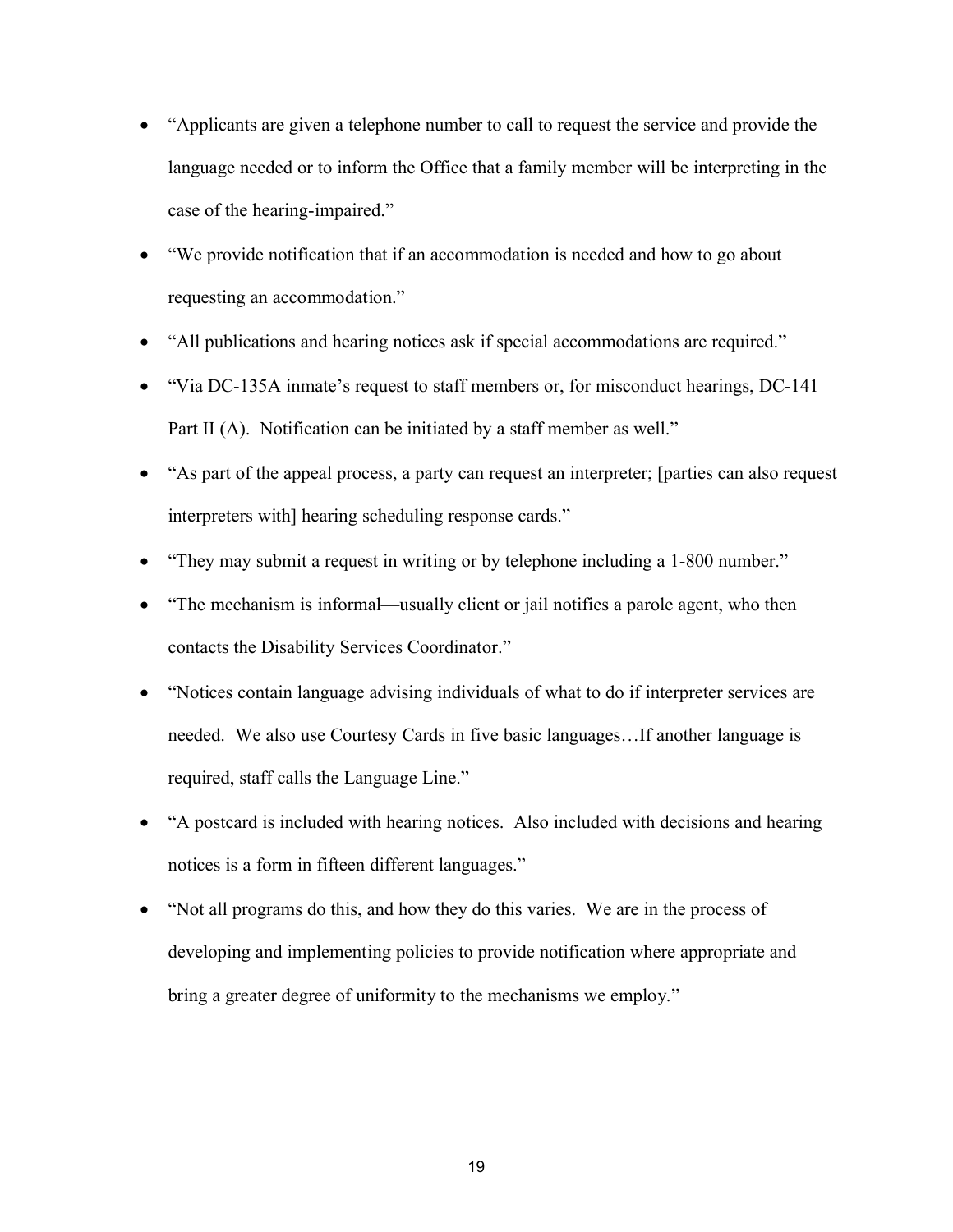- "Applicants are given a telephone number to call to request the service and provide the language needed or to inform the Office that a family member will be interpreting in the case of the hearing-impaired."
- "We provide notification that if an accommodation is needed and how to go about requesting an accommodation."
- "All publications and hearing notices ask if special accommodations are required."
- "Via DC-135A inmate's request to staff members or, for misconduct hearings, DC-141 Part II (A). Notification can be initiated by a staff member as well."
- "As part of the appeal process, a party can request an interpreter; [parties can also request interpreters with] hearing scheduling response cards."
- "They may submit a request in writing or by telephone including a 1-800 number."
- "The mechanism is informal—usually client or jail notifies a parole agent, who then contacts the Disability Services Coordinator."
- "Notices contain language advising individuals of what to do if interpreter services are needed. We also use Courtesy Cards in five basic languages…If another language is required, staff calls the Language Line."
- "A postcard is included with hearing notices. Also included with decisions and hearing notices is a form in fifteen different languages."
- "Not all programs do this, and how they do this varies. We are in the process of developing and implementing policies to provide notification where appropriate and bring a greater degree of uniformity to the mechanisms we employ."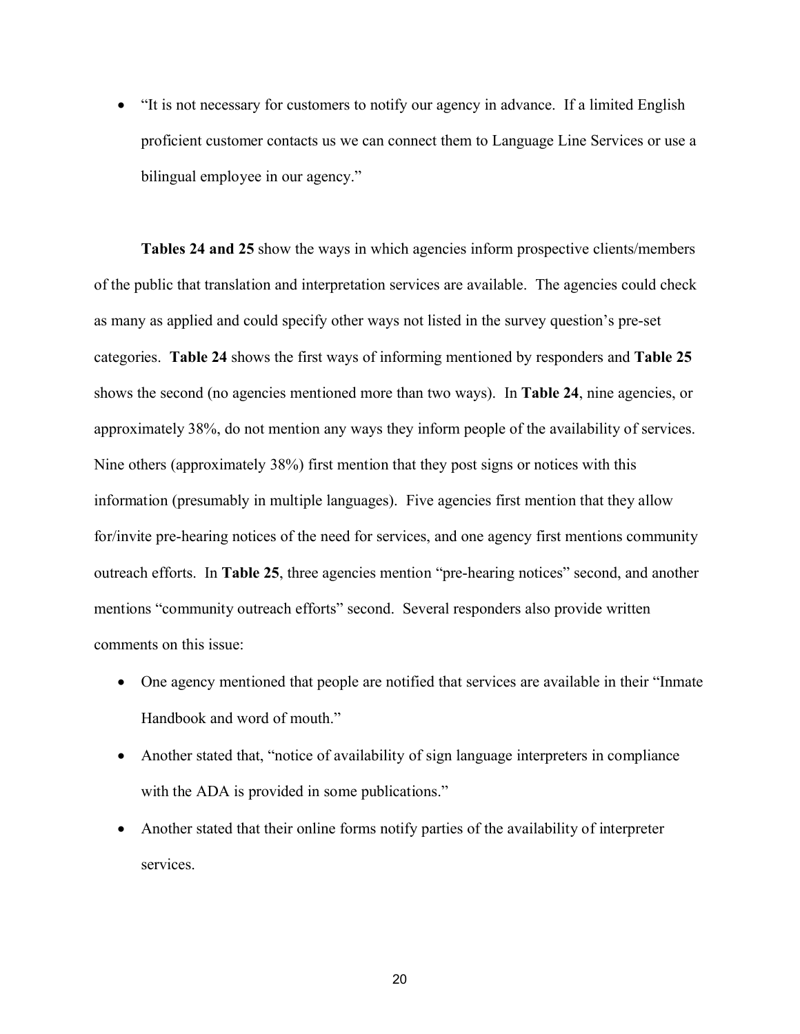- "It is not necessary for customers to notify our agency in advance. If a limited English proficient customer contacts us we can connect them to Language Line Services or use a bilingual employee in our agency."

**Tables 24 and 25** show the ways in which agencies inform prospective clients/members of the public that translation and interpretation services are available. The agencies could check as many as applied and could specify other ways not listed in the survey question's pre-set categories. **Table 24** shows the first ways of informing mentioned by responders and **Table 25** shows the second (no agencies mentioned more than two ways). In **Table 24**, nine agencies, or approximately 38%, do not mention any ways they inform people of the availability of services. Nine others (approximately 38%) first mention that they post signs or notices with this information (presumably in multiple languages). Five agencies first mention that they allow for/invite pre-hearing notices of the need for services, and one agency first mentions community outreach efforts. In **Table 25**, three agencies mention "pre-hearing notices" second, and another mentions "community outreach efforts" second. Several responders also provide written comments on this issue:

- One agency mentioned that people are notified that services are available in their "Inmate Handbook and word of mouth."
- Another stated that, "notice of availability of sign language interpreters in compliance with the ADA is provided in some publications."
- Another stated that their online forms notify parties of the availability of interpreter services.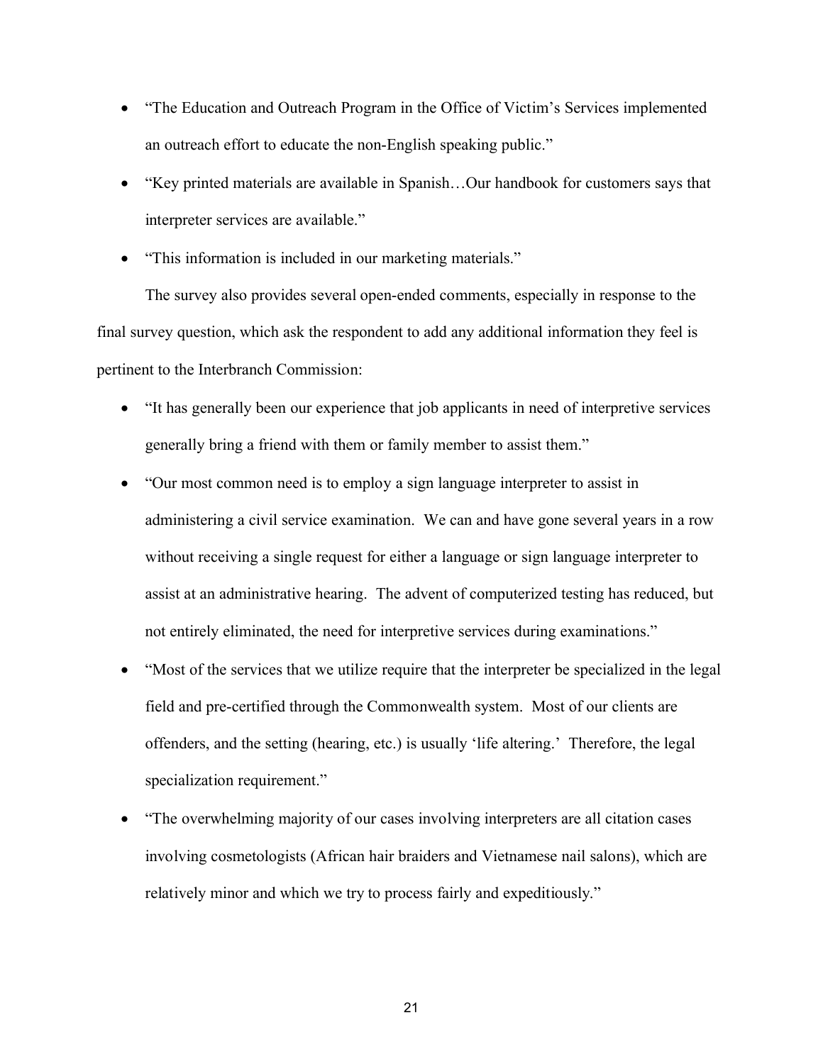- "The Education and Outreach Program in the Office of Victim's Services implemented an outreach effort to educate the non-English speaking public."
- "Key printed materials are available in Spanish…Our handbook for customers says that interpreter services are available."
- "This information is included in our marketing materials."

The survey also provides several open-ended comments, especially in response to the final survey question, which ask the respondent to add any additional information they feel is pertinent to the Interbranch Commission:

- "It has generally been our experience that job applicants in need of interpretive services generally bring a friend with them or family member to assist them."
- "Our most common need is to employ a sign language interpreter to assist in administering a civil service examination. We can and have gone several years in a row without receiving a single request for either a language or sign language interpreter to assist at an administrative hearing. The advent of computerized testing has reduced, but not entirely eliminated, the need for interpretive services during examinations."
- "Most of the services that we utilize require that the interpreter be specialized in the legal field and pre-certified through the Commonwealth system. Most of our clients are offenders, and the setting (hearing, etc.) is usually 'life altering.' Therefore, the legal specialization requirement."
- "The overwhelming majority of our cases involving interpreters are all citation cases involving cosmetologists (African hair braiders and Vietnamese nail salons), which are relatively minor and which we try to process fairly and expeditiously."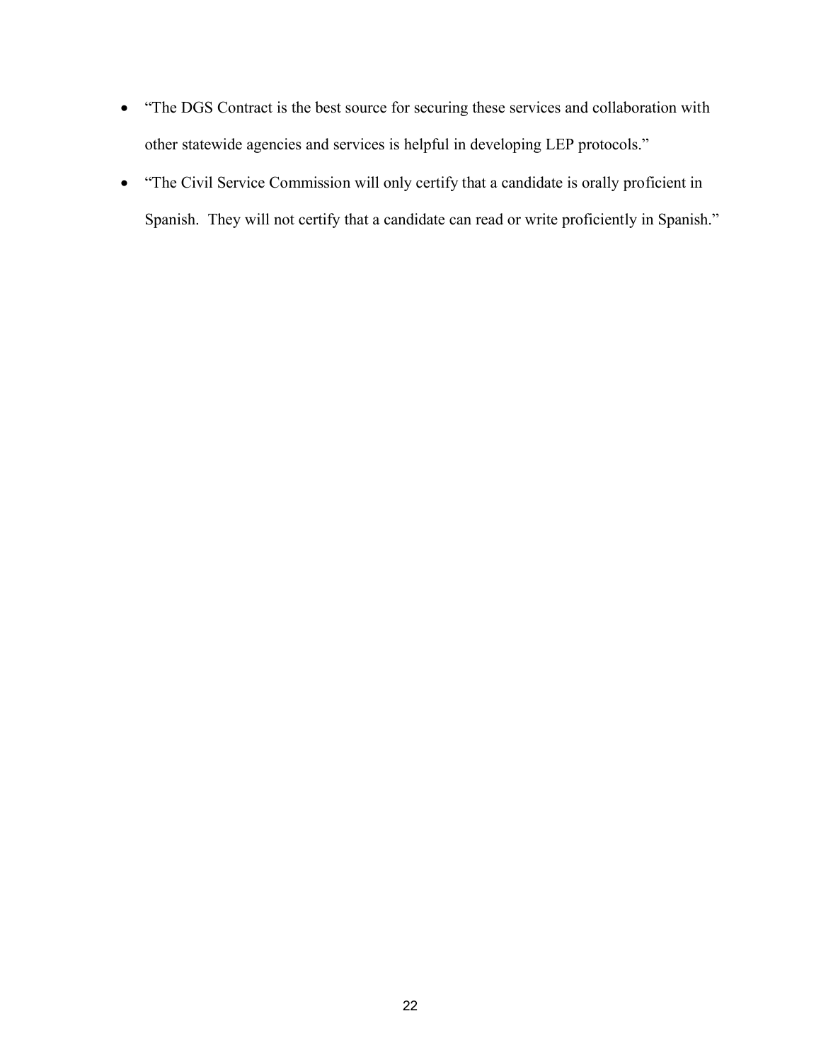- "The DGS Contract is the best source for securing these services and collaboration with other statewide agencies and services is helpful in developing LEP protocols."
- "The Civil Service Commission will only certify that a candidate is orally proficient in Spanish.  They will not certify that a candidate can read or write proficiently in Spanish."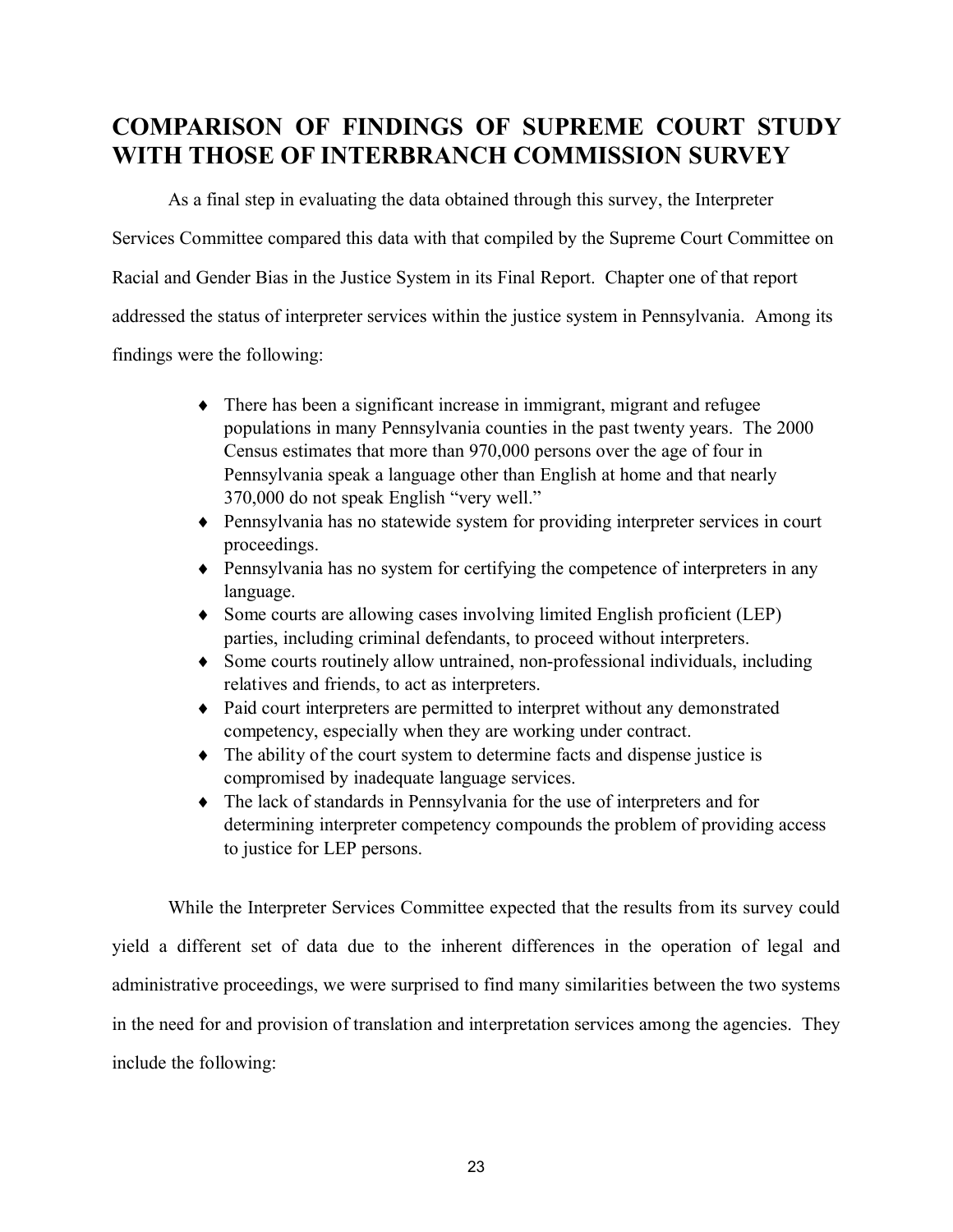## COMPARISON OF FINDINGS OF SUPREME COURT STUDY WITH THOSE OF INTERBRANCH COMMISSION SURVEY

As a final step in evaluating the data obtained through this survey, the Interpreter Services Committee compared this data with that compiled by the Supreme Court Committee on Racial and Gender Bias in the Justice System in its Final Report. Chapter one of that report addressed the status of interpreter services within the justice system in Pennsylvania. Among its findings were the following:

- There has been a significant increase in immigrant, migrant and refugee populations in many Pennsylvania counties in the past twenty years. The 2000 Census estimates that more than 970,000 persons over the age of four in Pennsylvania speak a language other than English at home and that nearly 370,000 do not speak English "very well."
- Pennsylvania has no statewide system for providing interpreter services in court proceedings.
- Pennsylvania has no system for certifying the competence of interpreters in any language.
- Some courts are allowing cases involving limited English proficient (LEP) parties, including criminal defendants, to proceed without interpreters.
- Some courts routinely allow untrained, non-professional individuals, including relatives and friends, to act as interpreters.
- Paid court interpreters are permitted to interpret without any demonstrated competency, especially when they are working under contract.
- The ability of the court system to determine facts and dispense justice is compromised by inadequate language services.
- The lack of standards in Pennsylvania for the use of interpreters and for determining interpreter competency compounds the problem of providing access to justice for LEP persons.

While the Interpreter Services Committee expected that the results from its survey could yield a different set of data due to the inherent differences in the operation of legal and administrative proceedings, we were surprised to find many similarities between the two systems in the need for and provision of translation and interpretation services among the agencies. They include the following: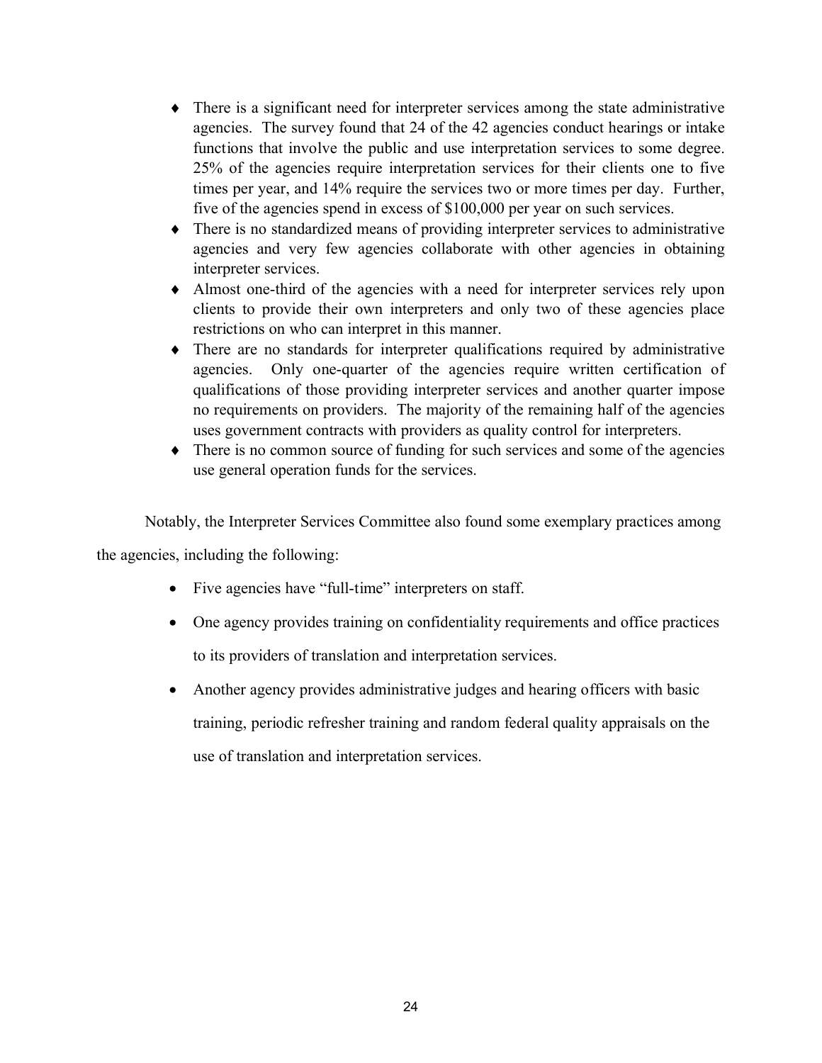- There is a significant need for interpreter services among the state administrative agencies. The survey found that 24 of the 42 agencies conduct hearings or intake functions that involve the public and use interpretation services to some degree. 25% of the agencies require interpretation services for their clients one to five times per year, and 14% require the services two or more times per day. Further, five of the agencies spend in excess of $100,000 per year on such services.
- There is no standardized means of providing interpreter services to administrative agencies and very few agencies collaborate with other agencies in obtaining interpreter services.
- Almost one-third of the agencies with a need for interpreter services rely upon clients to provide their own interpreters and only two of these agencies place restrictions on who can interpret in this manner.
- There are no standards for interpreter qualifications required by administrative agencies. Only one-quarter of the agencies require written certification of qualifications of those providing interpreter services and another quarter impose no requirements on providers. The majority of the remaining half of the agencies uses government contracts with providers as quality control for interpreters.
- There is no common source of funding for such services and some of the agencies use general operation funds for the services.

Notably, the Interpreter Services Committee also found some exemplary practices among the agencies, including the following:

- Five agencies have "full-time" interpreters on staff.
- One agency provides training on confidentiality requirements and office practices to its providers of translation and interpretation services.
- Another agency provides administrative judges and hearing officers with basic training, periodic refresher training and random federal quality appraisals on the use of translation and interpretation services.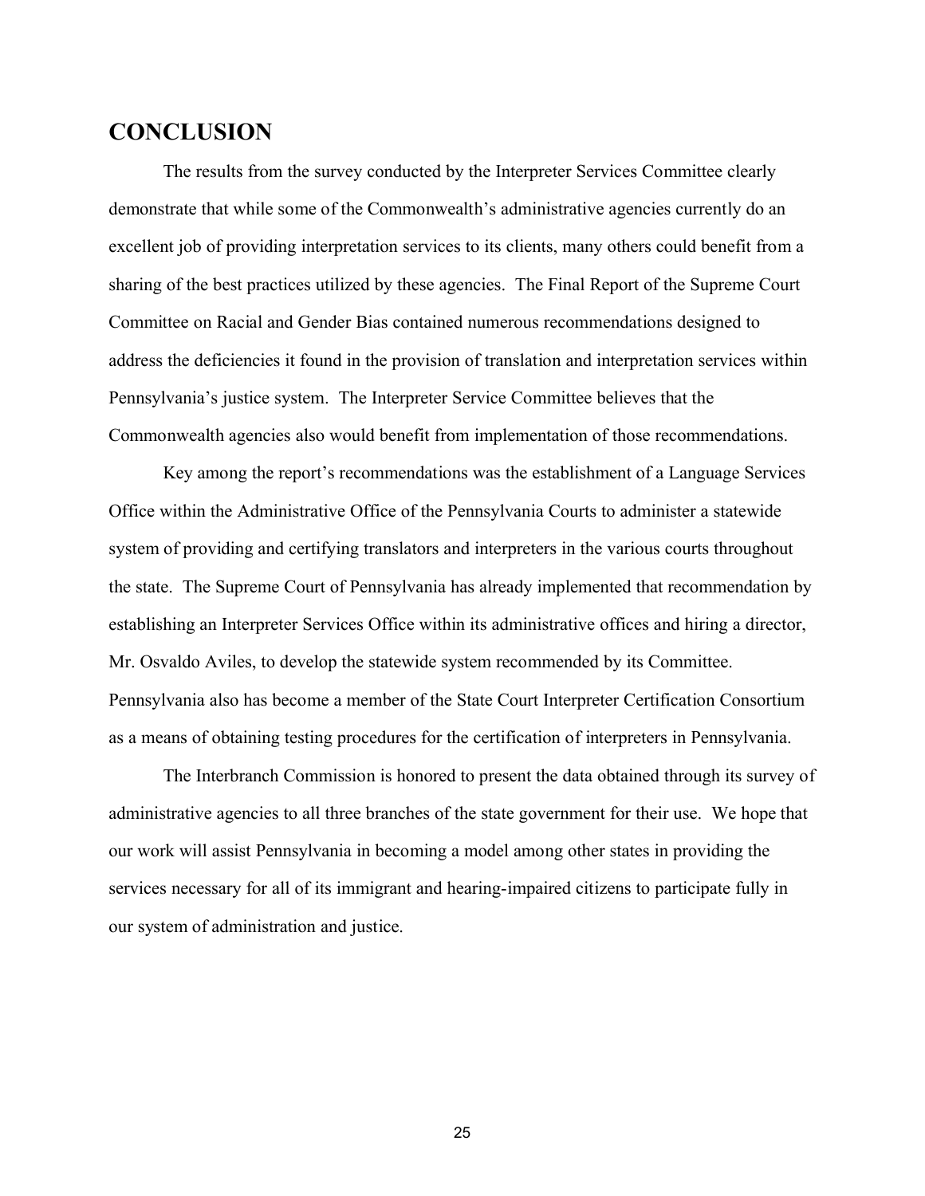## CONCLUSION

The results from the survey conducted by the Interpreter Services Committee clearly demonstrate that while some of the Commonwealth's administrative agencies currently do an excellent job of providing interpretation services to its clients, many others could benefit from a sharing of the best practices utilized by these agencies. The Final Report of the Supreme Court Committee on Racial and Gender Bias contained numerous recommendations designed to address the deficiencies it found in the provision of translation and interpretation services within Pennsylvania's justice system. The Interpreter Service Committee believes that the Commonwealth agencies also would benefit from implementation of those recommendations.

Key among the report's recommendations was the establishment of a Language Services Office within the Administrative Office of the Pennsylvania Courts to administer a statewide system of providing and certifying translators and interpreters in the various courts throughout the state. The Supreme Court of Pennsylvania has already implemented that recommendation by establishing an Interpreter Services Office within its administrative offices and hiring a director, Mr. Osvaldo Aviles, to develop the statewide system recommended by its Committee. Pennsylvania also has become a member of the State Court Interpreter Certification Consortium as a means of obtaining testing procedures for the certification of interpreters in Pennsylvania.

The Interbranch Commission is honored to present the data obtained through its survey of administrative agencies to all three branches of the state government for their use. We hope that our work will assist Pennsylvania in becoming a model among other states in providing the services necessary for all of its immigrant and hearing-impaired citizens to participate fully in our system of administration and justice.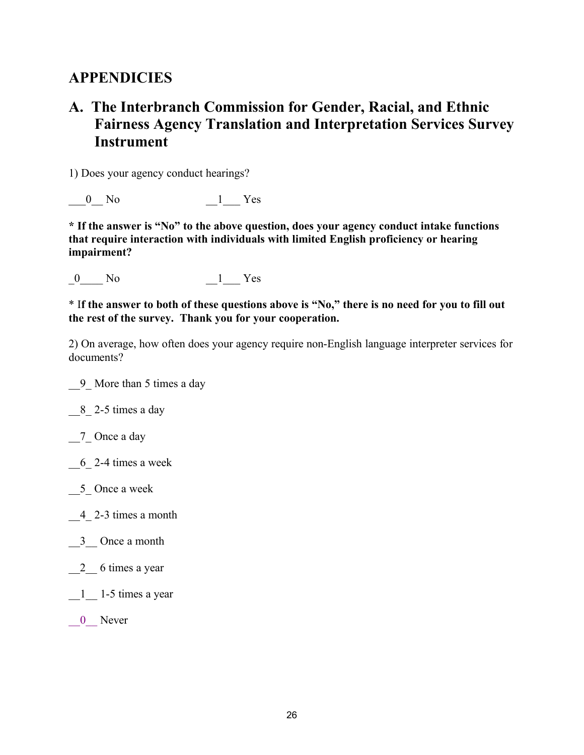# APPENDICIES

## A. The Interbranch Commission for Gender, Racial, and Ethnic Fairness Agency Translation and Interpretation Services Survey Instrument

1) Does your agency conduct hearings?

___0__ No ____________ __1___ Yes

**\* If the answer is "No" to the above question, does your agency conduct intake functions that require interaction with individuals with limited English proficiency or hearing impairment?**

_0____ No ____________ __1___ Yes

**\* If the answer to both of these questions above is "No," there is no need for you to fill out the rest of the survey. Thank you for your cooperation.**

2) On average, how often does your agency require non-English language interpreter services for documents?

__9_ More than 5 times a day

__8_ 2-5 times a day

__7_ Once a day

__6_ 2-4 times a week

__5_ Once a week

__4_ 2-3 times a month

__3__ Once a month

__2__ 6 times a year

__1__ 1-5 times a year

__0__ Never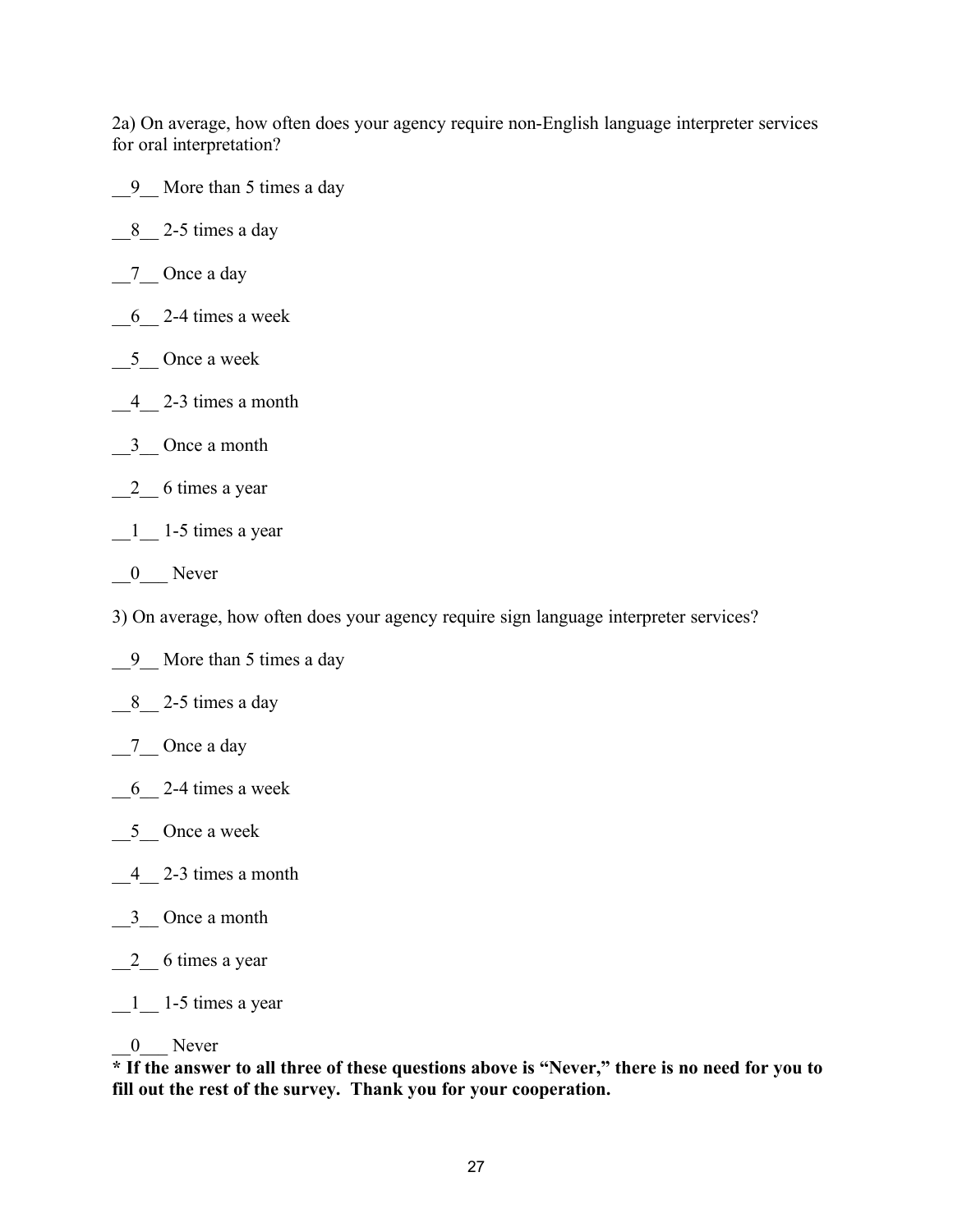2a) On average, how often does your agency require non-English language interpreter services for oral interpretation?

__9__ More than 5 times a day

__8__ 2-5 times a day

__7__ Once a day

__6__ 2-4 times a week

__5__ Once a week

__4__ 2-3 times a month

__3__ Once a month

__2__ 6 times a year

__1__ 1-5 times a year

__0___ Never

3) On average, how often does your agency require sign language interpreter services?

__9__ More than 5 times a day

__8__ 2-5 times a day

__7__ Once a day

__6__ 2-4 times a week

__5__ Once a week

__4__ 2-3 times a month

__3__ Once a month

__2__ 6 times a year

__1__ 1-5 times a year

__0___ Never

**\* If the answer to all three of these questions above is "Never," there is no need for you to fill out the rest of the survey. Thank you for your cooperation.**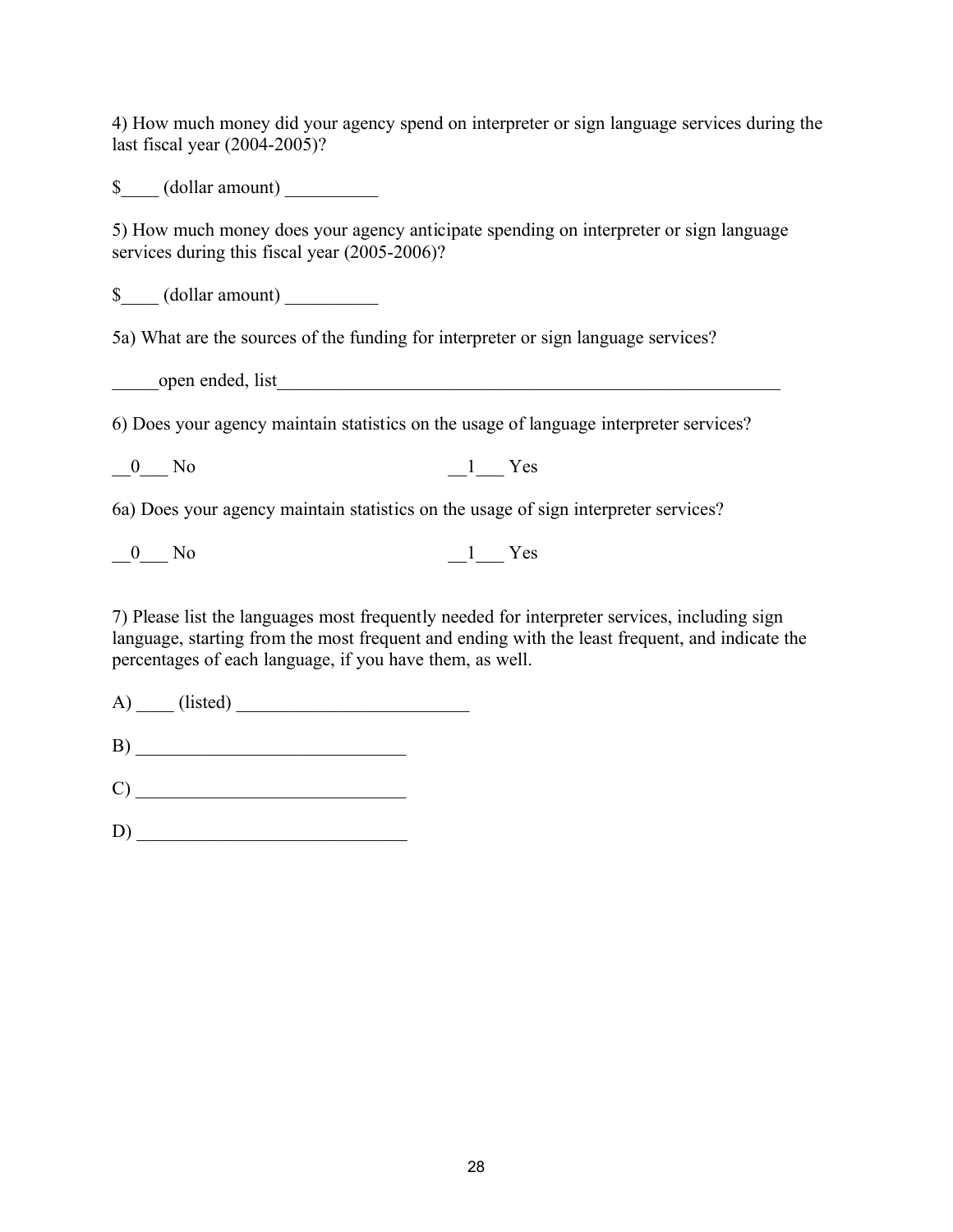4) How much money did your agency spend on interpreter or sign language services during the last fiscal year (2004-2005)?

$____ (dollar amount) __________

5) How much money does your agency anticipate spending on interpreter or sign language services during this fiscal year (2005-2006)?

$____ (dollar amount) __________

5a) What are the sources of the funding for interpreter or sign language services?

_____open ended, list___________________________________________________________

6) Does your agency maintain statistics on the usage of language interpreter services?

__0___ No __1___ Yes

6a) Does your agency maintain statistics on the usage of sign interpreter services?

__0___ No __1___ Yes

7) Please list the languages most frequently needed for interpreter services, including sign language, starting from the most frequent and ending with the least frequent, and indicate the percentages of each language, if you have them, as well.

A) ____ (listed) _________________________

B) _____________________________

C) _____________________________

D) _____________________________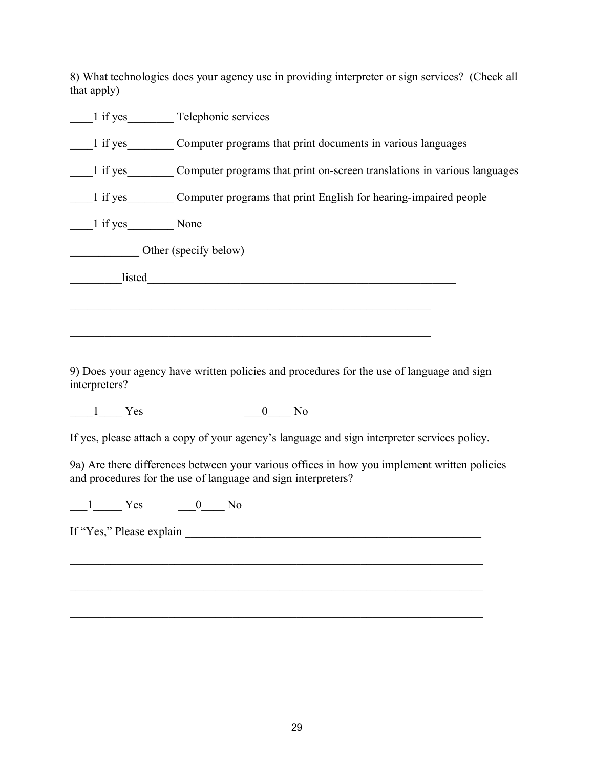8) What technologies does your agency use in providing interpreter or sign services? (Check all that apply)

____1 if yes________ Telephonic services

____1 if yes________ Computer programs that print documents in various languages

____1 if yes________ Computer programs that print on-screen translations in various languages

____1 if yes________ Computer programs that print English for hearing-impaired people

____1 if yes________ None

____________ Other (specify below)

_________listed________________________________________________________

_________________________________________________________________

_________________________________________________________________

9) Does your agency have written policies and procedures for the use of language and sign interpreters?

____1____ Yes ___0____ No

If yes, please attach a copy of your agency's language and sign interpreter services policy.

9a) Are there differences between your various offices in how you implement written policies and procedures for the use of language and sign interpreters?

___1_____ Yes ___0____ No

If "Yes," Please explain _____________________________________________________

__________________________________________________________________________

__________________________________________________________________________

__________________________________________________________________________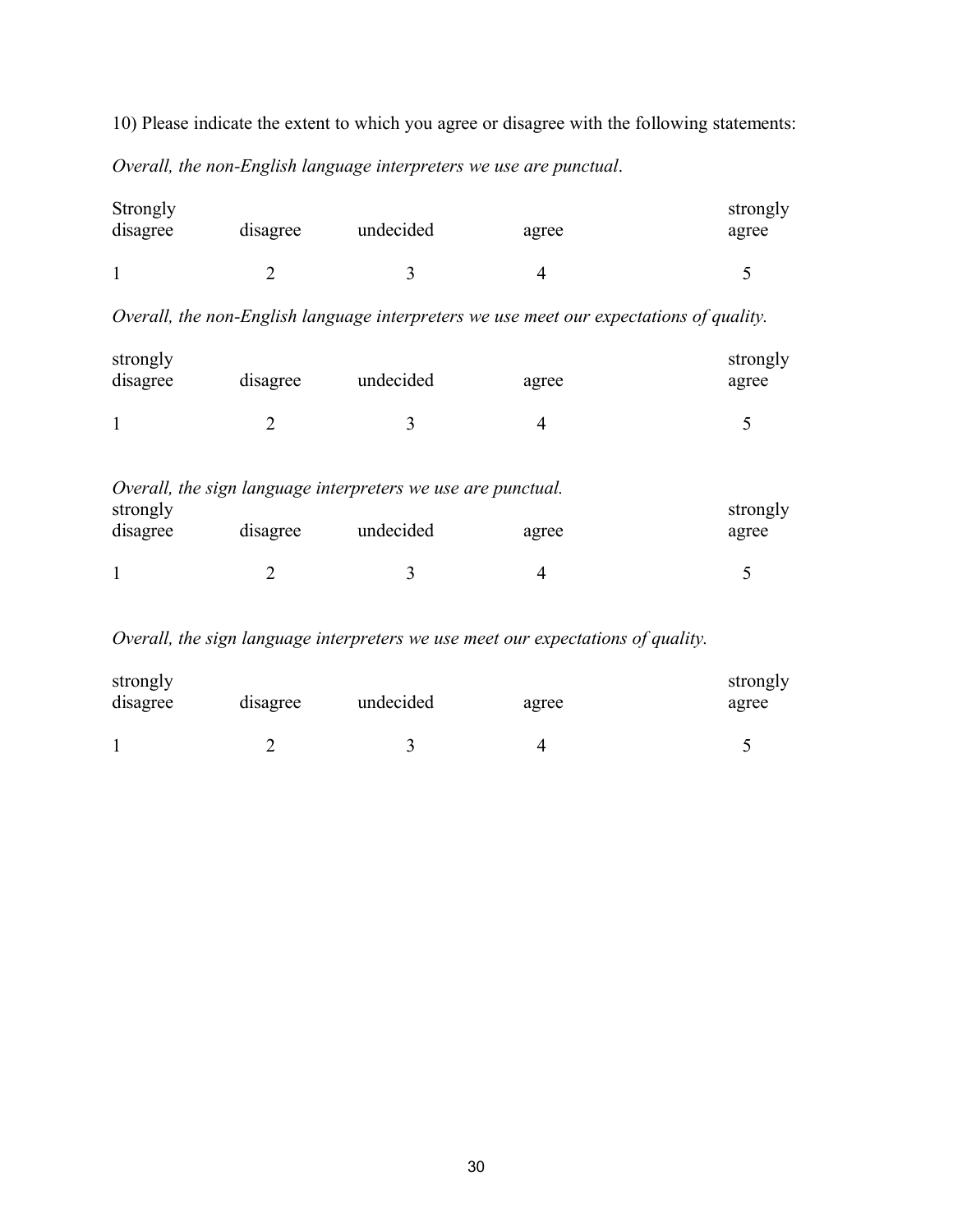10) Please indicate the extent to which you agree or disagree with the following statements:

*Overall, the non-English language interpreters we use are punctual*.

| Strongly disagree | disagree | undecided | agree | strongly agree |
|---|---|---|---|---|
| 1 | 2 | 3 | 4 | 5 |

*Overall, the non-English language interpreters we use meet our expectations of quality.*

| strongly disagree | disagree | undecided | agree | strongly agree |
|---|---|---|---|---|
| 1 | 2 | 3 | 4 | 5 |

*Overall, the sign language interpreters we use are punctual.*

| strongly disagree | disagree | undecided | agree | strongly agree |
|---|---|---|---|---|
| 1 | 2 | 3 | 4 | 5 |

*Overall, the sign language interpreters we use meet our expectations of quality.*

| strongly disagree | disagree | undecided | agree | strongly agree |
|---|---|---|---|---|
| 1 | 2 | 3 | 4 | 5 |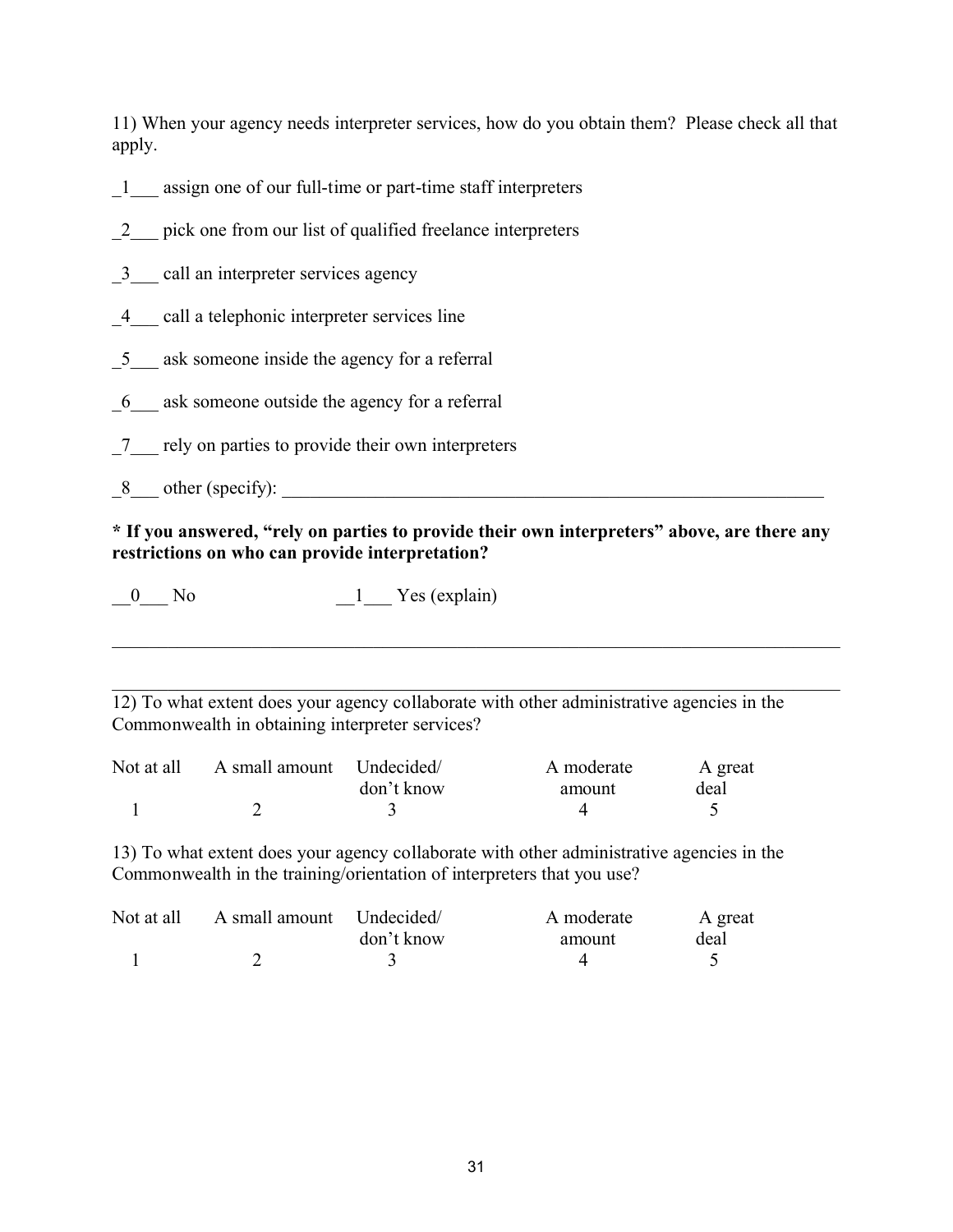11) When your agency needs interpreter services, how do you obtain them? Please check all that apply.

_1___ assign one of our full-time or part-time staff interpreters

_2___ pick one from our list of qualified freelance interpreters

_3___ call an interpreter services agency

_4___ call a telephonic interpreter services line

_5___ ask someone inside the agency for a referral

_6___ ask someone outside the agency for a referral

_7___ rely on parties to provide their own interpreters

_8___ other (specify): ___________________________________________________________

**\* If you answered, "rely on parties to provide their own interpreters" above, are there any restrictions on who can provide interpretation?**

__0___ No __1___ Yes (explain)

_______________________________________________________________________________

_______________________________________________________________________________

12) To what extent does your agency collaborate with other administrative agencies in the Commonwealth in obtaining interpreter services?

| Not at all | A small amount | Undecided/ don't know | A moderate amount | A great deal |
|---|---|---|---|---|
| 1 | 2 | 3 | 4 | 5 |

13) To what extent does your agency collaborate with other administrative agencies in the Commonwealth in the training/orientation of interpreters that you use?

| Not at all | A small amount | Undecided/ don't know | A moderate amount | A great deal |
|---|---|---|---|---|
| 1 | 2 | 3 | 4 | 5 |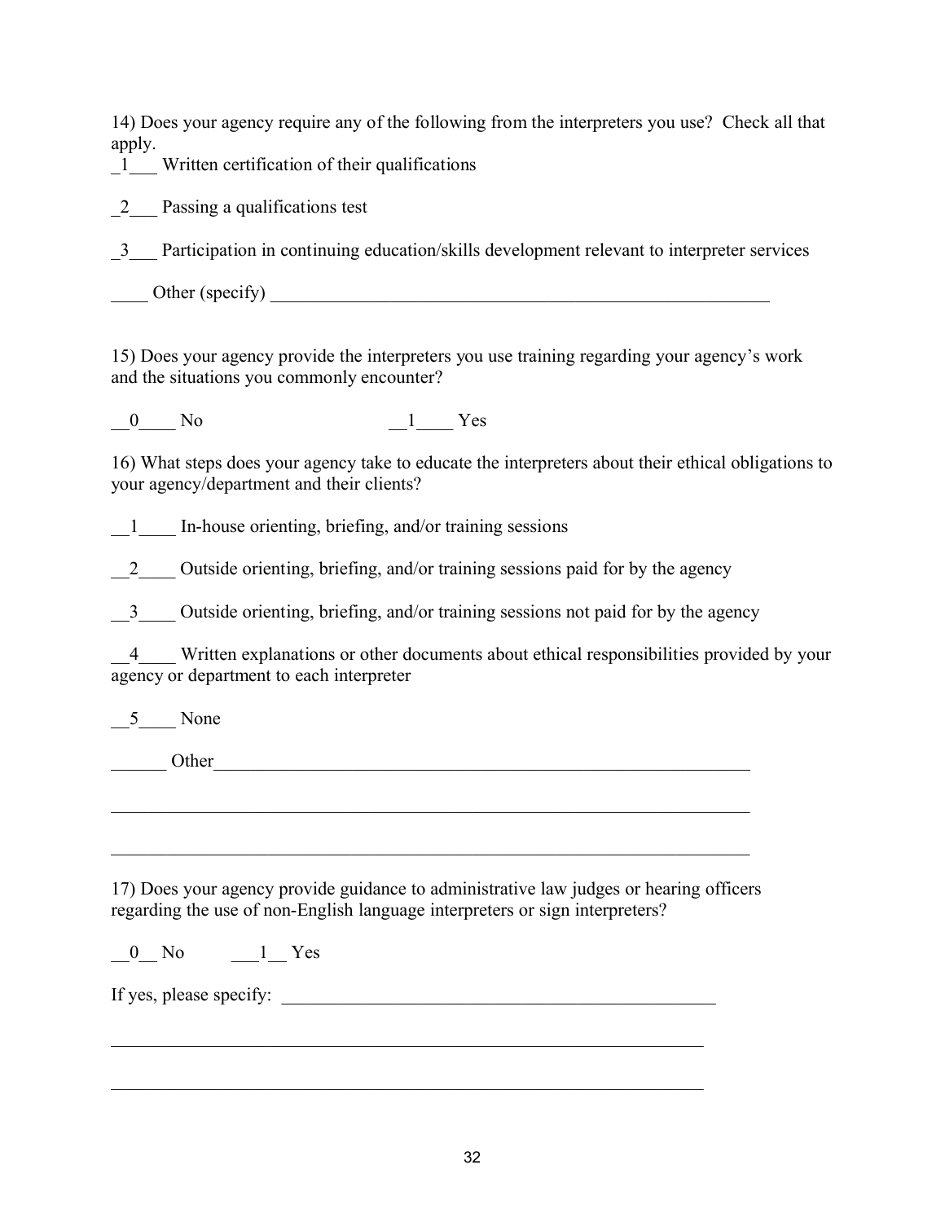14) Does your agency require any of the following from the interpreters you use? Check all that apply.

_1___ Written certification of their qualifications

_2___ Passing a qualifications test

_3___ Participation in continuing education/skills development relevant to interpreter services

____ Other (specify) ________________________________________________________

15) Does your agency provide the interpreters you use training regarding your agency's work and the situations you commonly encounter?

__0____ No __1____ Yes

16) What steps does your agency take to educate the interpreters about their ethical obligations to your agency/department and their clients?

__1____ In-house orienting, briefing, and/or training sessions

__2____ Outside orienting, briefing, and/or training sessions paid for by the agency

__3____ Outside orienting, briefing, and/or training sessions not paid for by the agency

__4____ Written explanations or other documents about ethical responsibilities provided by your agency or department to each interpreter

__5____ None

______ Other____________________________________________________________

________________________________________________________________________

________________________________________________________________________

17) Does your agency provide guidance to administrative law judges or hearing officers regarding the use of non-English language interpreters or sign interpreters?

__0__ No ___1__ Yes

If yes, please specify: _______________________________________________

_____________________________________________________________________

_____________________________________________________________________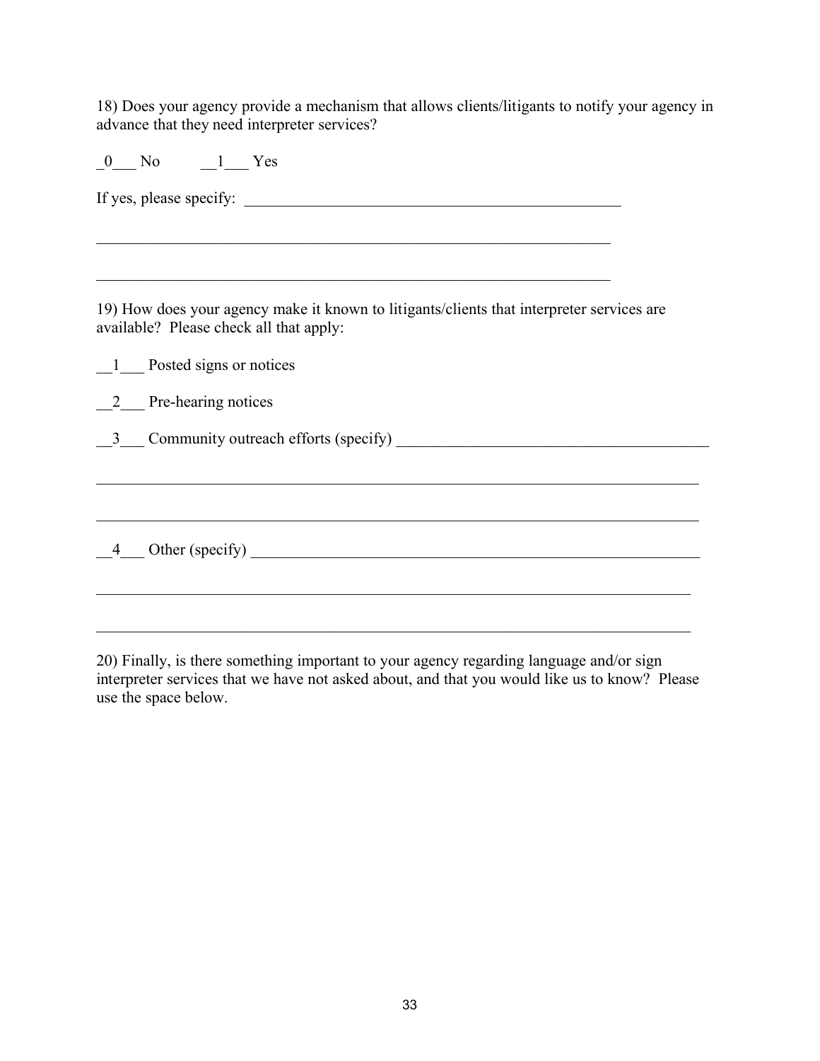18) Does your agency provide a mechanism that allows clients/litigants to notify your agency in advance that they need interpreter services?

_0___ No        __1___ Yes

If yes, please specify: _________________________________________________

_________________________________________________________________

_________________________________________________________________

19) How does your agency make it known to litigants/clients that interpreter services are available? Please check all that apply:

__1___ Posted signs or notices

__2___ Pre-hearing notices

__3___ Community outreach efforts (specify) _______________________________________

_________________________________________________________________________

_________________________________________________________________________

__4___ Other (specify) _____________________________________________________

_________________________________________________________________________

_________________________________________________________________________

20) Finally, is there something important to your agency regarding language and/or sign interpreter services that we have not asked about, and that you would like us to know? Please use the space below.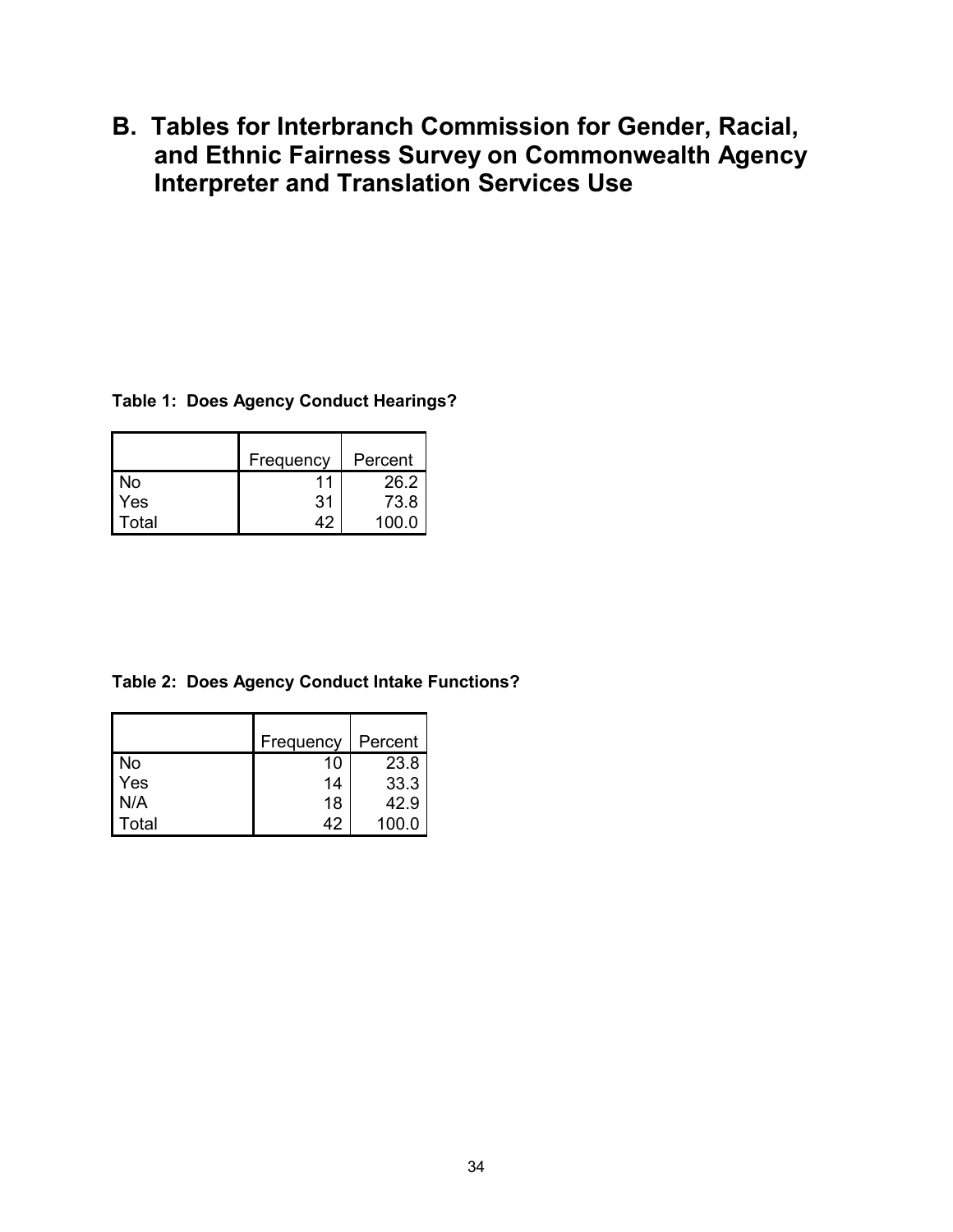## B. Tables for Interbranch Commission for Gender, Racial, and Ethnic Fairness Survey on Commonwealth Agency Interpreter and Translation Services Use

**Table 1: Does Agency Conduct Hearings?**

| | Frequency | Percent |
|---|---|---|
| No | 11 | 26.2 |
| Yes | 31 | 73.8 |
| Total | 42 | 100.0 |

**Table 2: Does Agency Conduct Intake Functions?**

| | Frequency | Percent |
|---|---|---|
| No | 10 | 23.8 |
| Yes | 14 | 33.3 |
| N/A | 18 | 42.9 |
| Total | 42 | 100.0 |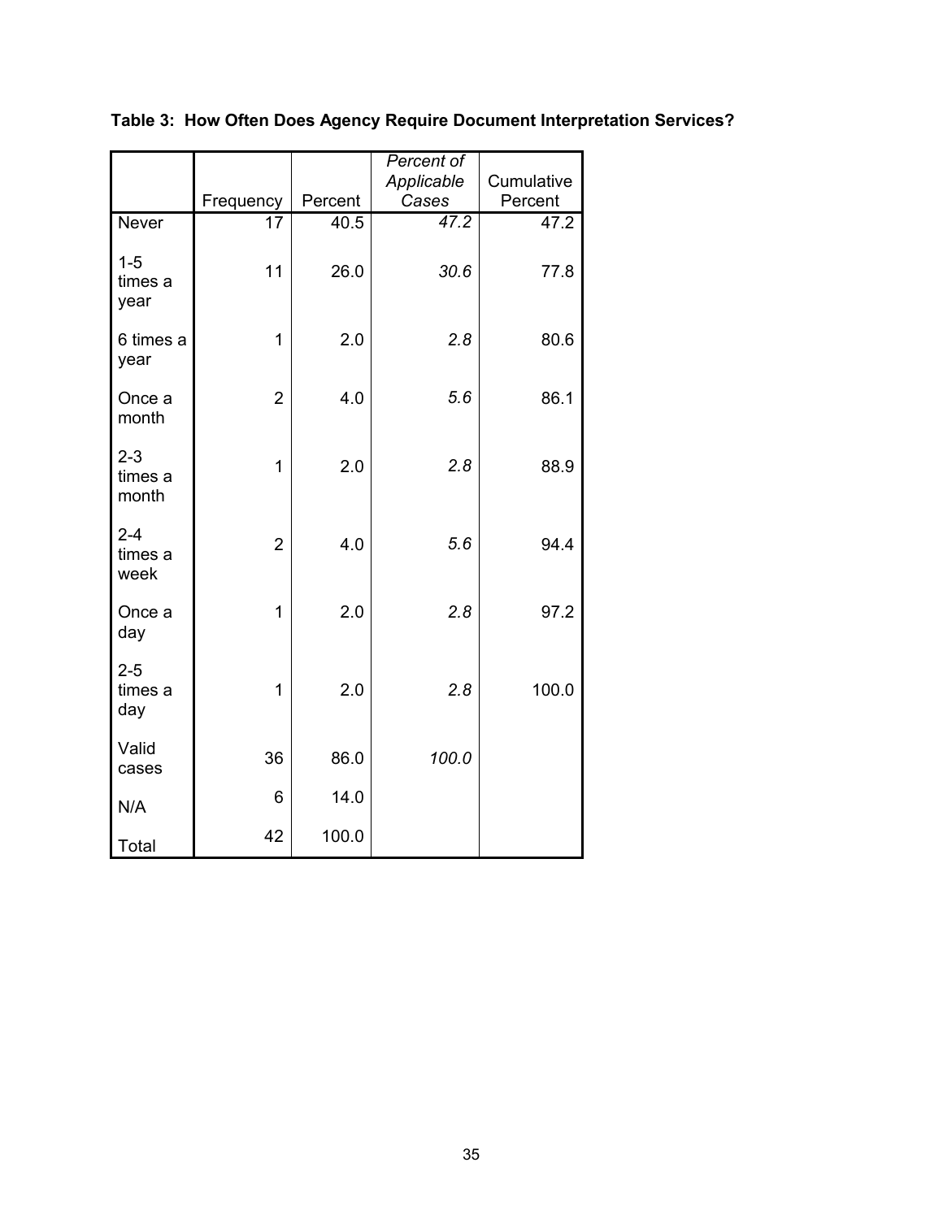**Table 3: How Often Does Agency Require Document Interpretation Services?**

| | Frequency | Percent | *Percent of Applicable Cases* | Cumulative Percent |
|---|---|---|---|---|
| Never | 17 | 40.5 | *47.2* | 47.2 |
| 1-5 times a year | 11 | 26.0 | *30.6* | 77.8 |
| 6 times a year | 1 | 2.0 | *2.8* | 80.6 |
| Once a month | 2 | 4.0 | *5.6* | 86.1 |
| 2-3 times a month | 1 | 2.0 | *2.8* | 88.9 |
| 2-4 times a week | 2 | 4.0 | *5.6* | 94.4 |
| Once a day | 1 | 2.0 | *2.8* | 97.2 |
| 2-5 times a day | 1 | 2.0 | *2.8* | 100.0 |
| Valid cases | 36 | 86.0 | *100.0* | |
| N/A | 6 | 14.0 | | |
| Total | 42 | 100.0 | | |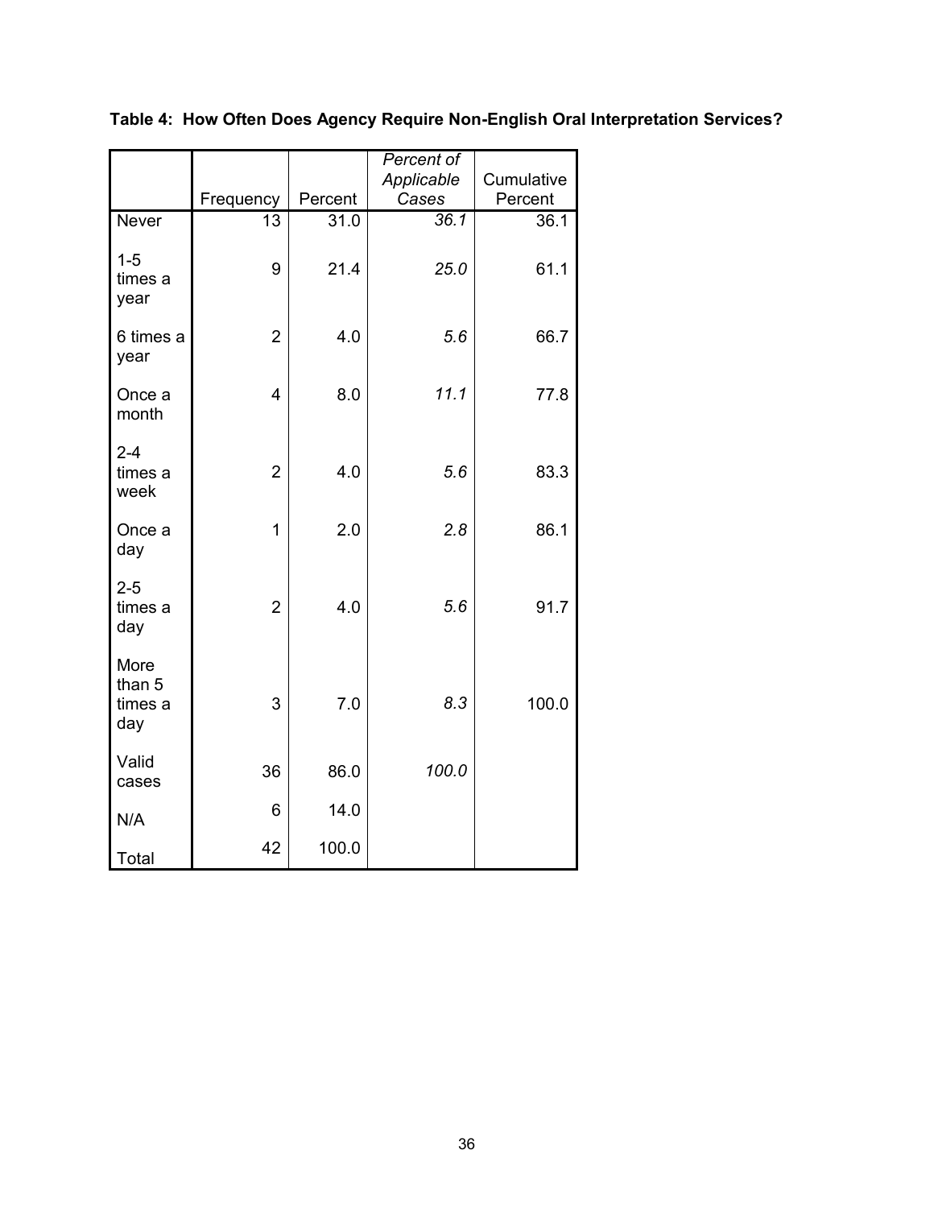**Table 4: How Often Does Agency Require Non-English Oral Interpretation Services?**

| | Frequency | Percent | *Percent of Applicable Cases* | Cumulative Percent |
|---|---|---|---|---|
| Never | 13 | 31.0 | *36.1* | 36.1 |
| 1-5 times a year | 9 | 21.4 | *25.0* | 61.1 |
| 6 times a year | 2 | 4.0 | *5.6* | 66.7 |
| Once a month | 4 | 8.0 | *11.1* | 77.8 |
| 2-4 times a week | 2 | 4.0 | *5.6* | 83.3 |
| Once a day | 1 | 2.0 | *2.8* | 86.1 |
| 2-5 times a day | 2 | 4.0 | *5.6* | 91.7 |
| More than 5 times a day | 3 | 7.0 | *8.3* | 100.0 |
| Valid cases | 36 | 86.0 | *100.0* | |
| N/A | 6 | 14.0 | | |
| Total | 42 | 100.0 | | |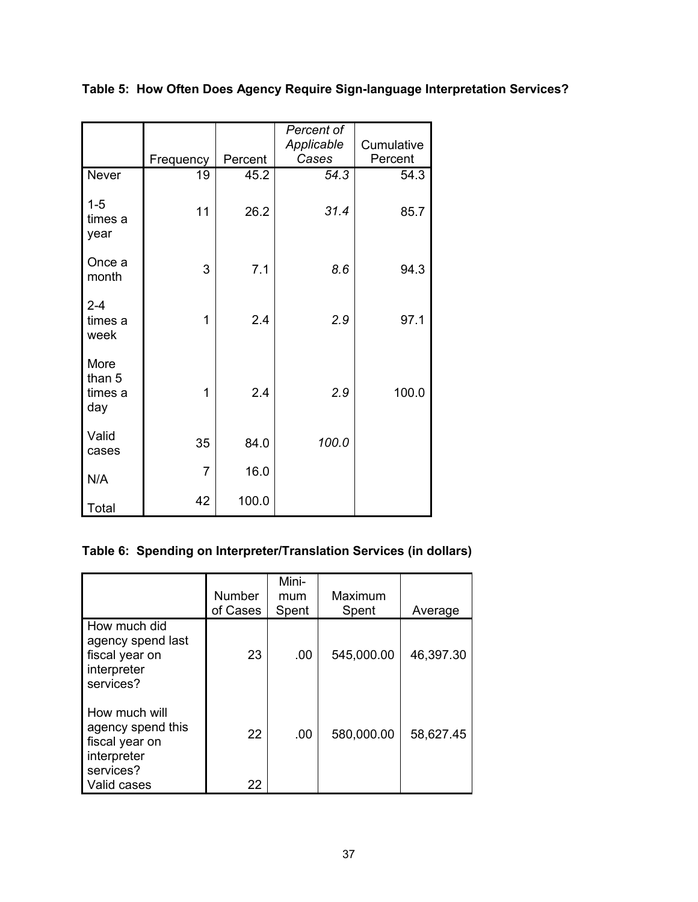**Table 5: How Often Does Agency Require Sign-language Interpretation Services?**

| | Frequency | Percent | *Percent of Applicable Cases* | Cumulative Percent |
|---|---|---|---|---|
| Never | 19 | 45.2 | *54.3* | 54.3 |
| 1-5 times a year | 11 | 26.2 | *31.4* | 85.7 |
| Once a month | 3 | 7.1 | *8.6* | 94.3 |
| 2-4 times a week | 1 | 2.4 | *2.9* | 97.1 |
| More than 5 times a day | 1 | 2.4 | *2.9* | 100.0 |
| Valid cases | 35 | 84.0 | *100.0* | |
| N/A | 7 | 16.0 | | |
| Total | 42 | 100.0 | | |

**Table 6: Spending on Interpreter/Translation Services (in dollars)**

| | Number of Cases | Mini-mum Spent | Maximum Spent | Average |
|---|---|---|---|---|
| How much did agency spend last fiscal year on interpreter services? | 23 | .00 | 545,000.00 | 46,397.30 |
| How much will agency spend this fiscal year on interpreter services? | 22 | .00 | 580,000.00 | 58,627.45 |
| Valid cases | 22 | | | |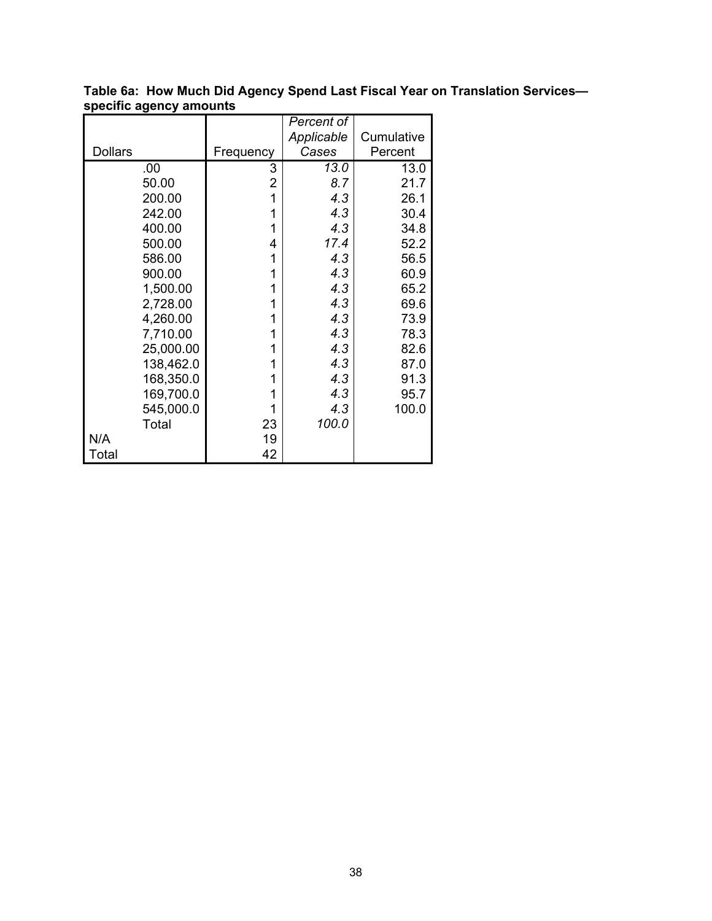**Table 6a: How Much Did Agency Spend Last Fiscal Year on Translation Services—specific agency amounts**

| Dollars | | Frequency | *Percent of Applicable Cases* | Cumulative Percent |
|---|---|---|---|---|
| | .00 | 3 | *13.0* | 13.0 |
| | 50.00 | 2 | *8.7* | 21.7 |
| | 200.00 | 1 | *4.3* | 26.1 |
| | 242.00 | 1 | *4.3* | 30.4 |
| | 400.00 | 1 | *4.3* | 34.8 |
| | 500.00 | 4 | *17.4* | 52.2 |
| | 586.00 | 1 | *4.3* | 56.5 |
| | 900.00 | 1 | *4.3* | 60.9 |
| | 1,500.00 | 1 | *4.3* | 65.2 |
| | 2,728.00 | 1 | *4.3* | 69.6 |
| | 4,260.00 | 1 | *4.3* | 73.9 |
| | 7,710.00 | 1 | *4.3* | 78.3 |
| | 25,000.00 | 1 | *4.3* | 82.6 |
| | 138,462.0 | 1 | *4.3* | 87.0 |
| | 168,350.0 | 1 | *4.3* | 91.3 |
| | 169,700.0 | 1 | *4.3* | 95.7 |
| | 545,000.0 | 1 | *4.3* | 100.0 |
| | Total | 23 | *100.0* | |
| N/A | | 19 | | |
| Total | | 42 | | |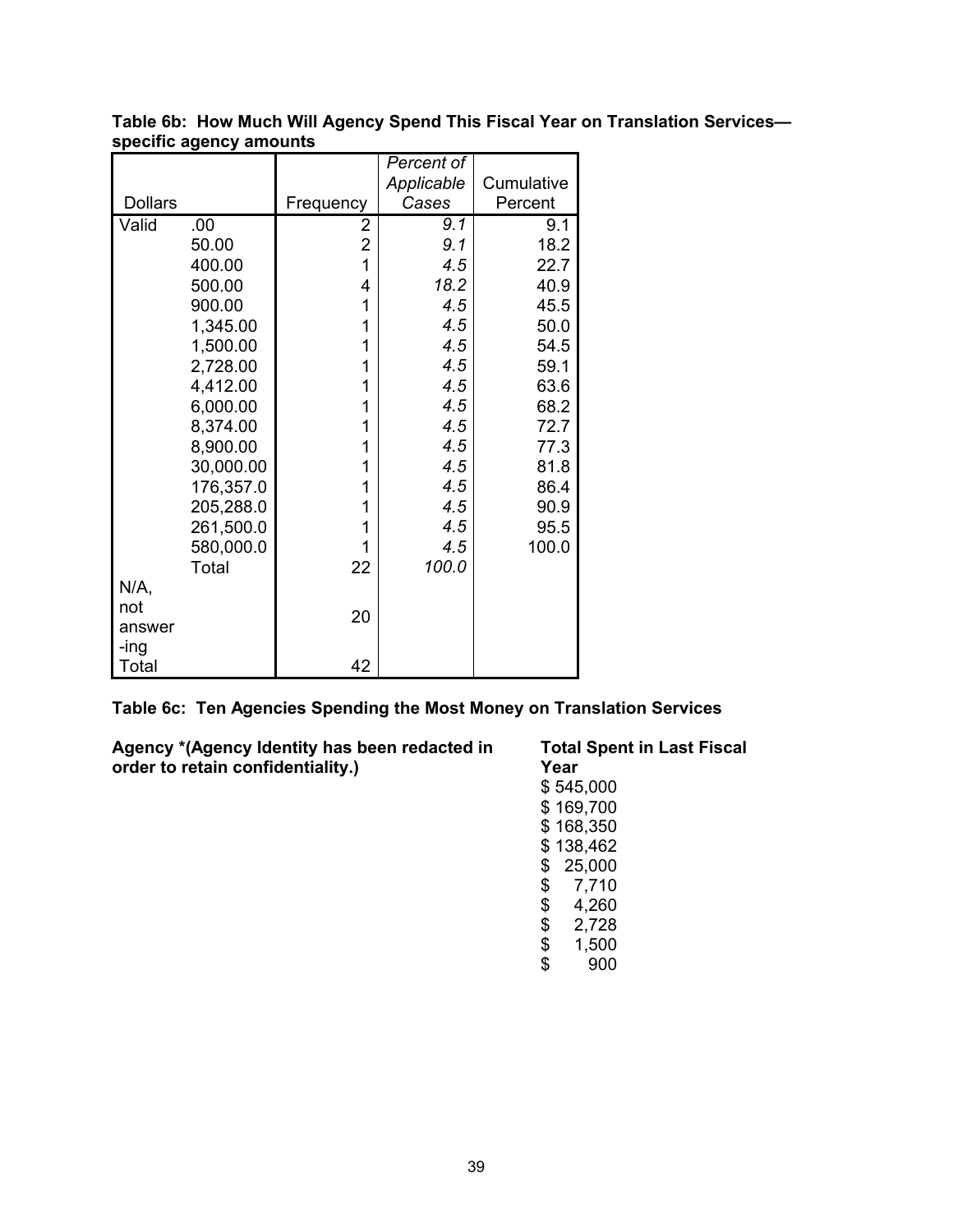**Table 6b: How Much Will Agency Spend This Fiscal Year on Translation Services—specific agency amounts**

| Dollars | | Frequency | *Percent of Applicable Cases* | Cumulative Percent |
|---|---|---|---|---|
| Valid | .00 | 2 | *9.1* | 9.1 |
| | 50.00 | 2 | *9.1* | 18.2 |
| | 400.00 | 1 | *4.5* | 22.7 |
| | 500.00 | 4 | *18.2* | 40.9 |
| | 900.00 | 1 | *4.5* | 45.5 |
| | 1,345.00 | 1 | *4.5* | 50.0 |
| | 1,500.00 | 1 | *4.5* | 54.5 |
| | 2,728.00 | 1 | *4.5* | 59.1 |
| | 4,412.00 | 1 | *4.5* | 63.6 |
| | 6,000.00 | 1 | *4.5* | 68.2 |
| | 8,374.00 | 1 | *4.5* | 72.7 |
| | 8,900.00 | 1 | *4.5* | 77.3 |
| | 30,000.00 | 1 | *4.5* | 81.8 |
| | 176,357.0 | 1 | *4.5* | 86.4 |
| | 205,288.0 | 1 | *4.5* | 90.9 |
| | 261,500.0 | 1 | *4.5* | 95.5 |
| | 580,000.0 | 1 | *4.5* | 100.0 |
| | Total | 22 | *100.0* | |
| N/A, not answer-ing | | 20 | | |
| Total | | 42 | | |

**Table 6c: Ten Agencies Spending the Most Money on Translation Services**

| Agency *(Agency Identity has been redacted in order to retain confidentiality.) | Total Spent in Last Fiscal Year |
|---|---|
| | $ 545,000 |
| | $ 169,700 |
| | $ 168,350 |
| | $ 138,462 |
| | $ 25,000 |
| | $ 7,710 |
| | $ 4,260 |
| | $ 2,728 |
| | $ 1,500 |
| | $ 900 |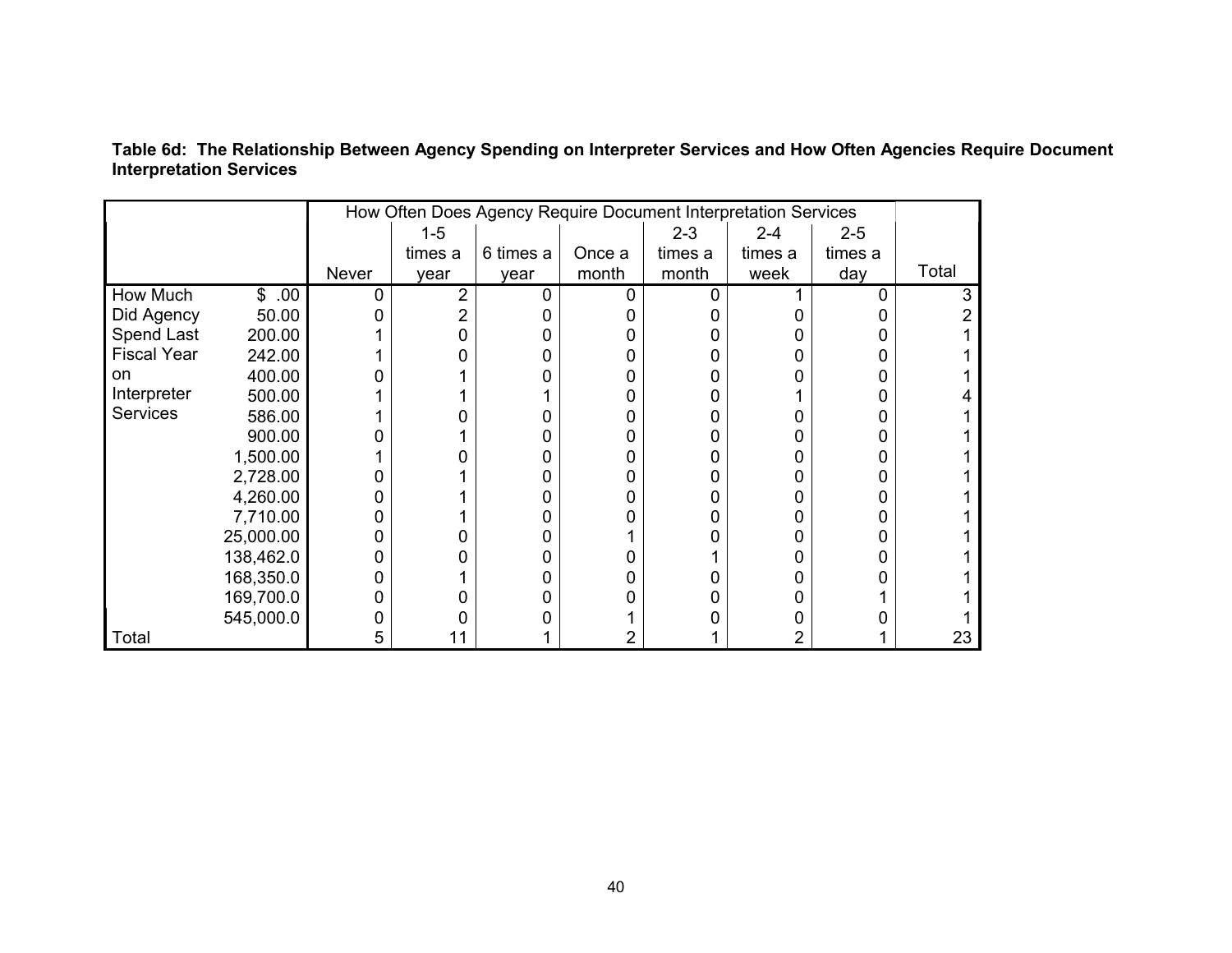**Table 6d: The Relationship Between Agency Spending on Interpreter Services and How Often Agencies Require Document Interpretation Services**

| | | How Often Does Agency Require Document Interpretation Services | | | | | | | |
|---|---|---|---|---|---|---|---|---|---|
| | | Never | 1-5 times a year | 6 times a year | Once a month | 2-3 times a month | 2-4 times a week | 2-5 times a day | Total |
| How Much Did Agency Spend Last Fiscal Year on Interpreter Services | $ .00 | 0 | 2 | 0 | 0 | 0 | 1 | 0 | 3 |
| | 50.00 | 0 | 2 | 0 | 0 | 0 | 0 | 0 | 2 |
| | 200.00 | 1 | 0 | 0 | 0 | 0 | 0 | 0 | 1 |
| | 242.00 | 1 | 0 | 0 | 0 | 0 | 0 | 0 | 1 |
| | 400.00 | 0 | 1 | 0 | 0 | 0 | 0 | 0 | 1 |
| | 500.00 | 1 | 1 | 1 | 0 | 0 | 1 | 0 | 4 |
| | 586.00 | 1 | 0 | 0 | 0 | 0 | 0 | 0 | 1 |
| | 900.00 | 0 | 1 | 0 | 0 | 0 | 0 | 0 | 1 |
| | 1,500.00 | 1 | 0 | 0 | 0 | 0 | 0 | 0 | 1 |
| | 2,728.00 | 0 | 1 | 0 | 0 | 0 | 0 | 0 | 1 |
| | 4,260.00 | 0 | 1 | 0 | 0 | 0 | 0 | 0 | 1 |
| | 7,710.00 | 0 | 1 | 0 | 0 | 0 | 0 | 0 | 1 |
| | 25,000.00 | 0 | 0 | 0 | 1 | 0 | 0 | 0 | 1 |
| | 138,462.0 | 0 | 0 | 0 | 0 | 1 | 0 | 0 | 1 |
| | 168,350.0 | 0 | 1 | 0 | 0 | 0 | 0 | 0 | 1 |
| | 169,700.0 | 0 | 0 | 0 | 0 | 0 | 0 | 1 | 1 |
| | 545,000.0 | 0 | 0 | 0 | 1 | 0 | 0 | 0 | 1 |
| Total | | 5 | 11 | 1 | 2 | 1 | 2 | 1 | 23 |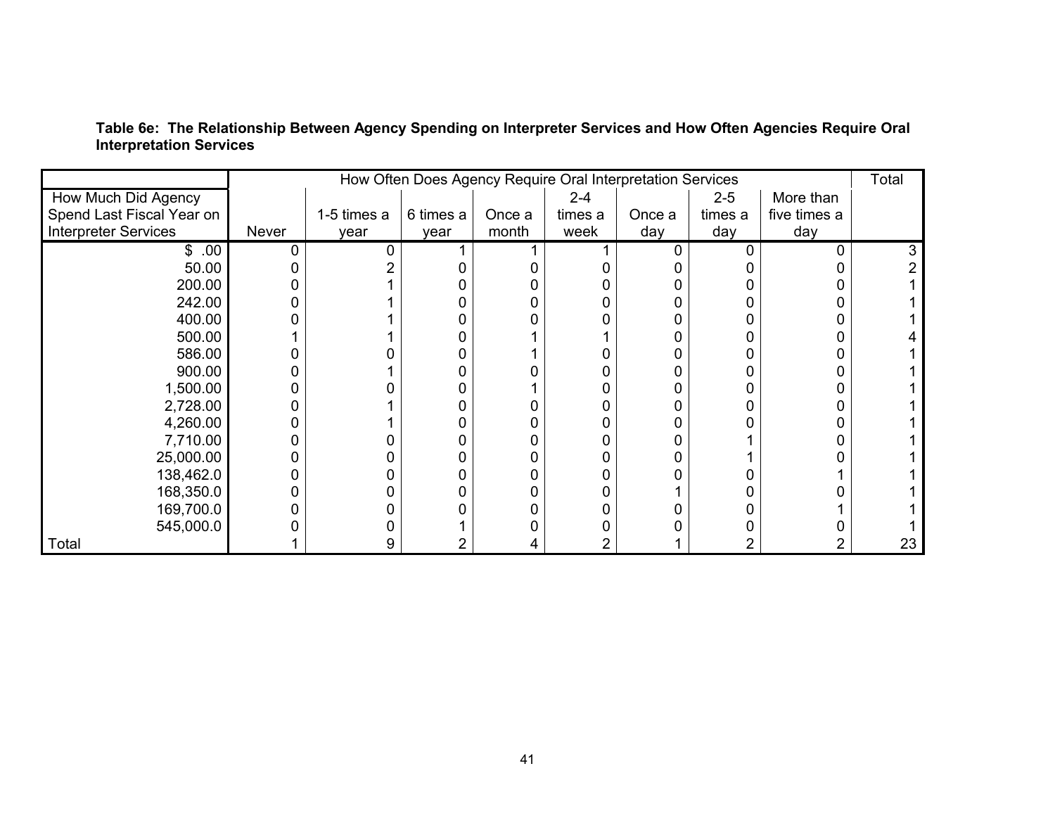**Table 6e: The Relationship Between Agency Spending on Interpreter Services and How Often Agencies Require Oral Interpretation Services**

| | How Often Does Agency Require Oral Interpretation Services | | | | | | | | Total |
|---|---|---|---|---|---|---|---|---|---|
| How Much Did Agency Spend Last Fiscal Year on Interpreter Services | Never | 1-5 times a year | 6 times a year | Once a month | 2-4 times a week | Once a day | 2-5 times a day | More than five times a day | |
| $ .00 | 0 | 0 | 1 | 1 | 1 | 0 | 0 | 0 | 3 |
| 50.00 | 0 | 2 | 0 | 0 | 0 | 0 | 0 | 0 | 2 |
| 200.00 | 0 | 1 | 0 | 0 | 0 | 0 | 0 | 0 | 1 |
| 242.00 | 0 | 1 | 0 | 0 | 0 | 0 | 0 | 0 | 1 |
| 400.00 | 0 | 1 | 0 | 0 | 0 | 0 | 0 | 0 | 1 |
| 500.00 | 1 | 1 | 0 | 1 | 1 | 0 | 0 | 0 | 4 |
| 586.00 | 0 | 0 | 0 | 1 | 0 | 0 | 0 | 0 | 1 |
| 900.00 | 0 | 1 | 0 | 0 | 0 | 0 | 0 | 0 | 1 |
| 1,500.00 | 0 | 0 | 0 | 1 | 0 | 0 | 0 | 0 | 1 |
| 2,728.00 | 0 | 1 | 0 | 0 | 0 | 0 | 0 | 0 | 1 |
| 4,260.00 | 0 | 1 | 0 | 0 | 0 | 0 | 0 | 0 | 1 |
| 7,710.00 | 0 | 0 | 0 | 0 | 0 | 0 | 1 | 0 | 1 |
| 25,000.00 | 0 | 0 | 0 | 0 | 0 | 0 | 1 | 0 | 1 |
| 138,462.0 | 0 | 0 | 0 | 0 | 0 | 0 | 0 | 1 | 1 |
| 168,350.0 | 0 | 0 | 0 | 0 | 0 | 1 | 0 | 0 | 1 |
| 169,700.0 | 0 | 0 | 0 | 0 | 0 | 0 | 0 | 1 | 1 |
| 545,000.0 | 0 | 0 | 1 | 0 | 0 | 0 | 0 | 0 | 1 |
| Total | 1 | 9 | 2 | 4 | 2 | 1 | 2 | 2 | 23 |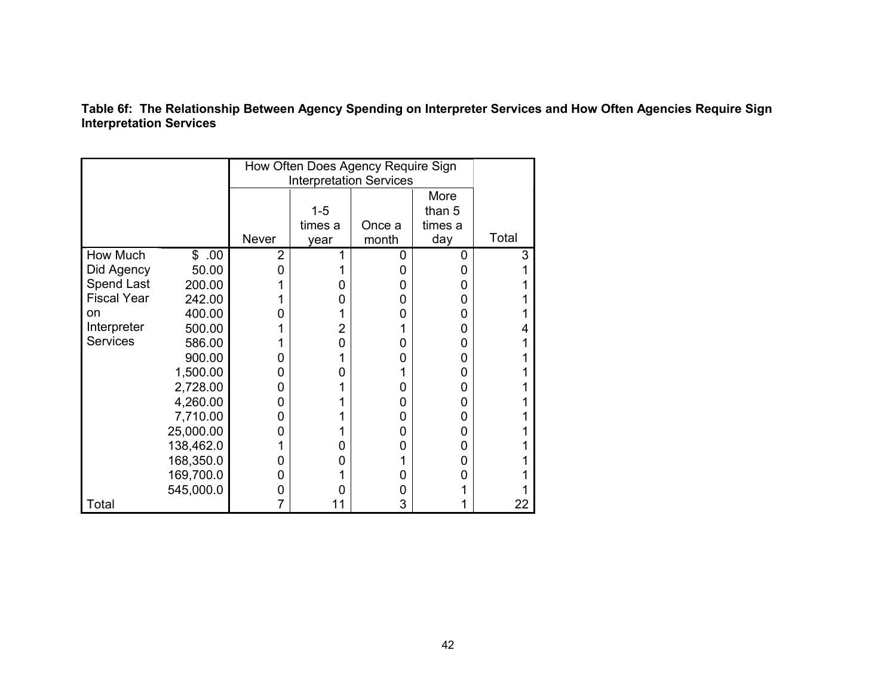**Table 6f: The Relationship Between Agency Spending on Interpreter Services and How Often Agencies Require Sign Interpretation Services**

| | | How Often Does Agency Require Sign Interpretation Services | | | | |
|---|---|---|---|---|---|---|
| | | Never | 1-5 times a year | Once a month | More than 5 times a day | Total |
| How Much Did Agency Spend Last Fiscal Year on Interpreter Services | $ .00 | 2 | 1 | 0 | 0 | 3 |
| | 50.00 | 0 | 1 | 0 | 0 | 1 |
| | 200.00 | 1 | 0 | 0 | 0 | 1 |
| | 242.00 | 1 | 0 | 0 | 0 | 1 |
| | 400.00 | 0 | 1 | 0 | 0 | 1 |
| | 500.00 | 1 | 2 | 1 | 0 | 4 |
| | 586.00 | 1 | 0 | 0 | 0 | 1 |
| | 900.00 | 0 | 1 | 0 | 0 | 1 |
| | 1,500.00 | 0 | 0 | 1 | 0 | 1 |
| | 2,728.00 | 0 | 1 | 0 | 0 | 1 |
| | 4,260.00 | 0 | 1 | 0 | 0 | 1 |
| | 7,710.00 | 0 | 1 | 0 | 0 | 1 |
| | 25,000.00 | 0 | 1 | 0 | 0 | 1 |
| | 138,462.0 | 1 | 0 | 0 | 0 | 1 |
| | 168,350.0 | 0 | 0 | 1 | 0 | 1 |
| | 169,700.0 | 0 | 1 | 0 | 0 | 1 |
| | 545,000.0 | 0 | 0 | 0 | 1 | 1 |
| Total | | 7 | 11 | 3 | 1 | 22 |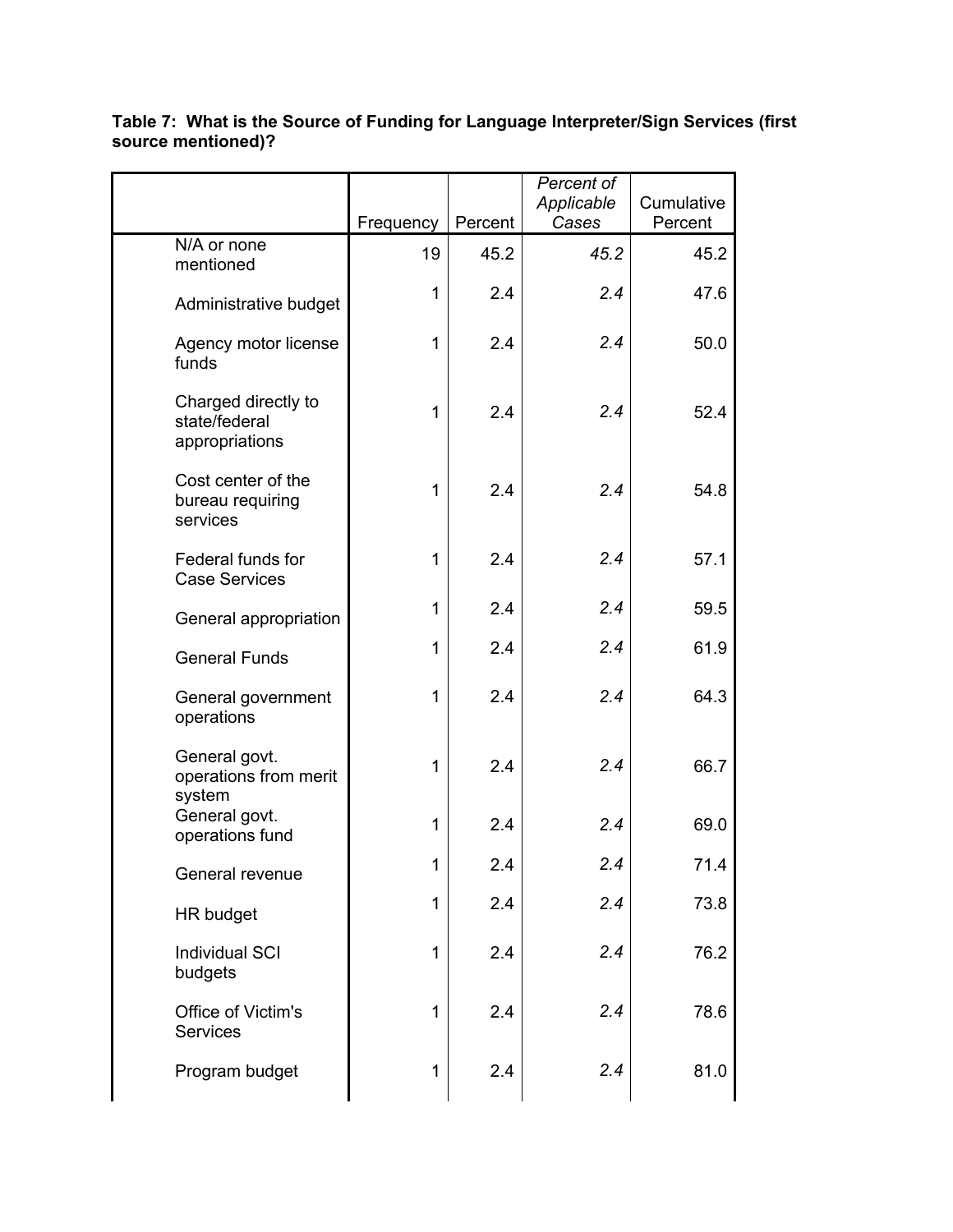**Table 7: What is the Source of Funding for Language Interpreter/Sign Services (first source mentioned)?**

| | Frequency | Percent | *Percent of Applicable Cases* | Cumulative Percent |
|---|---|---|---|---|
| N/A or none mentioned | 19 | 45.2 | *45.2* | 45.2 |
| Administrative budget | 1 | 2.4 | *2.4* | 47.6 |
| Agency motor license funds | 1 | 2.4 | *2.4* | 50.0 |
| Charged directly to state/federal appropriations | 1 | 2.4 | *2.4* | 52.4 |
| Cost center of the bureau requiring services | 1 | 2.4 | *2.4* | 54.8 |
| Federal funds for Case Services | 1 | 2.4 | *2.4* | 57.1 |
| General appropriation | 1 | 2.4 | *2.4* | 59.5 |
| General Funds | 1 | 2.4 | *2.4* | 61.9 |
| General government operations | 1 | 2.4 | *2.4* | 64.3 |
| General govt. operations from merit system | 1 | 2.4 | *2.4* | 66.7 |
| General govt. operations fund | 1 | 2.4 | *2.4* | 69.0 |
| General revenue | 1 | 2.4 | *2.4* | 71.4 |
| HR budget | 1 | 2.4 | *2.4* | 73.8 |
| Individual SCI budgets | 1 | 2.4 | *2.4* | 76.2 |
| Office of Victim's Services | 1 | 2.4 | *2.4* | 78.6 |
| Program budget | 1 | 2.4 | *2.4* | 81.0 |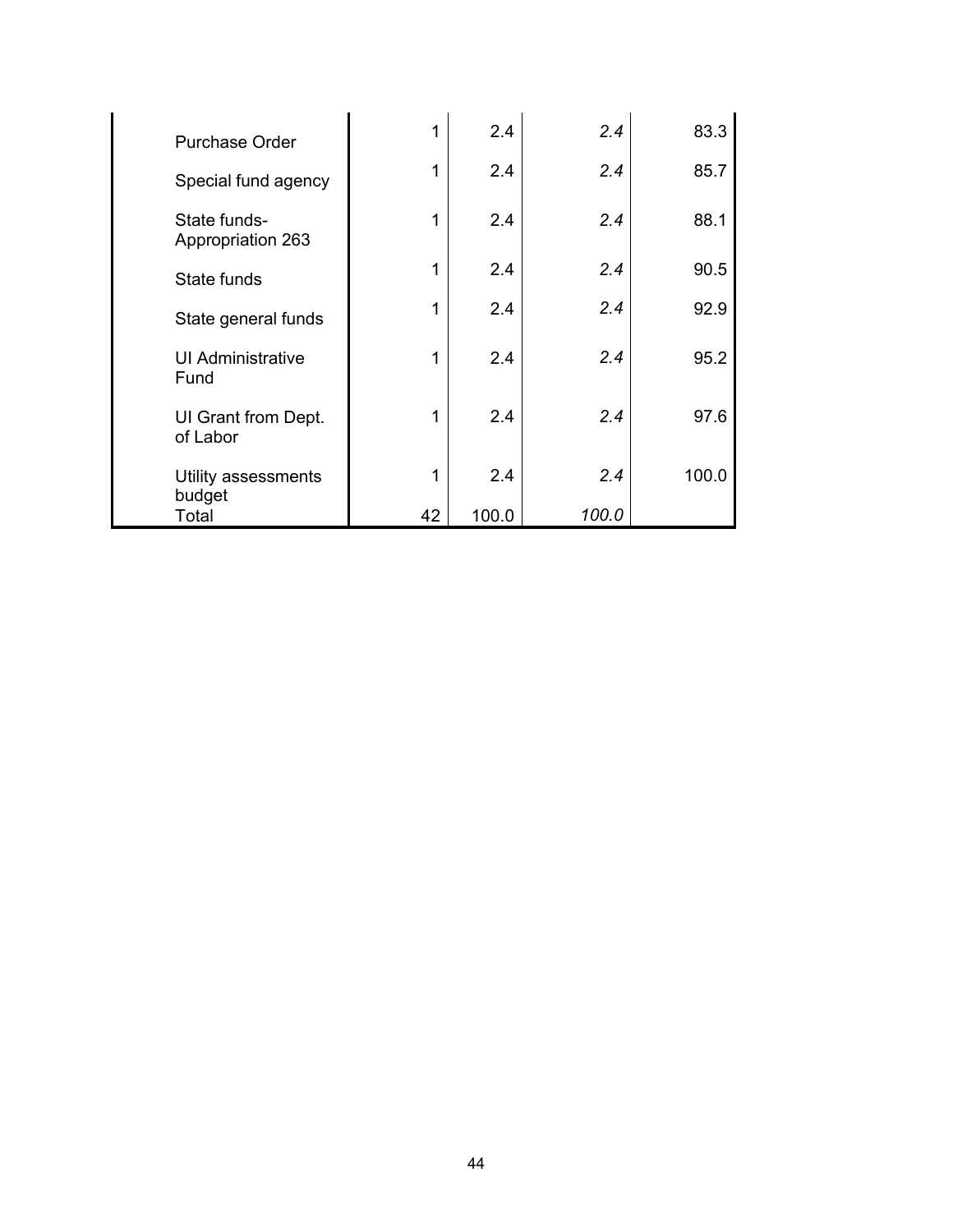| | | | | |
|---|---|---|---|---|
| Purchase Order | 1 | 2.4 | *2.4* | 83.3 |
| Special fund agency | 1 | 2.4 | *2.4* | 85.7 |
| State funds-Appropriation 263 | 1 | 2.4 | *2.4* | 88.1 |
| State funds | 1 | 2.4 | *2.4* | 90.5 |
| State general funds | 1 | 2.4 | *2.4* | 92.9 |
| UI Administrative Fund | 1 | 2.4 | *2.4* | 95.2 |
| UI Grant from Dept. of Labor | 1 | 2.4 | *2.4* | 97.6 |
| Utility assessments budget | 1 | 2.4 | *2.4* | 100.0 |
| Total | 42 | 100.0 | *100.0* | |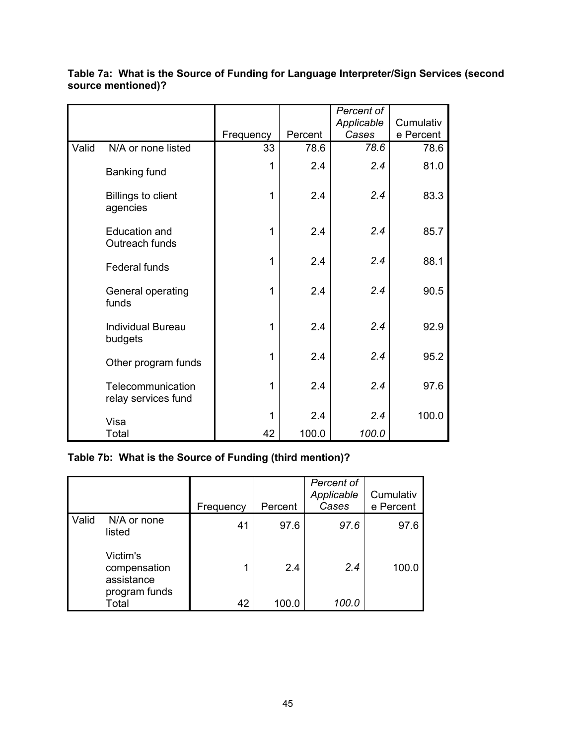**Table 7a: What is the Source of Funding for Language Interpreter/Sign Services (second source mentioned)?**

| | | Frequency | Percent | *Percent of Applicable Cases* | Cumulative Percent |
|---|---|---|---|---|---|
| Valid | N/A or none listed | 33 | 78.6 | *78.6* | 78.6 |
| | Banking fund | 1 | 2.4 | *2.4* | 81.0 |
| | Billings to client agencies | 1 | 2.4 | *2.4* | 83.3 |
| | Education and Outreach funds | 1 | 2.4 | *2.4* | 85.7 |
| | Federal funds | 1 | 2.4 | *2.4* | 88.1 |
| | General operating funds | 1 | 2.4 | *2.4* | 90.5 |
| | Individual Bureau budgets | 1 | 2.4 | *2.4* | 92.9 |
| | Other program funds | 1 | 2.4 | *2.4* | 95.2 |
| | Telecommunication relay services fund | 1 | 2.4 | *2.4* | 97.6 |
| | Visa | 1 | 2.4 | *2.4* | 100.0 |
| | Total | 42 | 100.0 | *100.0* | |

**Table 7b: What is the Source of Funding (third mention)?**

| | | Frequency | Percent | *Percent of Applicable Cases* | Cumulative Percent |
|---|---|---|---|---|---|
| Valid | N/A or none listed | 41 | 97.6 | *97.6* | 97.6 |
| | Victim's compensation assistance program funds | 1 | 2.4 | *2.4* | 100.0 |
| | Total | 42 | 100.0 | *100.0* | |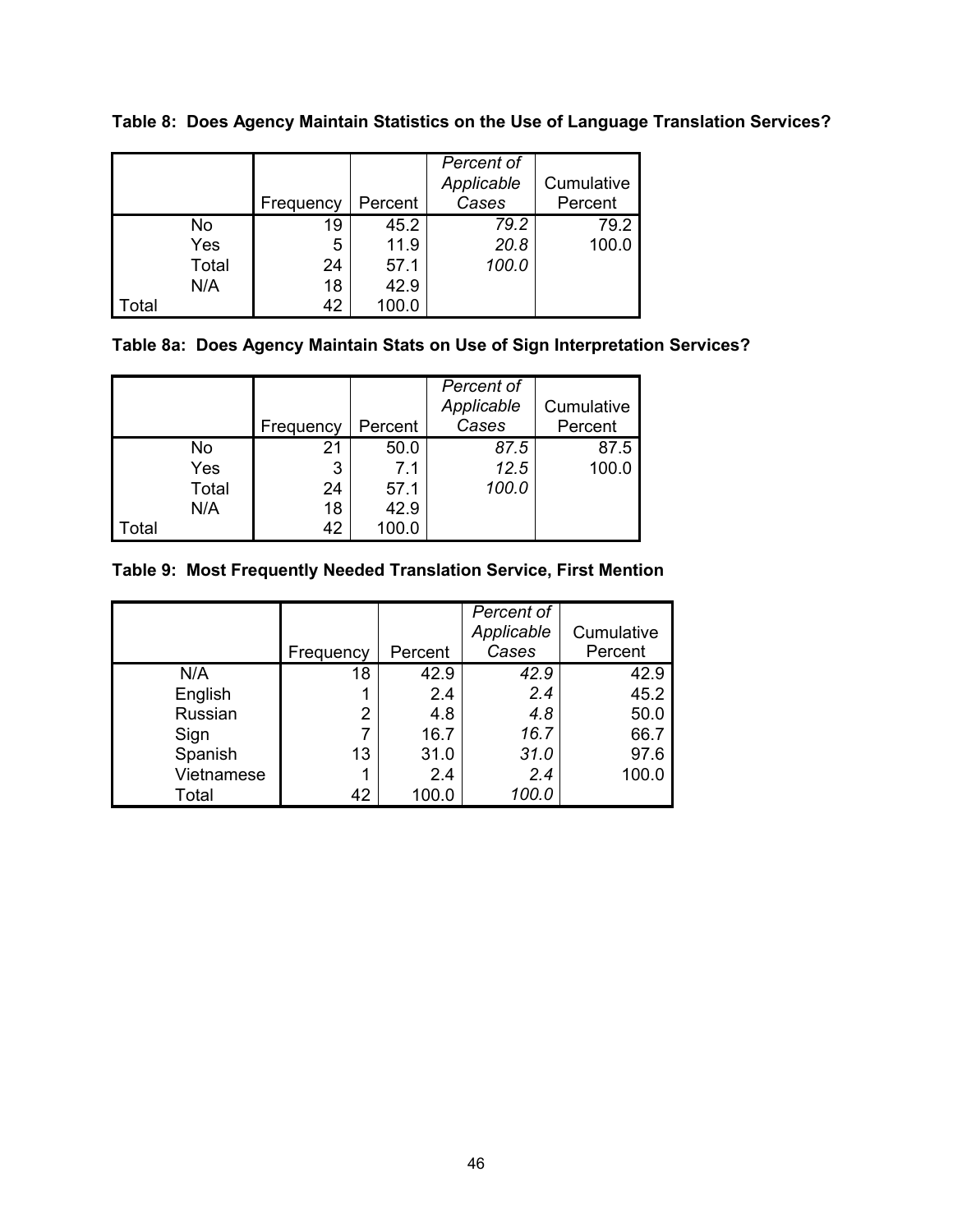**Table 8: Does Agency Maintain Statistics on the Use of Language Translation Services?**

| | | Frequency | Percent | *Percent of Applicable Cases* | Cumulative Percent |
|---|---|---|---|---|---|
| | No | 19 | 45.2 | *79.2* | 79.2 |
| | Yes | 5 | 11.9 | *20.8* | 100.0 |
| | Total | 24 | 57.1 | *100.0* | |
| | N/A | 18 | 42.9 | | |
| Total | | 42 | 100.0 | | |

**Table 8a: Does Agency Maintain Stats on Use of Sign Interpretation Services?**

| | | Frequency | Percent | *Percent of Applicable Cases* | Cumulative Percent |
|---|---|---|---|---|---|
| | No | 21 | 50.0 | *87.5* | 87.5 |
| | Yes | 3 | 7.1 | *12.5* | 100.0 |
| | Total | 24 | 57.1 | *100.0* | |
| | N/A | 18 | 42.9 | | |
| Total | | 42 | 100.0 | | |

**Table 9: Most Frequently Needed Translation Service, First Mention**

| | Frequency | Percent | *Percent of Applicable Cases* | Cumulative Percent |
|---|---|---|---|---|
| N/A | 18 | 42.9 | *42.9* | 42.9 |
| English | 1 | 2.4 | *2.4* | 45.2 |
| Russian | 2 | 4.8 | *4.8* | 50.0 |
| Sign | 7 | 16.7 | *16.7* | 66.7 |
| Spanish | 13 | 31.0 | *31.0* | 97.6 |
| Vietnamese | 1 | 2.4 | *2.4* | 100.0 |
| Total | 42 | 100.0 | *100.0* | |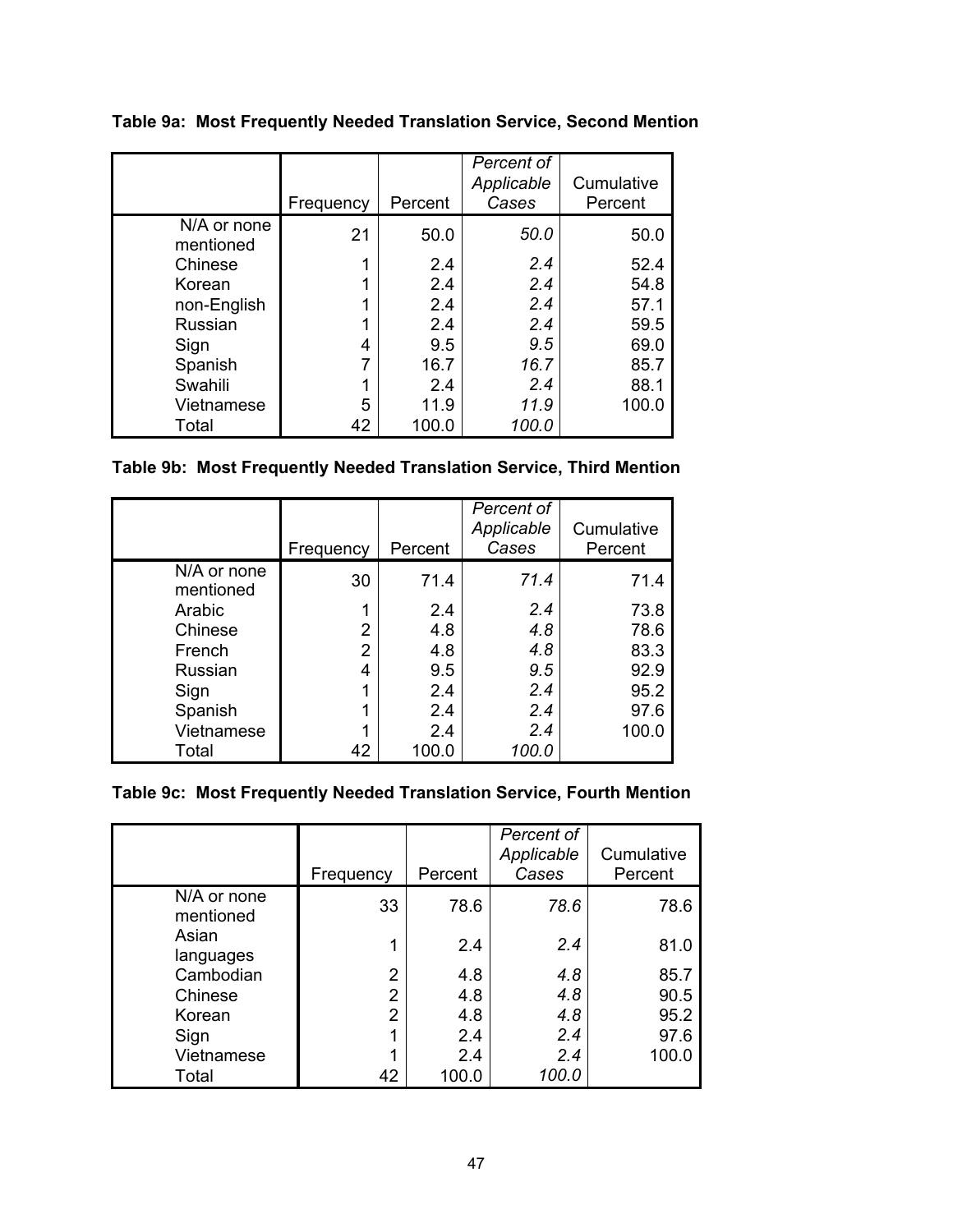**Table 9a: Most Frequently Needed Translation Service, Second Mention**

| | Frequency | Percent | *Percent of Applicable Cases* | Cumulative Percent |
|---|---|---|---|---|
| N/A or none mentioned | 21 | 50.0 | *50.0* | 50.0 |
| Chinese | 1 | 2.4 | *2.4* | 52.4 |
| Korean | 1 | 2.4 | *2.4* | 54.8 |
| non-English | 1 | 2.4 | *2.4* | 57.1 |
| Russian | 1 | 2.4 | *2.4* | 59.5 |
| Sign | 4 | 9.5 | *9.5* | 69.0 |
| Spanish | 7 | 16.7 | *16.7* | 85.7 |
| Swahili | 1 | 2.4 | *2.4* | 88.1 |
| Vietnamese | 5 | 11.9 | *11.9* | 100.0 |
| Total | 42 | 100.0 | *100.0* | |

**Table 9b: Most Frequently Needed Translation Service, Third Mention**

| | Frequency | Percent | *Percent of Applicable Cases* | Cumulative Percent |
|---|---|---|---|---|
| N/A or none mentioned | 30 | 71.4 | *71.4* | 71.4 |
| Arabic | 1 | 2.4 | *2.4* | 73.8 |
| Chinese | 2 | 4.8 | *4.8* | 78.6 |
| French | 2 | 4.8 | *4.8* | 83.3 |
| Russian | 4 | 9.5 | *9.5* | 92.9 |
| Sign | 1 | 2.4 | *2.4* | 95.2 |
| Spanish | 1 | 2.4 | *2.4* | 97.6 |
| Vietnamese | 1 | 2.4 | *2.4* | 100.0 |
| Total | 42 | 100.0 | *100.0* | |

**Table 9c: Most Frequently Needed Translation Service, Fourth Mention**

| | Frequency | Percent | *Percent of Applicable Cases* | Cumulative Percent |
|---|---|---|---|---|
| N/A or none mentioned | 33 | 78.6 | *78.6* | 78.6 |
| Asian languages | 1 | 2.4 | *2.4* | 81.0 |
| Cambodian | 2 | 4.8 | *4.8* | 85.7 |
| Chinese | 2 | 4.8 | *4.8* | 90.5 |
| Korean | 2 | 4.8 | *4.8* | 95.2 |
| Sign | 1 | 2.4 | *2.4* | 97.6 |
| Vietnamese | 1 | 2.4 | *2.4* | 100.0 |
| Total | 42 | 100.0 | *100.0* | |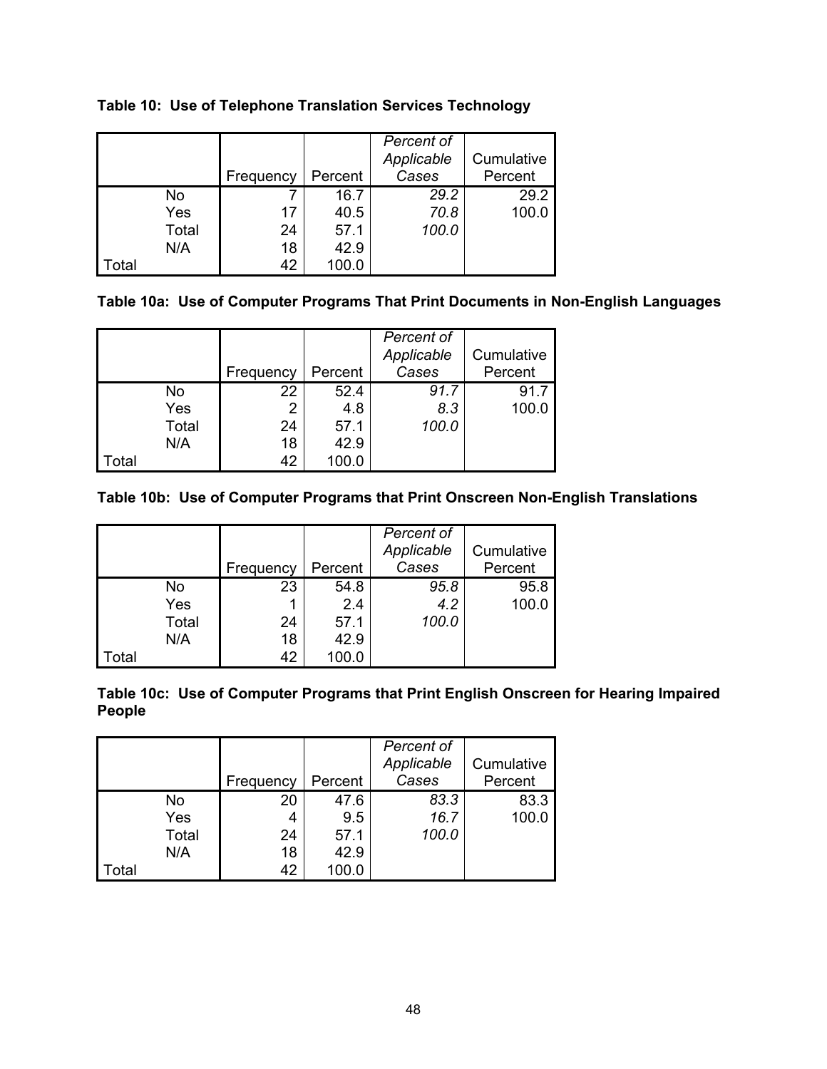**Table 10: Use of Telephone Translation Services Technology**

| | | Frequency | Percent | *Percent of Applicable Cases* | Cumulative Percent |
|---|---|---|---|---|---|
| | No | 7 | 16.7 | *29.2* | 29.2 |
| | Yes | 17 | 40.5 | *70.8* | 100.0 |
| | Total | 24 | 57.1 | *100.0* | |
| | N/A | 18 | 42.9 | | |
| Total | | 42 | 100.0 | | |

**Table 10a: Use of Computer Programs That Print Documents in Non-English Languages**

| | | Frequency | Percent | *Percent of Applicable Cases* | Cumulative Percent |
|---|---|---|---|---|---|
| | No | 22 | 52.4 | *91.7* | 91.7 |
| | Yes | 2 | 4.8 | *8.3* | 100.0 |
| | Total | 24 | 57.1 | *100.0* | |
| | N/A | 18 | 42.9 | | |
| Total | | 42 | 100.0 | | |

**Table 10b: Use of Computer Programs that Print Onscreen Non-English Translations**

| | | Frequency | Percent | *Percent of Applicable Cases* | Cumulative Percent |
|---|---|---|---|---|---|
| | No | 23 | 54.8 | *95.8* | 95.8 |
| | Yes | 1 | 2.4 | *4.2* | 100.0 |
| | Total | 24 | 57.1 | *100.0* | |
| | N/A | 18 | 42.9 | | |
| Total | | 42 | 100.0 | | |

**Table 10c: Use of Computer Programs that Print English Onscreen for Hearing Impaired People**

| | | Frequency | Percent | *Percent of Applicable Cases* | Cumulative Percent |
|---|---|---|---|---|---|
| | No | 20 | 47.6 | *83.3* | 83.3 |
| | Yes | 4 | 9.5 | *16.7* | 100.0 |
| | Total | 24 | 57.1 | *100.0* | |
| | N/A | 18 | 42.9 | | |
| Total | | 42 | 100.0 | | |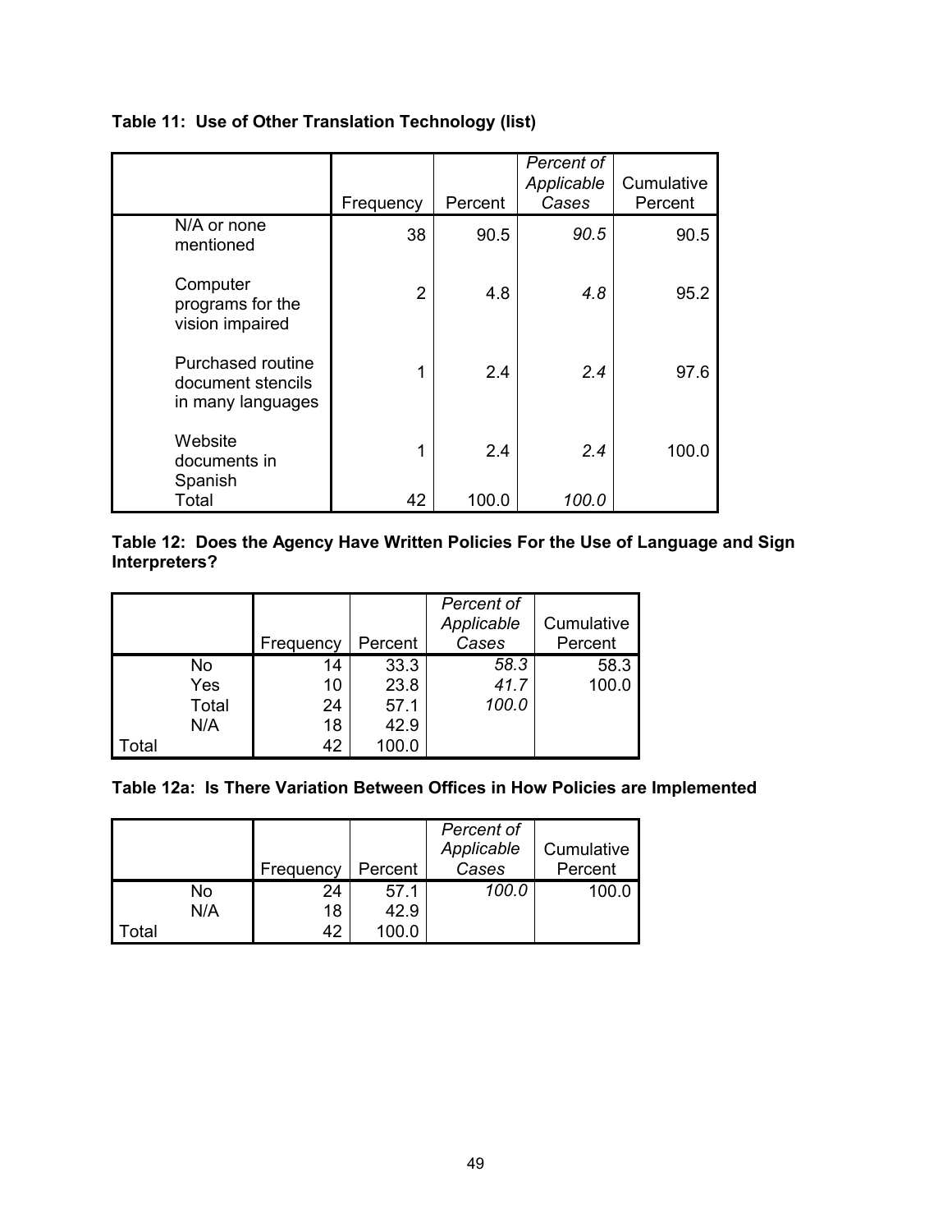**Table 11: Use of Other Translation Technology (list)**

| | Frequency | Percent | *Percent of Applicable Cases* | Cumulative Percent |
|---|---|---|---|---|
| N/A or none mentioned | 38 | 90.5 | *90.5* | 90.5 |
| Computer programs for the vision impaired | 2 | 4.8 | *4.8* | 95.2 |
| Purchased routine document stencils in many languages | 1 | 2.4 | *2.4* | 97.6 |
| Website documents in Spanish | 1 | 2.4 | *2.4* | 100.0 |
| Total | 42 | 100.0 | *100.0* | |

**Table 12: Does the Agency Have Written Policies For the Use of Language and Sign Interpreters?**

| | | Frequency | Percent | *Percent of Applicable Cases* | Cumulative Percent |
|---|---|---|---|---|---|
| | No | 14 | 33.3 | *58.3* | 58.3 |
| | Yes | 10 | 23.8 | *41.7* | 100.0 |
| | Total | 24 | 57.1 | *100.0* | |
| | N/A | 18 | 42.9 | | |
| Total | | 42 | 100.0 | | |

**Table 12a: Is There Variation Between Offices in How Policies are Implemented**

| | | Frequency | Percent | *Percent of Applicable Cases* | Cumulative Percent |
|---|---|---|---|---|---|
| | No | 24 | 57.1 | *100.0* | 100.0 |
| | N/A | 18 | 42.9 | | |
| Total | | 42 | 100.0 | | |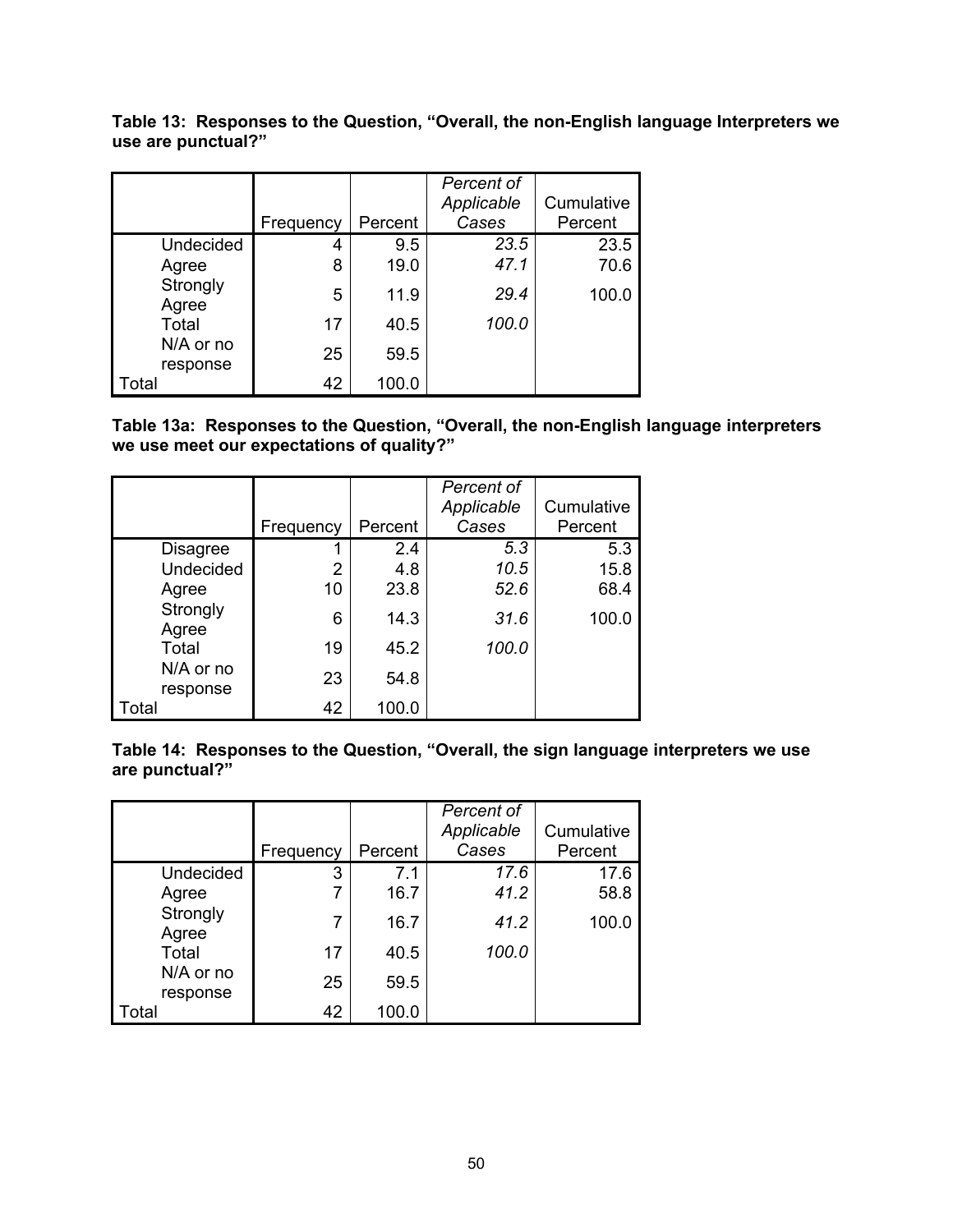**Table 13: Responses to the Question, "Overall, the non-English language Interpreters we use are punctual?"**

| | | Frequency | Percent | *Percent of Applicable Cases* | Cumulative Percent |
|---|---|---|---|---|---|
| | Undecided | 4 | 9.5 | *23.5* | 23.5 |
| | Agree | 8 | 19.0 | *47.1* | 70.6 |
| | Strongly Agree | 5 | 11.9 | *29.4* | 100.0 |
| | Total | 17 | 40.5 | *100.0* | |
| | N/A or no response | 25 | 59.5 | | |
| Total | | 42 | 100.0 | | |

**Table 13a: Responses to the Question, "Overall, the non-English language interpreters we use meet our expectations of quality?"**

| | | Frequency | Percent | *Percent of Applicable Cases* | Cumulative Percent |
|---|---|---|---|---|---|
| | Disagree | 1 | 2.4 | *5.3* | 5.3 |
| | Undecided | 2 | 4.8 | *10.5* | 15.8 |
| | Agree | 10 | 23.8 | *52.6* | 68.4 |
| | Strongly Agree | 6 | 14.3 | *31.6* | 100.0 |
| | Total | 19 | 45.2 | *100.0* | |
| | N/A or no response | 23 | 54.8 | | |
| Total | | 42 | 100.0 | | |

**Table 14: Responses to the Question, "Overall, the sign language interpreters we use are punctual?"**

| | | Frequency | Percent | *Percent of Applicable Cases* | Cumulative Percent |
|---|---|---|---|---|---|
| | Undecided | 3 | 7.1 | *17.6* | 17.6 |
| | Agree | 7 | 16.7 | *41.2* | 58.8 |
| | Strongly Agree | 7 | 16.7 | *41.2* | 100.0 |
| | Total | 17 | 40.5 | *100.0* | |
| | N/A or no response | 25 | 59.5 | | |
| Total | | 42 | 100.0 | | |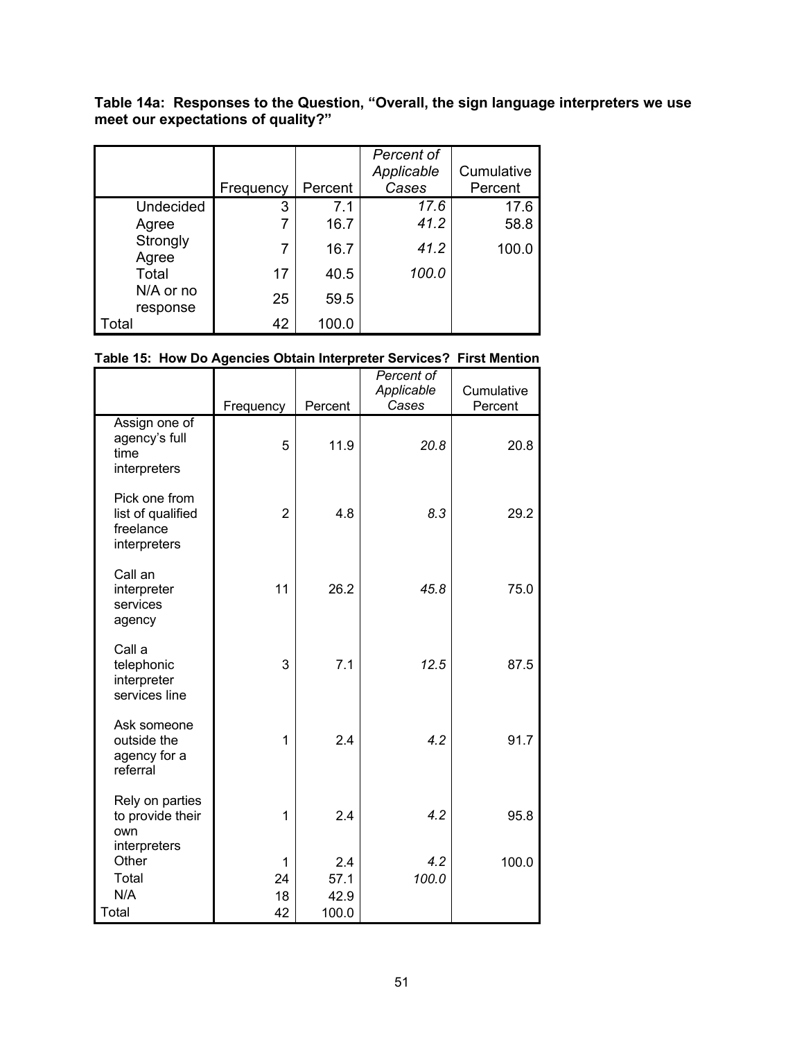**Table 14a: Responses to the Question, "Overall, the sign language interpreters we use meet our expectations of quality?"**

| | | Frequency | Percent | *Percent of Applicable Cases* | Cumulative Percent |
|---|---|---|---|---|---|
| | Undecided | 3 | 7.1 | *17.6* | 17.6 |
| | Agree | 7 | 16.7 | *41.2* | 58.8 |
| | Strongly Agree | 7 | 16.7 | *41.2* | 100.0 |
| | Total | 17 | 40.5 | *100.0* | |
| | N/A or no response | 25 | 59.5 | | |
| Total | | 42 | 100.0 | | |

**Table 15: How Do Agencies Obtain Interpreter Services? First Mention**

| | | Frequency | Percent | *Percent of Applicable Cases* | Cumulative Percent |
|---|---|---|---|---|---|
| | Assign one of agency's full time interpreters | 5 | 11.9 | *20.8* | 20.8 |
| | Pick one from list of qualified freelance interpreters | 2 | 4.8 | *8.3* | 29.2 |
| | Call an interpreter services agency | 11 | 26.2 | *45.8* | 75.0 |
| | Call a telephonic interpreter services line | 3 | 7.1 | *12.5* | 87.5 |
| | Ask someone outside the agency for a referral | 1 | 2.4 | *4.2* | 91.7 |
| | Rely on parties to provide their own interpreters | 1 | 2.4 | *4.2* | 95.8 |
| | Other | 1 | 2.4 | *4.2* | 100.0 |
| | Total | 24 | 57.1 | *100.0* | |
| | N/A | 18 | 42.9 | | |
| Total | | 42 | 100.0 | | |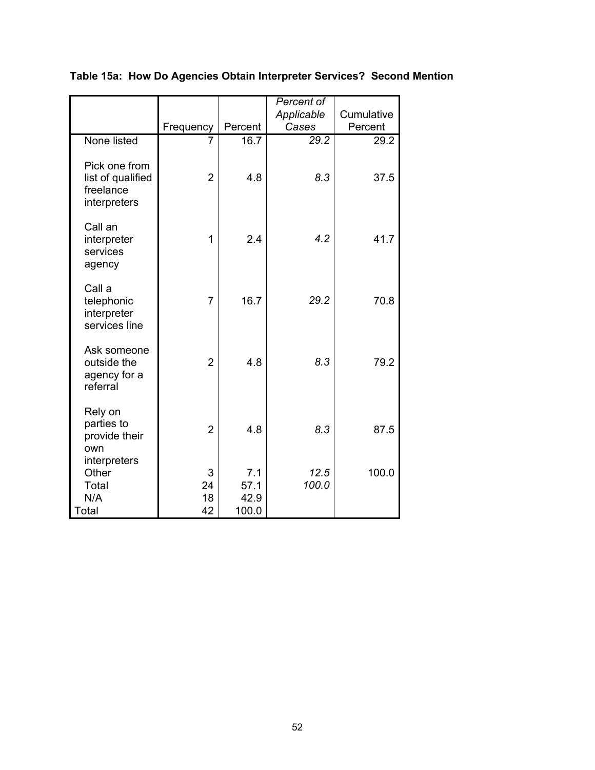**Table 15a: How Do Agencies Obtain Interpreter Services? Second Mention**

| | Frequency | Percent | *Percent of Applicable Cases* | Cumulative Percent |
|---|---|---|---|---|
| None listed | 7 | 16.7 | *29.2* | 29.2 |
| Pick one from list of qualified freelance interpreters | 2 | 4.8 | *8.3* | 37.5 |
| Call an interpreter services agency | 1 | 2.4 | *4.2* | 41.7 |
| Call a telephonic interpreter services line | 7 | 16.7 | *29.2* | 70.8 |
| Ask someone outside the agency for a referral | 2 | 4.8 | *8.3* | 79.2 |
| Rely on parties to provide their own interpreters | 2 | 4.8 | *8.3* | 87.5 |
| Other | 3 | 7.1 | *12.5* | 100.0 |
| Total | 24 | 57.1 | *100.0* | |
| N/A | 18 | 42.9 | | |
| Total | 42 | 100.0 | | |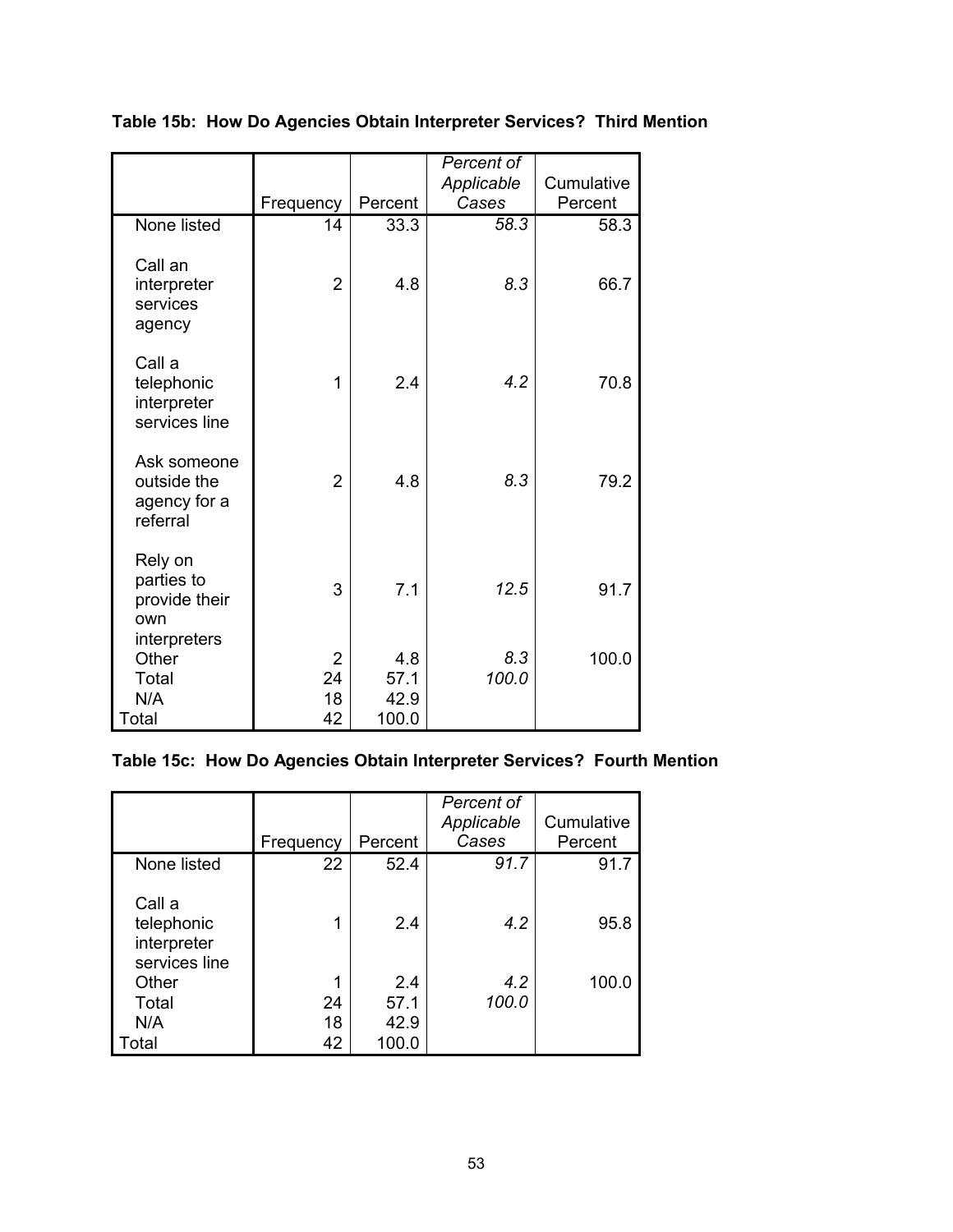**Table 15b: How Do Agencies Obtain Interpreter Services? Third Mention**

| | Frequency | Percent | *Percent of Applicable Cases* | Cumulative Percent |
|---|---|---|---|---|
| None listed | 14 | 33.3 | *58.3* | 58.3 |
| Call an interpreter services agency | 2 | 4.8 | *8.3* | 66.7 |
| Call a telephonic interpreter services line | 1 | 2.4 | *4.2* | 70.8 |
| Ask someone outside the agency for a referral | 2 | 4.8 | *8.3* | 79.2 |
| Rely on parties to provide their own interpreters | 3 | 7.1 | *12.5* | 91.7 |
| Other | 2 | 4.8 | *8.3* | 100.0 |
| Total | 24 | 57.1 | *100.0* | |
| N/A | 18 | 42.9 | | |
| Total | 42 | 100.0 | | |

**Table 15c: How Do Agencies Obtain Interpreter Services? Fourth Mention**

| | Frequency | Percent | *Percent of Applicable Cases* | Cumulative Percent |
|---|---|---|---|---|
| None listed | 22 | 52.4 | *91.7* | 91.7 |
| Call a telephonic interpreter services line | 1 | 2.4 | *4.2* | 95.8 |
| Other | 1 | 2.4 | *4.2* | 100.0 |
| Total | 24 | 57.1 | *100.0* | |
| N/A | 18 | 42.9 | | |
| Total | 42 | 100.0 | | |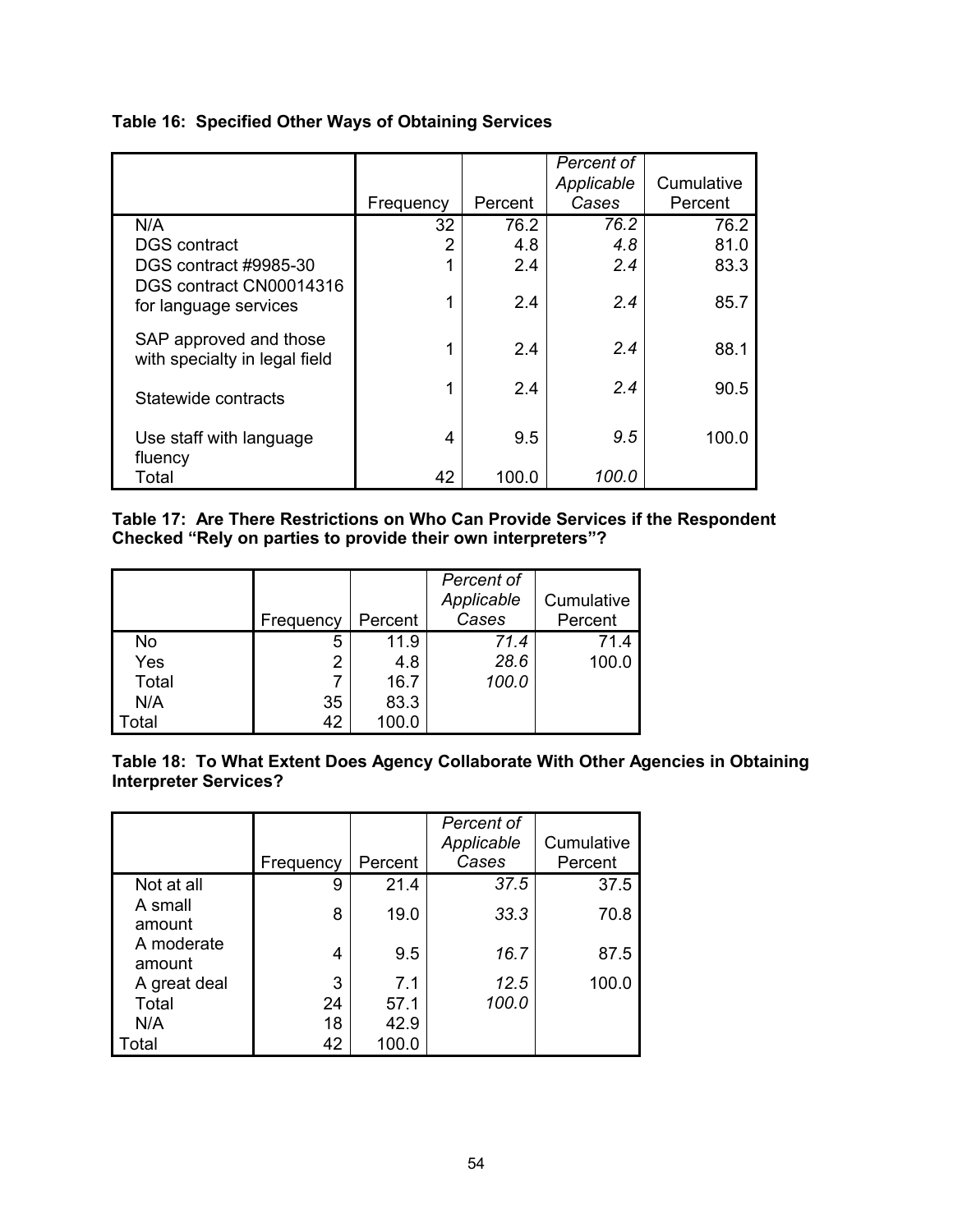**Table 16: Specified Other Ways of Obtaining Services**

| | Frequency | Percent | *Percent of Applicable Cases* | Cumulative Percent |
|---|---|---|---|---|
| N/A | 32 | 76.2 | *76.2* | 76.2 |
| DGS contract | 2 | 4.8 | *4.8* | 81.0 |
| DGS contract #9985-30 | 1 | 2.4 | *2.4* | 83.3 |
| DGS contract CN00014316 for language services | 1 | 2.4 | *2.4* | 85.7 |
| SAP approved and those with specialty in legal field | 1 | 2.4 | *2.4* | 88.1 |
| Statewide contracts | 1 | 2.4 | *2.4* | 90.5 |
| Use staff with language fluency | 4 | 9.5 | *9.5* | 100.0 |
| Total | 42 | 100.0 | *100.0* | |

**Table 17: Are There Restrictions on Who Can Provide Services if the Respondent Checked "Rely on parties to provide their own interpreters"?**

| | Frequency | Percent | *Percent of Applicable Cases* | Cumulative Percent |
|---|---|---|---|---|
| No | 5 | 11.9 | *71.4* | 71.4 |
| Yes | 2 | 4.8 | *28.6* | 100.0 |
| Total | 7 | 16.7 | *100.0* | |
| N/A | 35 | 83.3 | | |
| Total | 42 | 100.0 | | |

**Table 18: To What Extent Does Agency Collaborate With Other Agencies in Obtaining Interpreter Services?**

| | Frequency | Percent | *Percent of Applicable Cases* | Cumulative Percent |
|---|---|---|---|---|
| Not at all | 9 | 21.4 | *37.5* | 37.5 |
| A small amount | 8 | 19.0 | *33.3* | 70.8 |
| A moderate amount | 4 | 9.5 | *16.7* | 87.5 |
| A great deal | 3 | 7.1 | *12.5* | 100.0 |
| Total | 24 | 57.1 | *100.0* | |
| N/A | 18 | 42.9 | | |
| Total | 42 | 100.0 | | |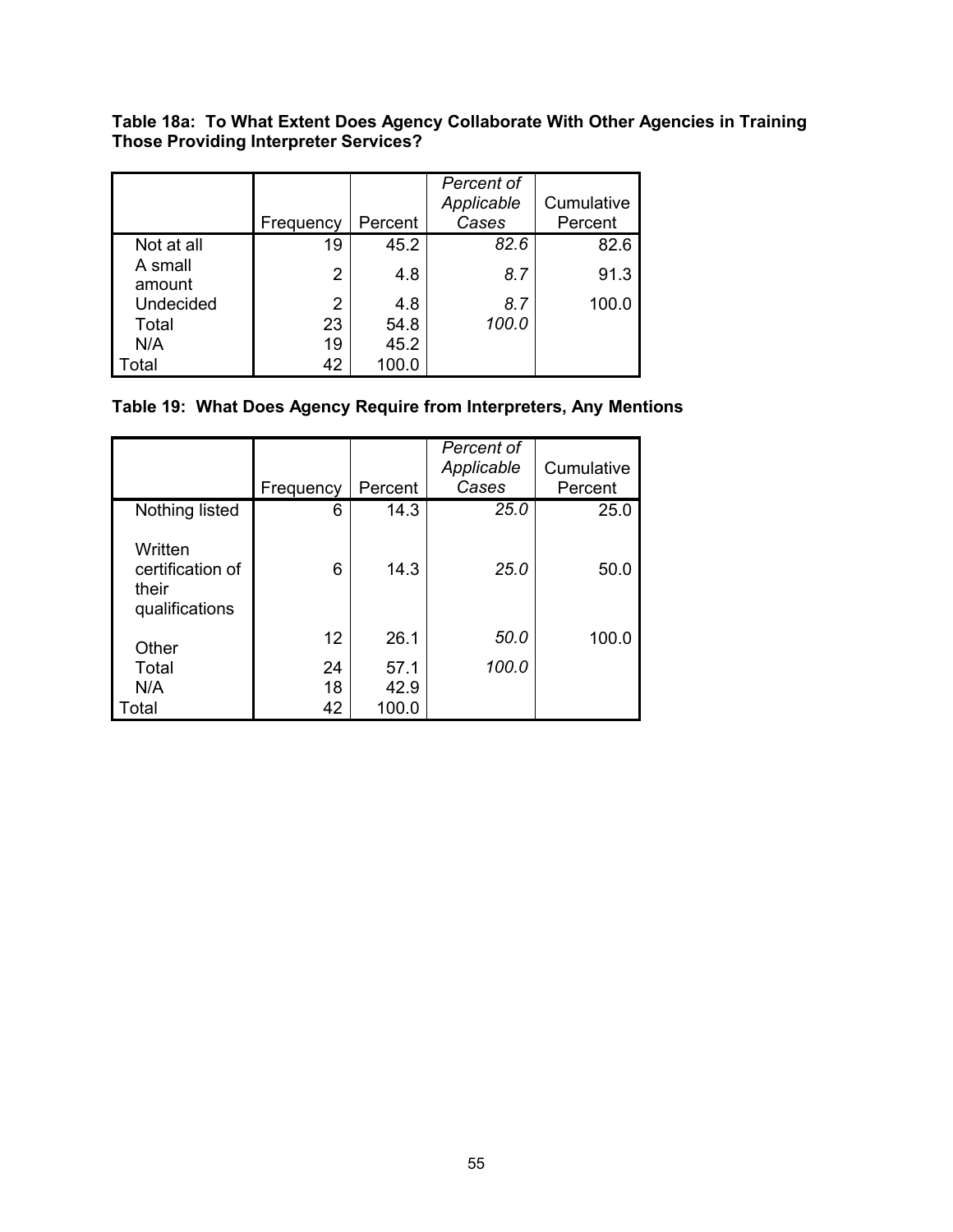**Table 18a: To What Extent Does Agency Collaborate With Other Agencies in Training Those Providing Interpreter Services?**

| | Frequency | Percent | *Percent of Applicable Cases* | Cumulative Percent |
|---|---|---|---|---|
| Not at all | 19 | 45.2 | *82.6* | 82.6 |
| A small amount | 2 | 4.8 | *8.7* | 91.3 |
| Undecided | 2 | 4.8 | *8.7* | 100.0 |
| Total | 23 | 54.8 | *100.0* | |
| N/A | 19 | 45.2 | | |
| Total | 42 | 100.0 | | |

**Table 19: What Does Agency Require from Interpreters, Any Mentions**

| | Frequency | Percent | *Percent of Applicable Cases* | Cumulative Percent |
|---|---|---|---|---|
| Nothing listed | 6 | 14.3 | *25.0* | 25.0 |
| Written certification of their qualifications | 6 | 14.3 | *25.0* | 50.0 |
| Other | 12 | 26.1 | *50.0* | 100.0 |
| Total | 24 | 57.1 | *100.0* | |
| N/A | 18 | 42.9 | | |
| Total | 42 | 100.0 | | |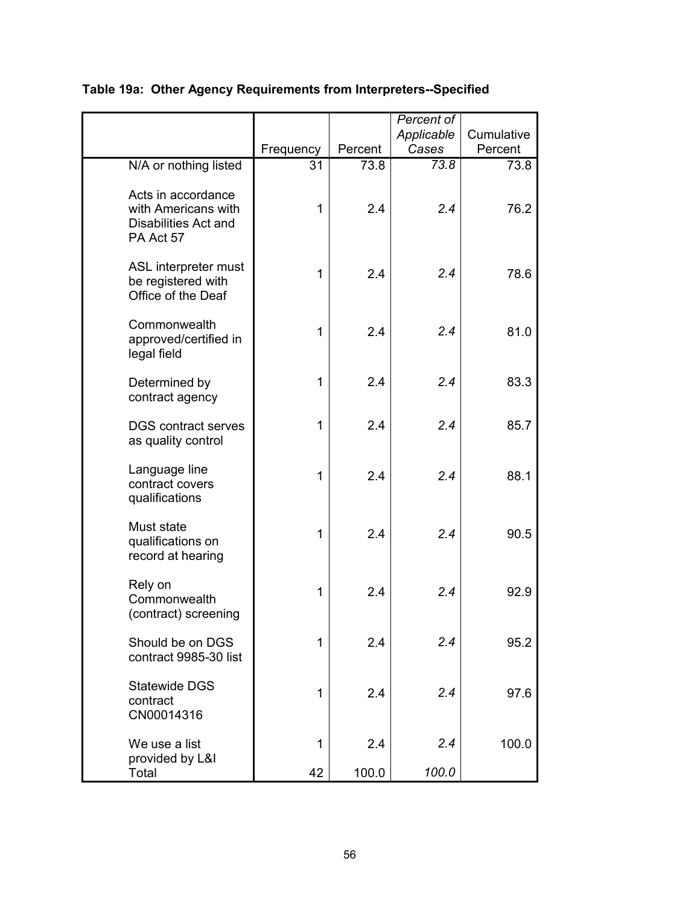**Table 19a: Other Agency Requirements from Interpreters--Specified**

| | Frequency | Percent | *Percent of Applicable Cases* | Cumulative Percent |
|---|---|---|---|---|
| N/A or nothing listed | 31 | 73.8 | *73.8* | 73.8 |
| Acts in accordance with Americans with Disabilities Act and PA Act 57 | 1 | 2.4 | *2.4* | 76.2 |
| ASL interpreter must be registered with Office of the Deaf | 1 | 2.4 | *2.4* | 78.6 |
| Commonwealth approved/certified in legal field | 1 | 2.4 | *2.4* | 81.0 |
| Determined by contract agency | 1 | 2.4 | *2.4* | 83.3 |
| DGS contract serves as quality control | 1 | 2.4 | *2.4* | 85.7 |
| Language line contract covers qualifications | 1 | 2.4 | *2.4* | 88.1 |
| Must state qualifications on record at hearing | 1 | 2.4 | *2.4* | 90.5 |
| Rely on Commonwealth (contract) screening | 1 | 2.4 | *2.4* | 92.9 |
| Should be on DGS contract 9985-30 list | 1 | 2.4 | *2.4* | 95.2 |
| Statewide DGS contract CN00014316 | 1 | 2.4 | *2.4* | 97.6 |
| We use a list provided by L&I | 1 | 2.4 | *2.4* | 100.0 |
| Total | 42 | 100.0 | *100.0* | |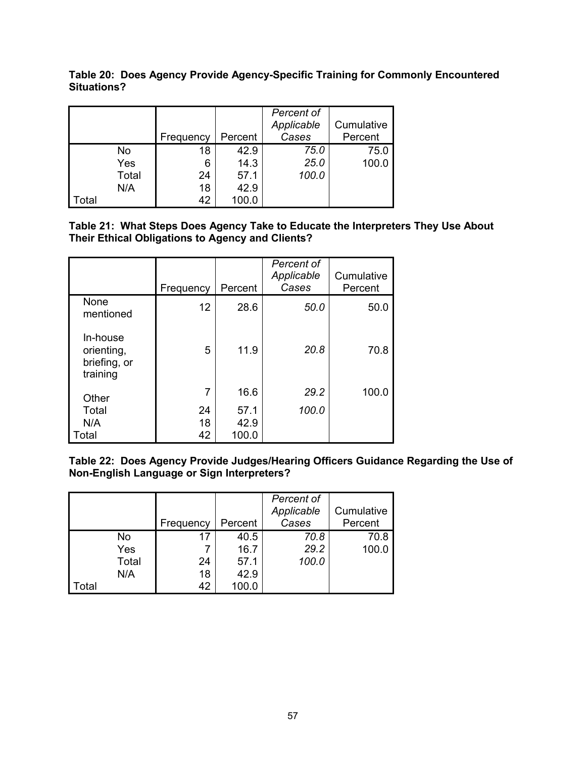**Table 20: Does Agency Provide Agency-Specific Training for Commonly Encountered Situations?**

| | | Frequency | Percent | *Percent of Applicable Cases* | Cumulative Percent |
|---|---|---|---|---|---|
| | No | 18 | 42.9 | *75.0* | 75.0 |
| | Yes | 6 | 14.3 | *25.0* | 100.0 |
| | Total | 24 | 57.1 | *100.0* | |
| | N/A | 18 | 42.9 | | |
| Total | | 42 | 100.0 | | |

**Table 21: What Steps Does Agency Take to Educate the Interpreters They Use About Their Ethical Obligations to Agency and Clients?**

| | Frequency | Percent | *Percent of Applicable Cases* | Cumulative Percent |
|---|---|---|---|---|
| None mentioned | 12 | 28.6 | *50.0* | 50.0 |
| In-house orienting, briefing, or training | 5 | 11.9 | *20.8* | 70.8 |
| Other | 7 | 16.6 | *29.2* | 100.0 |
| Total | 24 | 57.1 | *100.0* | |
| N/A | 18 | 42.9 | | |
| Total | 42 | 100.0 | | |

**Table 22: Does Agency Provide Judges/Hearing Officers Guidance Regarding the Use of Non-English Language or Sign Interpreters?**

| | | Frequency | Percent | *Percent of Applicable Cases* | Cumulative Percent |
|---|---|---|---|---|---|
| | No | 17 | 40.5 | *70.8* | 70.8 |
| | Yes | 7 | 16.7 | *29.2* | 100.0 |
| | Total | 24 | 57.1 | *100.0* | |
| | N/A | 18 | 42.9 | | |
| Total | | 42 | 100.0 | | |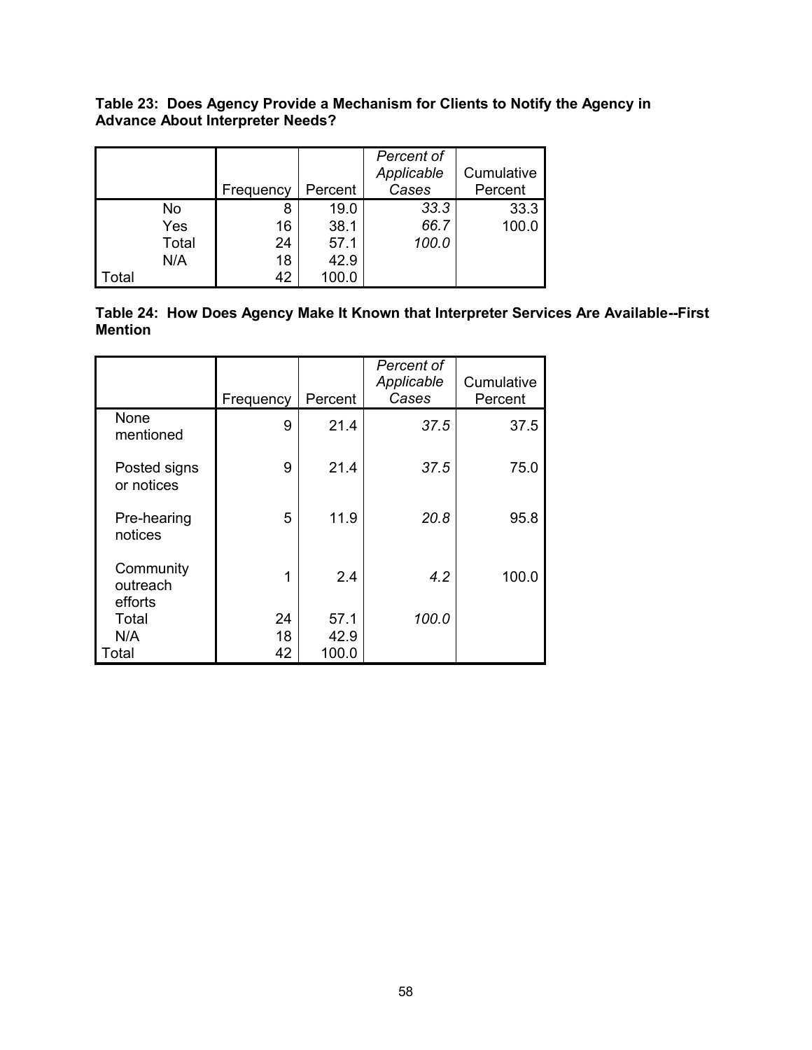**Table 23: Does Agency Provide a Mechanism for Clients to Notify the Agency in Advance About Interpreter Needs?**

| | | Frequency | Percent | *Percent of Applicable Cases* | Cumulative Percent |
|---|---|---|---|---|---|
| | No | 8 | 19.0 | *33.3* | 33.3 |
| | Yes | 16 | 38.1 | *66.7* | 100.0 |
| | Total | 24 | 57.1 | *100.0* | |
| | N/A | 18 | 42.9 | | |
| Total | | 42 | 100.0 | | |

**Table 24: How Does Agency Make It Known that Interpreter Services Are Available--First Mention**

| | Frequency | Percent | *Percent of Applicable Cases* | Cumulative Percent |
|---|---|---|---|---|
| None mentioned | 9 | 21.4 | *37.5* | 37.5 |
| Posted signs or notices | 9 | 21.4 | *37.5* | 75.0 |
| Pre-hearing notices | 5 | 11.9 | *20.8* | 95.8 |
| Community outreach efforts | 1 | 2.4 | *4.2* | 100.0 |
| Total | 24 | 57.1 | *100.0* | |
| N/A | 18 | 42.9 | | |
| Total | 42 | 100.0 | | |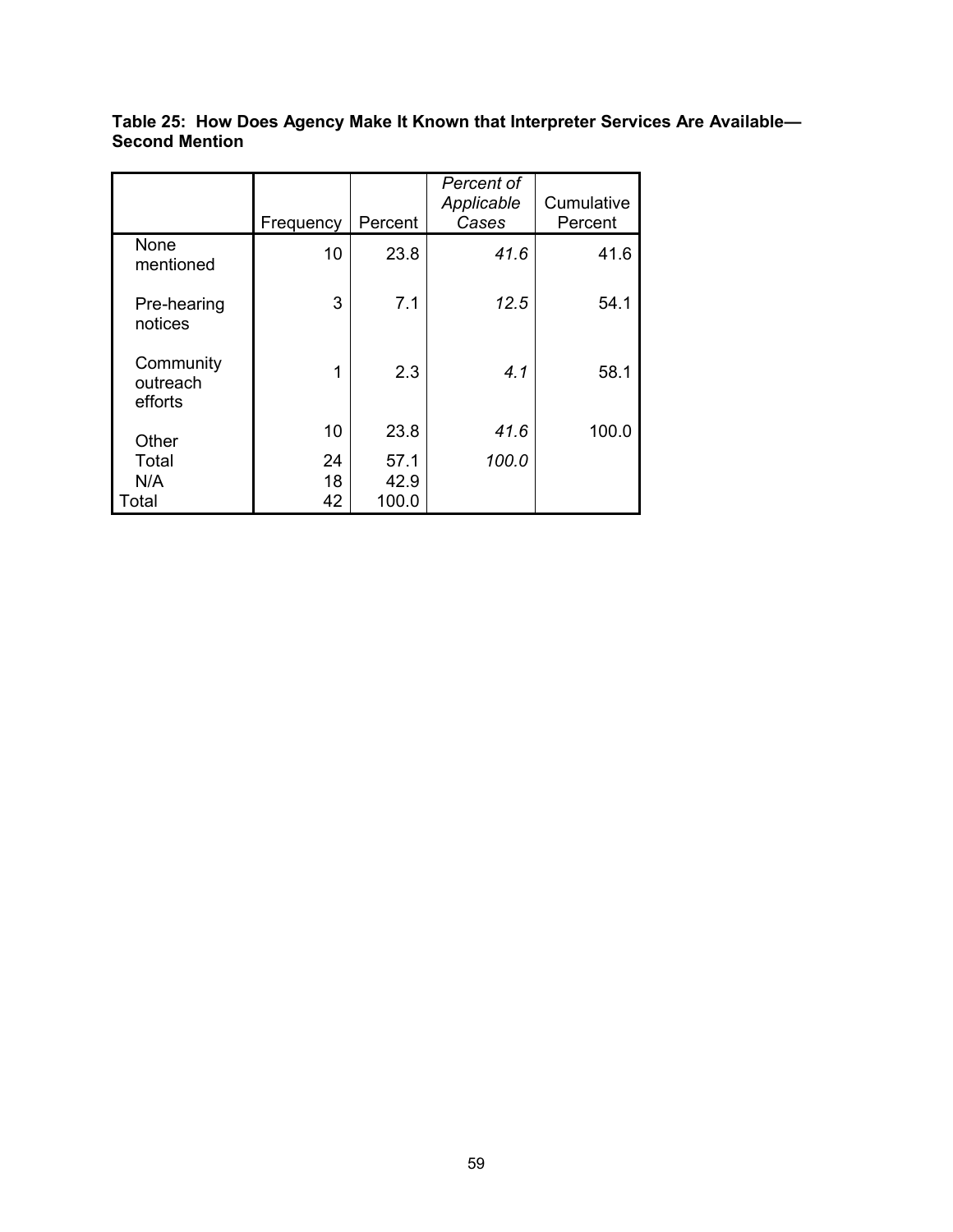**Table 25: How Does Agency Make It Known that Interpreter Services Are Available—Second Mention**

| | Frequency | Percent | *Percent of Applicable Cases* | Cumulative Percent |
|---|---|---|---|---|
| None mentioned | 10 | 23.8 | *41.6* | 41.6 |
| Pre-hearing notices | 3 | 7.1 | *12.5* | 54.1 |
| Community outreach efforts | 1 | 2.3 | *4.1* | 58.1 |
| Other | 10 | 23.8 | *41.6* | 100.0 |
| Total | 24 | 57.1 | *100.0* | |
| N/A | 18 | 42.9 | | |
| Total | 42 | 100.0 | | |